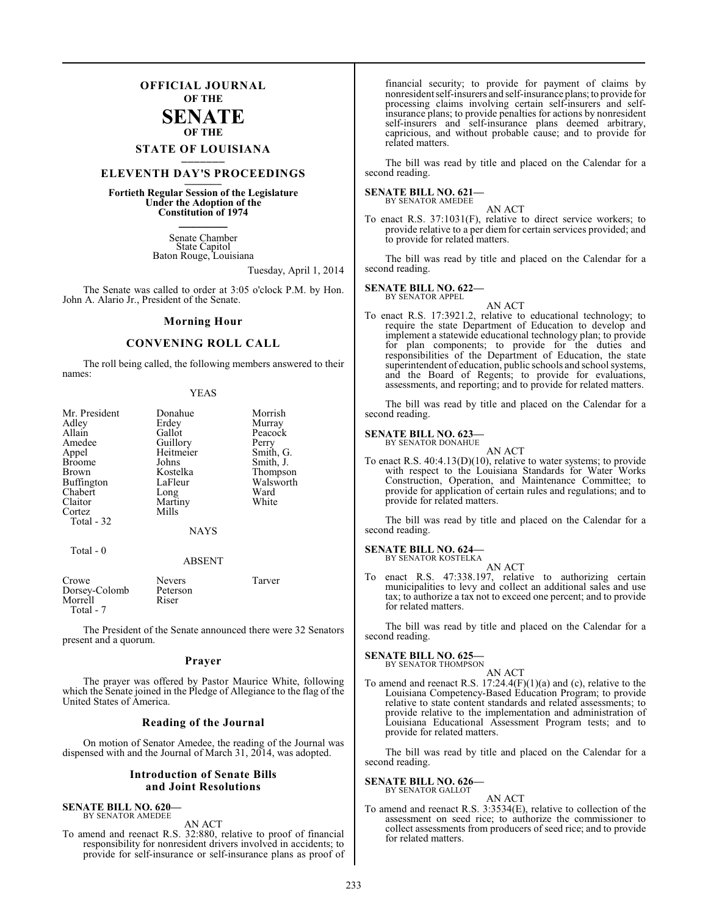# OFFICIAL JOURNAL
## OF THE
# SENATE
## OF THE
## STATE OF LOUISIANA

## ELEVENTH DAY'S PROCEEDINGS

**Fortieth Regular Session of the Legislature**
**Under the Adoption of the**
**Constitution of 1974**

Senate Chamber
State Capitol
Baton Rouge, Louisiana

Tuesday, April 1, 2014

The Senate was called to order at 3:05 o'clock P.M. by Hon. John A. Alario Jr., President of the Senate.

### Morning Hour

### CONVENING ROLL CALL

The roll being called, the following members answered to their names:

YEAS

| | | |
|---|---|---|
| Mr. President | Donahue | Morrish |
| Adley | Erdey | Murray |
| Allain | Gallot | Peacock |
| Amedee | Guillory | Perry |
| Appel | Heitmeier | Smith, G. |
| Broome | Johns | Smith, J. |
| Brown | Kostelka | Thompson |
| Buffington | LaFleur | Walsworth |
| Chabert | Long | Ward |
| Claitor | Martiny | White |
| Cortez | Mills | |

Total - 32

NAYS

Total - 0

ABSENT

| | | |
|---|---|---|
| Crowe | Nevers | Tarver |
| Dorsey-Colomb | Peterson | |
| Morrell | Riser | |

Total - 7

The President of the Senate announced there were 32 Senators present and a quorum.

### Prayer

The prayer was offered by Pastor Maurice White, following which the Senate joined in the Pledge of Allegiance to the flag of the United States of America.

### Reading of the Journal

On motion of Senator Amedee, the reading of the Journal was dispensed with and the Journal of March 31, 2014, was adopted.

### Introduction of Senate Bills and Joint Resolutions

**SENATE BILL NO. 620—**
BY SENATOR AMEDEE

AN ACT

To amend and reenact R.S. 32:880, relative to proof of financial responsibility for nonresident drivers involved in accidents; to provide for self-insurance or self-insurance plans as proof of financial security; to provide for payment of claims by nonresident self-insurers and self-insurance plans; to provide for processing claims involving certain self-insurers and self-insurance plans; to provide penalties for actions by nonresident self-insurers and self-insurance plans deemed arbitrary, capricious, and without probable cause; and to provide for related matters.

The bill was read by title and placed on the Calendar for a second reading.

**SENATE BILL NO. 621—**
BY SENATOR AMEDEE

AN ACT

To enact R.S. 37:1031(F), relative to direct service workers; to provide relative to a per diem for certain services provided; and to provide for related matters.

The bill was read by title and placed on the Calendar for a second reading.

**SENATE BILL NO. 622—**
BY SENATOR APPEL

AN ACT

To enact R.S. 17:3921.2, relative to educational technology; to require the state Department of Education to develop and implement a statewide educational technology plan; to provide for plan components; to provide for the duties and responsibilities of the Department of Education, the state superintendent of education, public schools and school systems, and the Board of Regents; to provide for evaluations, assessments, and reporting; and to provide for related matters.

The bill was read by title and placed on the Calendar for a second reading.

**SENATE BILL NO. 623—**
BY SENATOR DONAHUE

AN ACT

To enact R.S. 40:4.13(D)(10), relative to water systems; to provide with respect to the Louisiana Standards for Water Works Construction, Operation, and Maintenance Committee; to provide for application of certain rules and regulations; and to provide for related matters.

The bill was read by title and placed on the Calendar for a second reading.

**SENATE BILL NO. 624—**
BY SENATOR KOSTELKA

AN ACT

To enact R.S. 47:338.197, relative to authorizing certain municipalities to levy and collect an additional sales and use tax; to authorize a tax not to exceed one percent; and to provide for related matters.

The bill was read by title and placed on the Calendar for a second reading.

**SENATE BILL NO. 625—**
BY SENATOR THOMPSON

AN ACT

To amend and reenact R.S. 17:24.4(F)(1)(a) and (c), relative to the Louisiana Competency-Based Education Program; to provide relative to state content standards and related assessments; to provide relative to the implementation and administration of Louisiana Educational Assessment Program tests; and to provide for related matters.

The bill was read by title and placed on the Calendar for a second reading.

**SENATE BILL NO. 626—**
BY SENATOR GALLOT

AN ACT

To amend and reenact R.S. 3:3534(E), relative to collection of the assessment on seed rice; to authorize the commissioner to collect assessments from producers of seed rice; and to provide for related matters.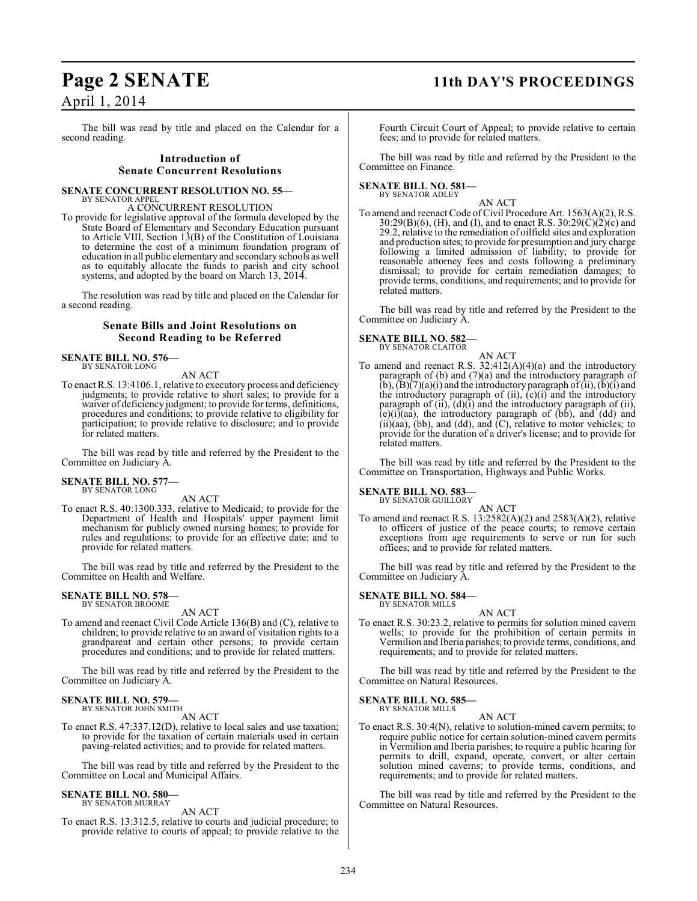The bill was read by title and placed on the Calendar for a second reading.

## Introduction of Senate Concurrent Resolutions

**SENATE CONCURRENT RESOLUTION NO. 55—**
BY SENATOR APPEL

A CONCURRENT RESOLUTION

To provide for legislative approval of the formula developed by the State Board of Elementary and Secondary Education pursuant to Article VIII, Section 13(B) of the Constitution of Louisiana to determine the cost of a minimum foundation program of education in all public elementary and secondary schools as well as to equitably allocate the funds to parish and city school systems, and adopted by the board on March 13, 2014.

The resolution was read by title and placed on the Calendar for a second reading.

## Senate Bills and Joint Resolutions on Second Reading to be Referred

**SENATE BILL NO. 576—**
BY SENATOR LONG

AN ACT

To enact R.S. 13:4106.1, relative to executory process and deficiency judgments; to provide relative to short sales; to provide for a waiver of deficiency judgment; to provide for terms, definitions, procedures and conditions; to provide relative to eligibility for participation; to provide relative to disclosure; and to provide for related matters.

The bill was read by title and referred by the President to the Committee on Judiciary A.

**SENATE BILL NO. 577—**
BY SENATOR LONG

AN ACT

To enact R.S. 40:1300.333, relative to Medicaid; to provide for the Department of Health and Hospitals' upper payment limit mechanism for publicly owned nursing homes; to provide for rules and regulations; to provide for an effective date; and to provide for related matters.

The bill was read by title and referred by the President to the Committee on Health and Welfare.

**SENATE BILL NO. 578—**
BY SENATOR BROOME

AN ACT

To amend and reenact Civil Code Article 136(B) and (C), relative to children; to provide relative to an award of visitation rights to a grandparent and certain other persons; to provide certain procedures and conditions; and to provide for related matters.

The bill was read by title and referred by the President to the Committee on Judiciary A.

**SENATE BILL NO. 579—**
BY SENATOR JOHN SMITH

AN ACT

To enact R.S. 47:337.12(D), relative to local sales and use taxation; to provide for the taxation of certain materials used in certain paving-related activities; and to provide for related matters.

The bill was read by title and referred by the President to the Committee on Local and Municipal Affairs.

**SENATE BILL NO. 580—**
BY SENATOR MURRAY

AN ACT

To enact R.S. 13:312.5, relative to courts and judicial procedure; to provide relative to courts of appeal; to provide relative to the Fourth Circuit Court of Appeal; to provide relative to certain fees; and to provide for related matters.

The bill was read by title and referred by the President to the Committee on Finance.

**SENATE BILL NO. 581—**
BY SENATOR ADLEY

AN ACT

To amend and reenact Code of Civil Procedure Art. 1563(A)(2), R.S. 30:29(B)(6), (H), and (I), and to enact R.S. 30:29(C)(2)(c) and 29.2, relative to the remediation of oilfield sites and exploration and production sites; to provide for presumption and jury charge following a limited admission of liability; to provide for reasonable attorney fees and costs following a preliminary dismissal; to provide for certain remediation damages; to provide terms, conditions, and requirements; and to provide for related matters.

The bill was read by title and referred by the President to the Committee on Judiciary A.

**SENATE BILL NO. 582—**
BY SENATOR CLAITOR

AN ACT

To amend and reenact R.S. 32:412(A)(4)(a) and the introductory paragraph of (b) and (7)(a) and the introductory paragraph of (b), (B)(7)(a)(i) and the introductory paragraph of (ii), (b)(i) and the introductory paragraph of (ii), (c)(i) and the introductory paragraph of (ii), (d)(i) and the introductory paragraph of (ii), (e)(i)(aa), the introductory paragraph of (bb), and (dd) and (ii)(aa), (bb), and (dd), and (C), relative to motor vehicles; to provide for the duration of a driver's license; and to provide for related matters.

The bill was read by title and referred by the President to the Committee on Transportation, Highways and Public Works.

**SENATE BILL NO. 583—**
BY SENATOR GUILLORY

AN ACT

To amend and reenact R.S. 13:2582(A)(2) and 2583(A)(2), relative to officers of justice of the peace courts; to remove certain exceptions from age requirements to serve or run for such offices; and to provide for related matters.

The bill was read by title and referred by the President to the Committee on Judiciary A.

**SENATE BILL NO. 584—**
BY SENATOR MILLS

AN ACT

To enact R.S. 30:23.2, relative to permits for solution mined cavern wells; to provide for the prohibition of certain permits in Vermilion and Iberia parishes; to provide terms, conditions, and requirements; and to provide for related matters.

The bill was read by title and referred by the President to the Committee on Natural Resources.

**SENATE BILL NO. 585—**
BY SENATOR MILLS

AN ACT

To enact R.S. 30:4(N), relative to solution-mined cavern permits; to require public notice for certain solution-mined cavern permits in Vermilion and Iberia parishes; to require a public hearing for permits to drill, expand, operate, convert, or alter certain solution mined caverns; to provide terms, conditions, and requirements; and to provide for related matters.

The bill was read by title and referred by the President to the Committee on Natural Resources.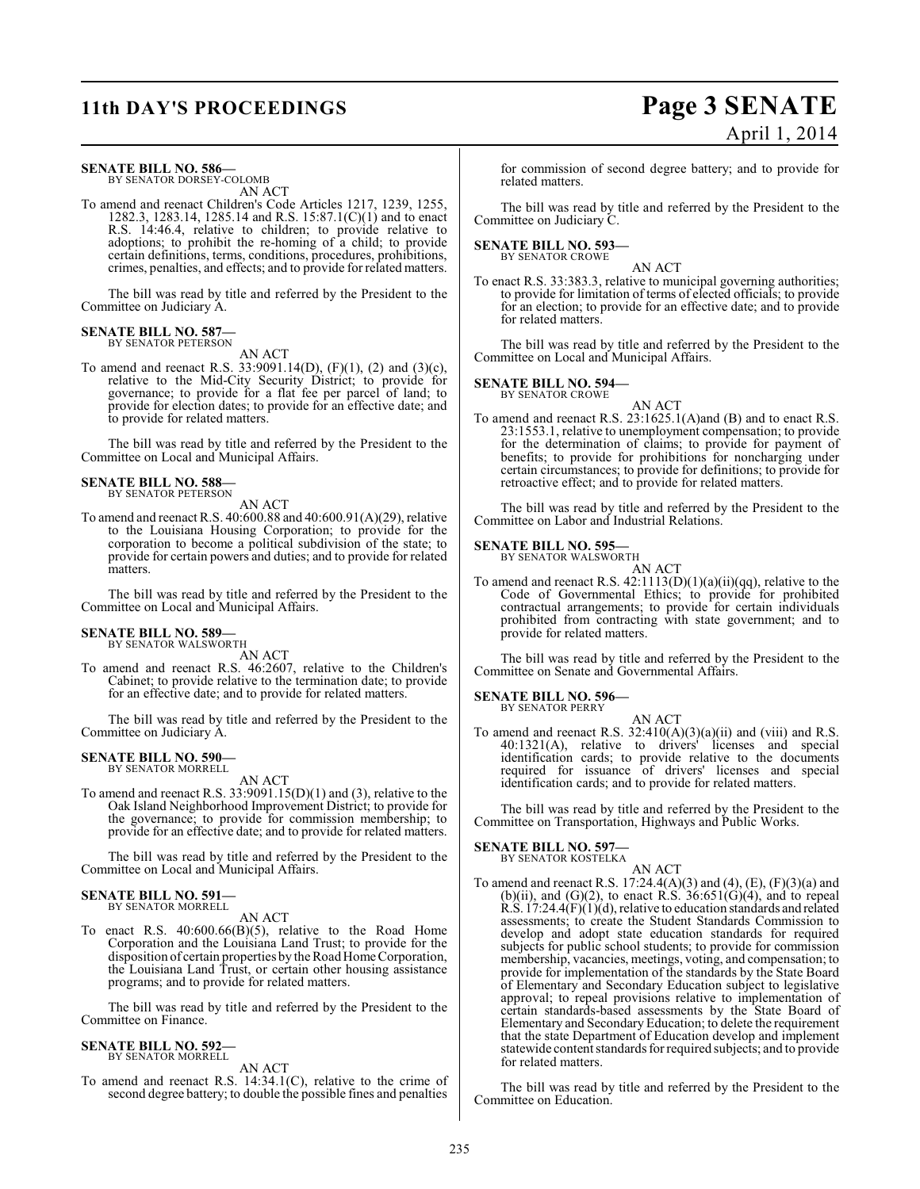**SENATE BILL NO. 586—**
BY SENATOR DORSEY-COLOMB

AN ACT

To amend and reenact Children's Code Articles 1217, 1239, 1255, 1282.3, 1283.14, 1285.14 and R.S. 15:87.1(C)(1) and to enact R.S. 14:46.4, relative to children; to provide relative to adoptions; to prohibit the re-homing of a child; to provide certain definitions, terms, conditions, procedures, prohibitions, crimes, penalties, and effects; and to provide for related matters.

The bill was read by title and referred by the President to the Committee on Judiciary A.

**SENATE BILL NO. 587—**
BY SENATOR PETERSON

AN ACT

To amend and reenact R.S. 33:9091.14(D), (F)(1), (2) and (3)(c), relative to the Mid-City Security District; to provide for governance; to provide for a flat fee per parcel of land; to provide for election dates; to provide for an effective date; and to provide for related matters.

The bill was read by title and referred by the President to the Committee on Local and Municipal Affairs.

**SENATE BILL NO. 588—**
BY SENATOR PETERSON

AN ACT

To amend and reenact R.S. 40:600.88 and 40:600.91(A)(29), relative to the Louisiana Housing Corporation; to provide for the corporation to become a political subdivision of the state; to provide for certain powers and duties; and to provide for related matters.

The bill was read by title and referred by the President to the Committee on Local and Municipal Affairs.

**SENATE BILL NO. 589—**
BY SENATOR WALSWORTH

AN ACT

To amend and reenact R.S. 46:2607, relative to the Children's Cabinet; to provide relative to the termination date; to provide for an effective date; and to provide for related matters.

The bill was read by title and referred by the President to the Committee on Judiciary A.

**SENATE BILL NO. 590—**
BY SENATOR MORRELL

AN ACT

To amend and reenact R.S. 33:9091.15(D)(1) and (3), relative to the Oak Island Neighborhood Improvement District; to provide for the governance; to provide for commission membership; to provide for an effective date; and to provide for related matters.

The bill was read by title and referred by the President to the Committee on Local and Municipal Affairs.

**SENATE BILL NO. 591—**
BY SENATOR MORRELL

AN ACT

To enact R.S. 40:600.66(B)(5), relative to the Road Home Corporation and the Louisiana Land Trust; to provide for the disposition of certain properties by the Road Home Corporation, the Louisiana Land Trust, or certain other housing assistance programs; and to provide for related matters.

The bill was read by title and referred by the President to the Committee on Finance.

**SENATE BILL NO. 592—**
BY SENATOR MORRELL

AN ACT

To amend and reenact R.S. 14:34.1(C), relative to the crime of second degree battery; to double the possible fines and penalties for commission of second degree battery; and to provide for related matters.

The bill was read by title and referred by the President to the Committee on Judiciary C.

**SENATE BILL NO. 593—**
BY SENATOR CROWE

AN ACT

To enact R.S. 33:383.3, relative to municipal governing authorities; to provide for limitation of terms of elected officials; to provide for an election; to provide for an effective date; and to provide for related matters.

The bill was read by title and referred by the President to the Committee on Local and Municipal Affairs.

**SENATE BILL NO. 594—**
BY SENATOR CROWE

AN ACT

To amend and reenact R.S. 23:1625.1(A)and (B) and to enact R.S. 23:1553.1, relative to unemployment compensation; to provide for the determination of claims; to provide for payment of benefits; to provide for prohibitions for noncharging under certain circumstances; to provide for definitions; to provide for retroactive effect; and to provide for related matters.

The bill was read by title and referred by the President to the Committee on Labor and Industrial Relations.

**SENATE BILL NO. 595—**
BY SENATOR WALSWORTH

AN ACT

To amend and reenact R.S. 42:1113(D)(1)(a)(ii)(qq), relative to the Code of Governmental Ethics; to provide for prohibited contractual arrangements; to provide for certain individuals prohibited from contracting with state government; and to provide for related matters.

The bill was read by title and referred by the President to the Committee on Senate and Governmental Affairs.

**SENATE BILL NO. 596—**
BY SENATOR PERRY

AN ACT

To amend and reenact R.S. 32:410(A)(3)(a)(ii) and (viii) and R.S. 40:1321(A), relative to drivers' licenses and special identification cards; to provide relative to the documents required for issuance of drivers' licenses and special identification cards; and to provide for related matters.

The bill was read by title and referred by the President to the Committee on Transportation, Highways and Public Works.

**SENATE BILL NO. 597—**
BY SENATOR KOSTELKA

AN ACT

To amend and reenact R.S. 17:24.4(A)(3) and (4), (E), (F)(3)(a) and (b)(ii), and (G)(2), to enact R.S. 36:651(G)(4), and to repeal R.S. 17:24.4(F)(1)(d), relative to education standards and related assessments; to create the Student Standards Commission to develop and adopt state education standards for required subjects for public school students; to provide for commission membership, vacancies, meetings, voting, and compensation; to provide for implementation of the standards by the State Board of Elementary and Secondary Education subject to legislative approval; to repeal provisions relative to implementation of certain standards-based assessments by the State Board of Elementary and Secondary Education; to delete the requirement that the state Department of Education develop and implement statewide content standards for required subjects; and to provide for related matters.

The bill was read by title and referred by the President to the Committee on Education.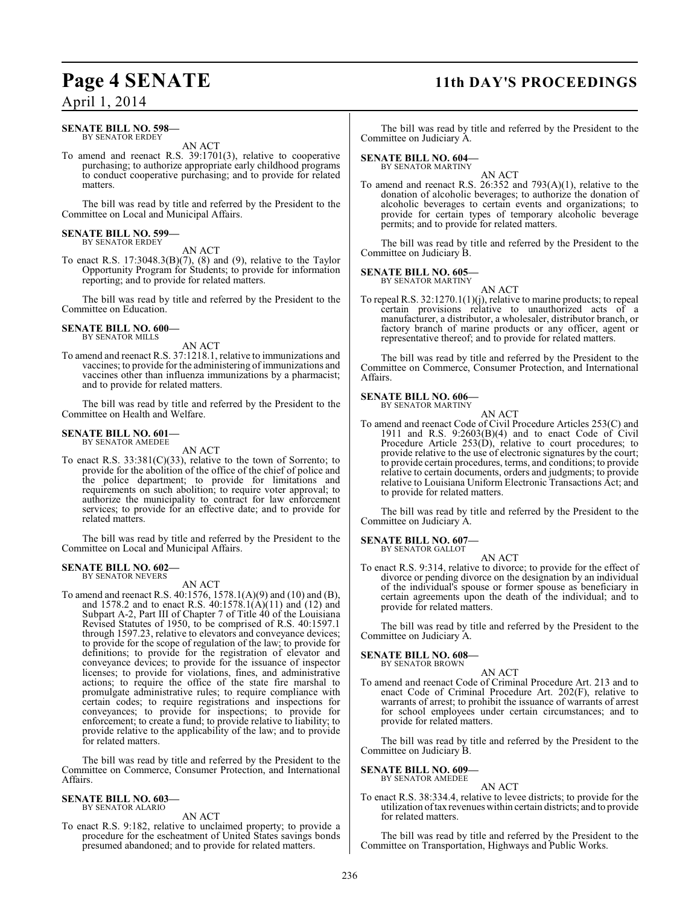**SENATE BILL NO. 598—**
BY SENATOR ERDEY

AN ACT

To amend and reenact R.S. 39:1701(3), relative to cooperative purchasing; to authorize appropriate early childhood programs to conduct cooperative purchasing; and to provide for related matters.

The bill was read by title and referred by the President to the Committee on Local and Municipal Affairs.

**SENATE BILL NO. 599—**
BY SENATOR ERDEY

AN ACT

To enact R.S. 17:3048.3(B)(7), (8) and (9), relative to the Taylor Opportunity Program for Students; to provide for information reporting; and to provide for related matters.

The bill was read by title and referred by the President to the Committee on Education.

**SENATE BILL NO. 600—**
BY SENATOR MILLS

AN ACT

To amend and reenact R.S. 37:1218.1, relative to immunizations and vaccines; to provide for the administering of immunizations and vaccines other than influenza immunizations by a pharmacist; and to provide for related matters.

The bill was read by title and referred by the President to the Committee on Health and Welfare.

**SENATE BILL NO. 601—**
BY SENATOR AMEDEE

AN ACT

To enact R.S. 33:381(C)(33), relative to the town of Sorrento; to provide for the abolition of the office of the chief of police and the police department; to provide for limitations and requirements on such abolition; to require voter approval; to authorize the municipality to contract for law enforcement services; to provide for an effective date; and to provide for related matters.

The bill was read by title and referred by the President to the Committee on Local and Municipal Affairs.

**SENATE BILL NO. 602—**
BY SENATOR NEVERS

AN ACT

To amend and reenact R.S. 40:1576, 1578.1(A)(9) and (10) and (B), and 1578.2 and to enact R.S. 40:1578.1(A)(11) and (12) and Subpart A-2, Part III of Chapter 7 of Title 40 of the Louisiana Revised Statutes of 1950, to be comprised of R.S. 40:1597.1 through 1597.23, relative to elevators and conveyance devices; to provide for the scope of regulation of the law; to provide for definitions; to provide for the registration of elevator and conveyance devices; to provide for the issuance of inspector licenses; to provide for violations, fines, and administrative actions; to require the office of the state fire marshal to promulgate administrative rules; to require compliance with certain codes; to require registrations and inspections for conveyances; to provide for inspections; to provide for enforcement; to create a fund; to provide relative to liability; to provide relative to the applicability of the law; and to provide for related matters.

The bill was read by title and referred by the President to the Committee on Commerce, Consumer Protection, and International Affairs.

**SENATE BILL NO. 603—**
BY SENATOR ALARIO

AN ACT

To enact R.S. 9:182, relative to unclaimed property; to provide a procedure for the escheatment of United States savings bonds presumed abandoned; and to provide for related matters.

The bill was read by title and referred by the President to the Committee on Judiciary A.

**SENATE BILL NO. 604—**
BY SENATOR MARTINY

AN ACT

To amend and reenact R.S. 26:352 and 793(A)(1), relative to the donation of alcoholic beverages; to authorize the donation of alcoholic beverages to certain events and organizations; to provide for certain types of temporary alcoholic beverage permits; and to provide for related matters.

The bill was read by title and referred by the President to the Committee on Judiciary B.

**SENATE BILL NO. 605—**
BY SENATOR MARTINY

AN ACT

To repeal R.S. 32:1270.1(1)(j), relative to marine products; to repeal certain provisions relative to unauthorized acts of a manufacturer, a distributor, a wholesaler, distributor branch, or factory branch of marine products or any officer, agent or representative thereof; and to provide for related matters.

The bill was read by title and referred by the President to the Committee on Commerce, Consumer Protection, and International Affairs.

**SENATE BILL NO. 606—**
BY SENATOR MARTINY

AN ACT

To amend and reenact Code of Civil Procedure Articles 253(C) and 1911 and R.S. 9:2603(B)(4) and to enact Code of Civil Procedure Article 253(D), relative to court procedures; to provide relative to the use of electronic signatures by the court; to provide certain procedures, terms, and conditions; to provide relative to certain documents, orders and judgments; to provide relative to Louisiana Uniform Electronic Transactions Act; and to provide for related matters.

The bill was read by title and referred by the President to the Committee on Judiciary A.

**SENATE BILL NO. 607—**
BY SENATOR GALLOT

AN ACT

To enact R.S. 9:314, relative to divorce; to provide for the effect of divorce or pending divorce on the designation by an individual of the individual's spouse or former spouse as beneficiary in certain agreements upon the death of the individual; and to provide for related matters.

The bill was read by title and referred by the President to the Committee on Judiciary A.

**SENATE BILL NO. 608—**
BY SENATOR BROWN

AN ACT

To amend and reenact Code of Criminal Procedure Art. 213 and to enact Code of Criminal Procedure Art. 202(F), relative to warrants of arrest; to prohibit the issuance of warrants of arrest for school employees under certain circumstances; and to provide for related matters.

The bill was read by title and referred by the President to the Committee on Judiciary B.

**SENATE BILL NO. 609—**
BY SENATOR AMEDEE

AN ACT

To enact R.S. 38:334.4, relative to levee districts; to provide for the utilization of tax revenues within certain districts; and to provide for related matters.

The bill was read by title and referred by the President to the Committee on Transportation, Highways and Public Works.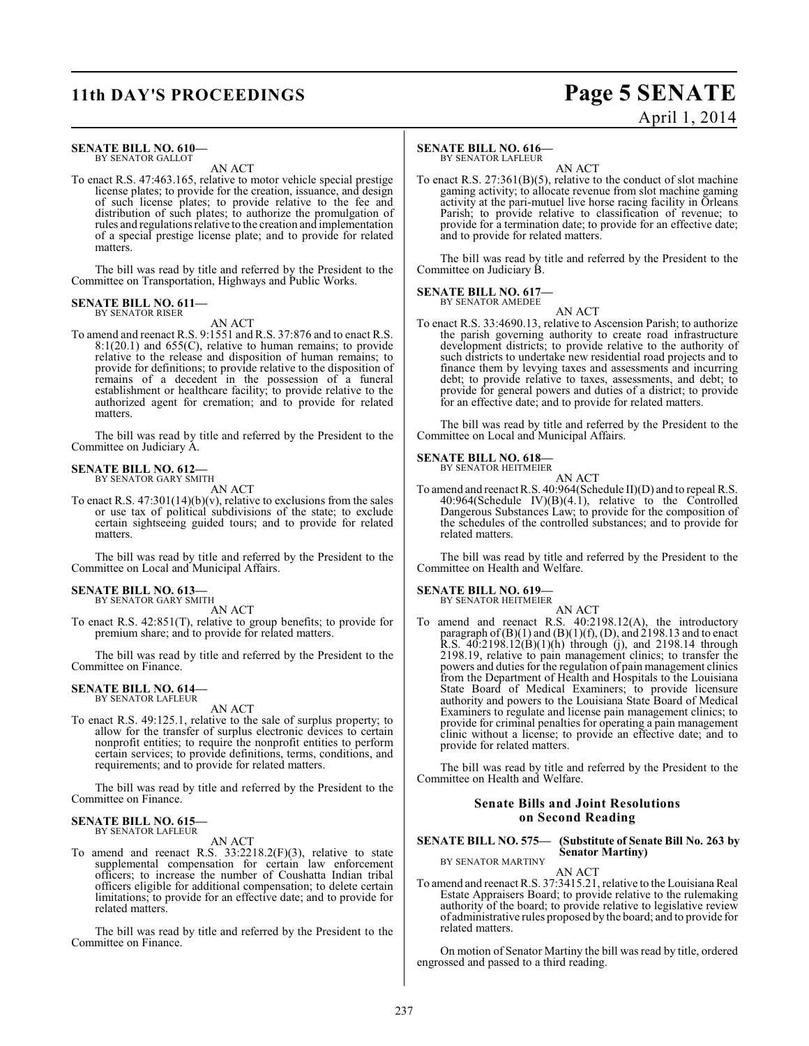**SENATE BILL NO. 610—**
BY SENATOR GALLOT

AN ACT

To enact R.S. 47:463.165, relative to motor vehicle special prestige license plates; to provide for the creation, issuance, and design of such license plates; to provide relative to the fee and distribution of such plates; to authorize the promulgation of rules and regulations relative to the creation and implementation of a special prestige license plate; and to provide for related matters.

The bill was read by title and referred by the President to the Committee on Transportation, Highways and Public Works.

**SENATE BILL NO. 611—**
BY SENATOR RISER

AN ACT

To amend and reenact R.S. 9:1551 and R.S. 37:876 and to enact R.S. 8:1(20.1) and 655(C), relative to human remains; to provide relative to the release and disposition of human remains; to provide for definitions; to provide relative to the disposition of remains of a decedent in the possession of a funeral establishment or healthcare facility; to provide relative to the authorized agent for cremation; and to provide for related matters.

The bill was read by title and referred by the President to the Committee on Judiciary A.

**SENATE BILL NO. 612—**
BY SENATOR GARY SMITH

AN ACT

To enact R.S. 47:301(14)(b)(v), relative to exclusions from the sales or use tax of political subdivisions of the state; to exclude certain sightseeing guided tours; and to provide for related matters.

The bill was read by title and referred by the President to the Committee on Local and Municipal Affairs.

**SENATE BILL NO. 613—**
BY SENATOR GARY SMITH

AN ACT

To enact R.S. 42:851(T), relative to group benefits; to provide for premium share; and to provide for related matters.

The bill was read by title and referred by the President to the Committee on Finance.

**SENATE BILL NO. 614—**
BY SENATOR LAFLEUR

AN ACT

To enact R.S. 49:125.1, relative to the sale of surplus property; to allow for the transfer of surplus electronic devices to certain nonprofit entities; to require the nonprofit entities to perform certain services; to provide definitions, terms, conditions, and requirements; and to provide for related matters.

The bill was read by title and referred by the President to the Committee on Finance.

**SENATE BILL NO. 615—**
BY SENATOR LAFLEUR

AN ACT

To amend and reenact R.S. 33:2218.2(F)(3), relative to state supplemental compensation for certain law enforcement officers; to increase the number of Coushatta Indian tribal officers eligible for additional compensation; to delete certain limitations; to provide for an effective date; and to provide for related matters.

The bill was read by title and referred by the President to the Committee on Finance.

**SENATE BILL NO. 616—**
BY SENATOR LAFLEUR

AN ACT

To enact R.S. 27:361(B)(5), relative to the conduct of slot machine gaming activity; to allocate revenue from slot machine gaming activity at the pari-mutuel live horse racing facility in Orleans Parish; to provide relative to classification of revenue; to provide for a termination date; to provide for an effective date; and to provide for related matters.

The bill was read by title and referred by the President to the Committee on Judiciary B.

**SENATE BILL NO. 617—**
BY SENATOR AMEDEE

AN ACT

To enact R.S. 33:4690.13, relative to Ascension Parish; to authorize the parish governing authority to create road infrastructure development districts; to provide relative to the authority of such districts to undertake new residential road projects and to finance them by levying taxes and assessments and incurring debt; to provide relative to taxes, assessments, and debt; to provide for general powers and duties of a district; to provide for an effective date; and to provide for related matters.

The bill was read by title and referred by the President to the Committee on Local and Municipal Affairs.

**SENATE BILL NO. 618—**
BY SENATOR HEITMEIER

AN ACT

To amend and reenact R.S. 40:964(Schedule II)(D) and to repeal R.S. 40:964(Schedule IV)(B)(4.1), relative to the Controlled Dangerous Substances Law; to provide for the composition of the schedules of the controlled substances; and to provide for related matters.

The bill was read by title and referred by the President to the Committee on Health and Welfare.

**SENATE BILL NO. 619—**
BY SENATOR HEITMEIER

AN ACT

To amend and reenact R.S. 40:2198.12(A), the introductory paragraph of (B)(1) and (B)(1)(f), (D), and 2198.13 and to enact R.S. 40:2198.12(B)(1)(h) through (j), and 2198.14 through 2198.19, relative to pain management clinics; to transfer the powers and duties for the regulation of pain management clinics from the Department of Health and Hospitals to the Louisiana State Board of Medical Examiners; to provide licensure authority and powers to the Louisiana State Board of Medical Examiners to regulate and license pain management clinics; to provide for criminal penalties for operating a pain management clinic without a license; to provide an effective date; and to provide for related matters.

The bill was read by title and referred by the President to the Committee on Health and Welfare.

## Senate Bills and Joint Resolutions on Second Reading

**SENATE BILL NO. 575— (Substitute of Senate Bill No. 263 by Senator Martiny)**
BY SENATOR MARTINY

AN ACT

To amend and reenact R.S. 37:3415.21, relative to the Louisiana Real Estate Appraisers Board; to provide relative to the rulemaking authority of the board; to provide relative to legislative review of administrative rules proposed by the board; and to provide for related matters.

On motion of Senator Martiny the bill was read by title, ordered engrossed and passed to a third reading.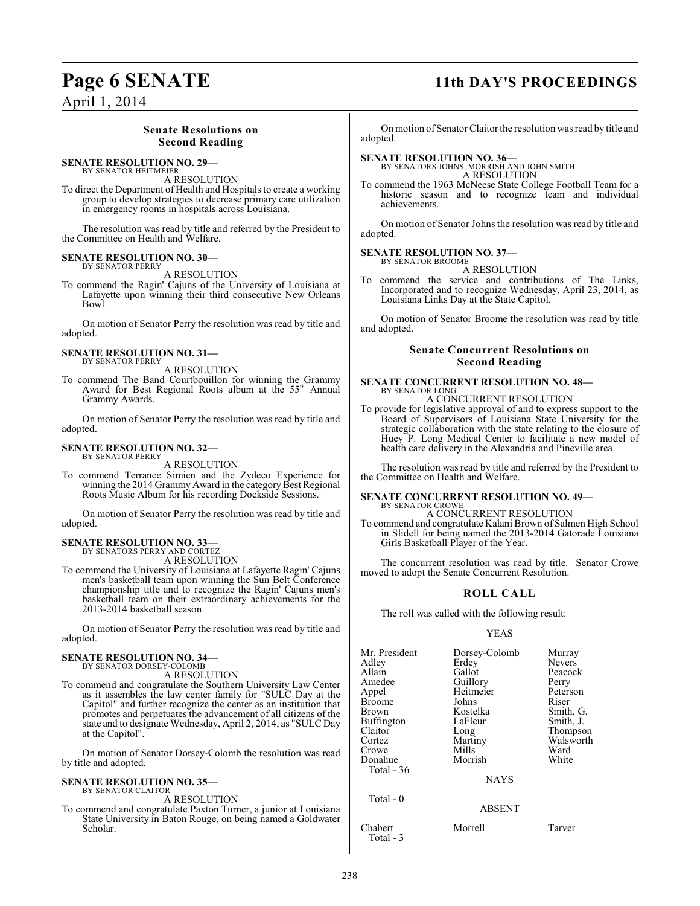## Senate Resolutions on Second Reading

**SENATE RESOLUTION NO. 29—**
BY SENATOR HEITMEIER

A RESOLUTION

To direct the Department of Health and Hospitals to create a working group to develop strategies to decrease primary care utilization in emergency rooms in hospitals across Louisiana.

The resolution was read by title and referred by the President to the Committee on Health and Welfare.

**SENATE RESOLUTION NO. 30—**
BY SENATOR PERRY

A RESOLUTION

To commend the Ragin' Cajuns of the University of Louisiana at Lafayette upon winning their third consecutive New Orleans Bowl.

On motion of Senator Perry the resolution was read by title and adopted.

**SENATE RESOLUTION NO. 31—**
BY SENATOR PERRY

A RESOLUTION

To commend The Band Courtbouillon for winning the Grammy Award for Best Regional Roots album at the 55th Annual Grammy Awards.

On motion of Senator Perry the resolution was read by title and adopted.

**SENATE RESOLUTION NO. 32—**
BY SENATOR PERRY

A RESOLUTION

To commend Terrance Simien and the Zydeco Experience for winning the 2014 Grammy Award in the category Best Regional Roots Music Album for his recording Dockside Sessions.

On motion of Senator Perry the resolution was read by title and adopted.

**SENATE RESOLUTION NO. 33—**
BY SENATORS PERRY AND CORTEZ

A RESOLUTION

To commend the University of Louisiana at Lafayette Ragin' Cajuns men's basketball team upon winning the Sun Belt Conference championship title and to recognize the Ragin' Cajuns men's basketball team on their extraordinary achievements for the 2013-2014 basketball season.

On motion of Senator Perry the resolution was read by title and adopted.

**SENATE RESOLUTION NO. 34—**
BY SENATOR DORSEY-COLOMB

A RESOLUTION

To commend and congratulate the Southern University Law Center as it assembles the law center family for "SULC Day at the Capitol" and further recognize the center as an institution that promotes and perpetuates the advancement of all citizens of the state and to designate Wednesday, April 2, 2014, as "SULC Day at the Capitol".

On motion of Senator Dorsey-Colomb the resolution was read by title and adopted.

**SENATE RESOLUTION NO. 35—**
BY SENATOR CLAITOR

A RESOLUTION

To commend and congratulate Paxton Turner, a junior at Louisiana State University in Baton Rouge, on being named a Goldwater Scholar.

On motion of Senator Claitor the resolution was read by title and adopted.

**SENATE RESOLUTION NO. 36—**
BY SENATORS JOHNS, MORRISH AND JOHN SMITH

A RESOLUTION

To commend the 1963 McNeese State College Football Team for a historic season and to recognize team and individual achievements.

On motion of Senator Johns the resolution was read by title and adopted.

**SENATE RESOLUTION NO. 37—**
BY SENATOR BROOME

A RESOLUTION

To commend the service and contributions of The Links, Incorporated and to recognize Wednesday, April 23, 2014, as Louisiana Links Day at the State Capitol.

On motion of Senator Broome the resolution was read by title and adopted.

## Senate Concurrent Resolutions on Second Reading

**SENATE CONCURRENT RESOLUTION NO. 48—**
BY SENATOR LONG

A CONCURRENT RESOLUTION

To provide for legislative approval of and to express support to the Board of Supervisors of Louisiana State University for the strategic collaboration with the state relating to the closure of Huey P. Long Medical Center to facilitate a new model of health care delivery in the Alexandria and Pineville area.

The resolution was read by title and referred by the President to the Committee on Health and Welfare.

**SENATE CONCURRENT RESOLUTION NO. 49—**
BY SENATOR CROWE

A CONCURRENT RESOLUTION

To commend and congratulate Kalani Brown of Salmen High School in Slidell for being named the 2013-2014 Gatorade Louisiana Girls Basketball Player of the Year.

The concurrent resolution was read by title. Senator Crowe moved to adopt the Senate Concurrent Resolution.

## ROLL CALL

The roll was called with the following result:

YEAS

| | | |
|---|---|---|
| Mr. President | Dorsey-Colomb | Murray |
| Adley | Erdey | Nevers |
| Allain | Gallot | Peacock |
| Amedee | Guillory | Perry |
| Appel | Heitmeier | Peterson |
| Broome | Johns | Riser |
| Brown | Kostelka | Smith, G. |
| Buffington | LaFleur | Smith, J. |
| Claitor | Long | Thompson |
| Cortez | Martiny | Walsworth |
| Crowe | Mills | Ward |
| Donahue | Morrish | White |

Total - 36

NAYS

Total - 0

ABSENT

| | | |
|---|---|---|
| Chabert | Morrell | Tarver |

Total - 3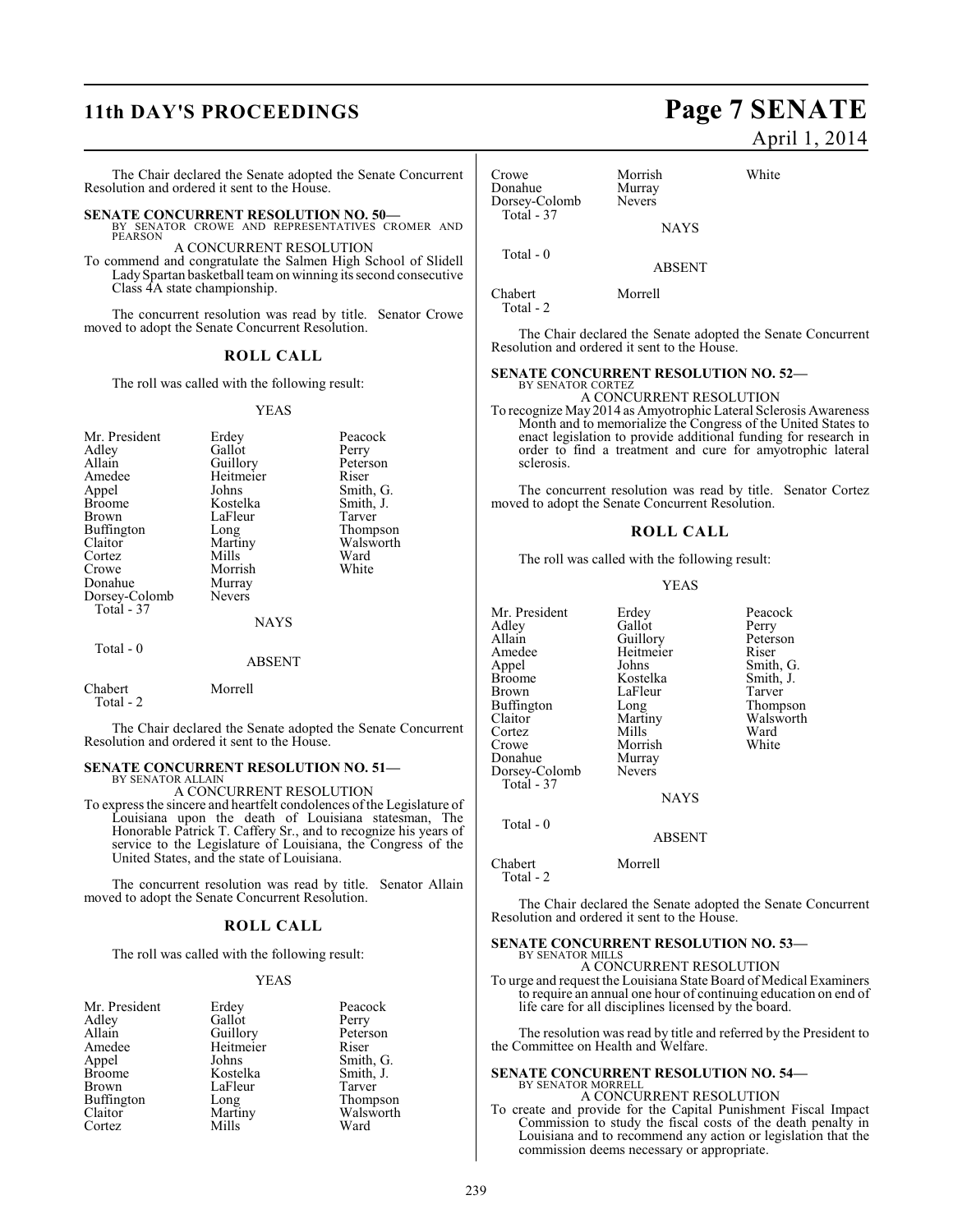The Chair declared the Senate adopted the Senate Concurrent Resolution and ordered it sent to the House.

**SENATE CONCURRENT RESOLUTION NO. 50—**
BY SENATOR CROWE AND REPRESENTATIVES CROMER AND PEARSON

A CONCURRENT RESOLUTION

To commend and congratulate the Salmen High School of Slidell Lady Spartan basketball team on winning its second consecutive Class 4A state championship.

The concurrent resolution was read by title. Senator Crowe moved to adopt the Senate Concurrent Resolution.

## ROLL CALL

The roll was called with the following result:

YEAS

| | | |
|---|---|---|
| Mr. President | Erdey | Peacock |
| Adley | Gallot | Perry |
| Allain | Guillory | Peterson |
| Amedee | Heitmeier | Riser |
| Appel | Johns | Smith, G. |
| Broome | Kostelka | Smith, J. |
| Brown | LaFleur | Tarver |
| Buffington | Long | Thompson |
| Claitor | Martiny | Walsworth |
| Cortez | Mills | Ward |
| Crowe | Morrish | White |
| Donahue | Murray | |
| Dorsey-Colomb | Nevers | |

Total - 37

NAYS

Total - 0

ABSENT

Chabert Morrell

Total - 2

The Chair declared the Senate adopted the Senate Concurrent Resolution and ordered it sent to the House.

**SENATE CONCURRENT RESOLUTION NO. 51—**
BY SENATOR ALLAIN

A CONCURRENT RESOLUTION

To express the sincere and heartfelt condolences of the Legislature of Louisiana upon the death of Louisiana statesman, The Honorable Patrick T. Caffery Sr., and to recognize his years of service to the Legislature of Louisiana, the Congress of the United States, and the state of Louisiana.

The concurrent resolution was read by title. Senator Allain moved to adopt the Senate Concurrent Resolution.

## ROLL CALL

The roll was called with the following result:

YEAS

| | | |
|---|---|---|
| Mr. President | Erdey | Peacock |
| Adley | Gallot | Perry |
| Allain | Guillory | Peterson |
| Amedee | Heitmeier | Riser |
| Appel | Johns | Smith, G. |
| Broome | Kostelka | Smith, J. |
| Brown | LaFleur | Tarver |
| Buffington | Long | Thompson |
| Claitor | Martiny | Walsworth |
| Cortez | Mills | Ward |
| Crowe | Morrish | White |
| Donahue | Murray | |
| Dorsey-Colomb | Nevers | |

Total - 37

NAYS

Total - 0

ABSENT

Chabert Morrell

Total - 2

The Chair declared the Senate adopted the Senate Concurrent Resolution and ordered it sent to the House.

**SENATE CONCURRENT RESOLUTION NO. 52—**
BY SENATOR CORTEZ

A CONCURRENT RESOLUTION

To recognize May 2014 as Amyotrophic Lateral Sclerosis Awareness Month and to memorialize the Congress of the United States to enact legislation to provide additional funding for research in order to find a treatment and cure for amyotrophic lateral sclerosis.

The concurrent resolution was read by title. Senator Cortez moved to adopt the Senate Concurrent Resolution.

## ROLL CALL

The roll was called with the following result:

YEAS

| | | |
|---|---|---|
| Mr. President | Erdey | Peacock |
| Adley | Gallot | Perry |
| Allain | Guillory | Peterson |
| Amedee | Heitmeier | Riser |
| Appel | Johns | Smith, G. |
| Broome | Kostelka | Smith, J. |
| Brown | LaFleur | Tarver |
| Buffington | Long | Thompson |
| Claitor | Martiny | Walsworth |
| Cortez | Mills | Ward |
| Crowe | Morrish | White |
| Donahue | Murray | |
| Dorsey-Colomb | Nevers | |

Total - 37

NAYS

Total - 0

ABSENT

Chabert Morrell

Total - 2

The Chair declared the Senate adopted the Senate Concurrent Resolution and ordered it sent to the House.

**SENATE CONCURRENT RESOLUTION NO. 53—**
BY SENATOR MILLS

A CONCURRENT RESOLUTION

To urge and request the Louisiana State Board of Medical Examiners to require an annual one hour of continuing education on end of life care for all disciplines licensed by the board.

The resolution was read by title and referred by the President to the Committee on Health and Welfare.

**SENATE CONCURRENT RESOLUTION NO. 54—**
BY SENATOR MORRELL

A CONCURRENT RESOLUTION

To create and provide for the Capital Punishment Fiscal Impact Commission to study the fiscal costs of the death penalty in Louisiana and to recommend any action or legislation that the commission deems necessary or appropriate.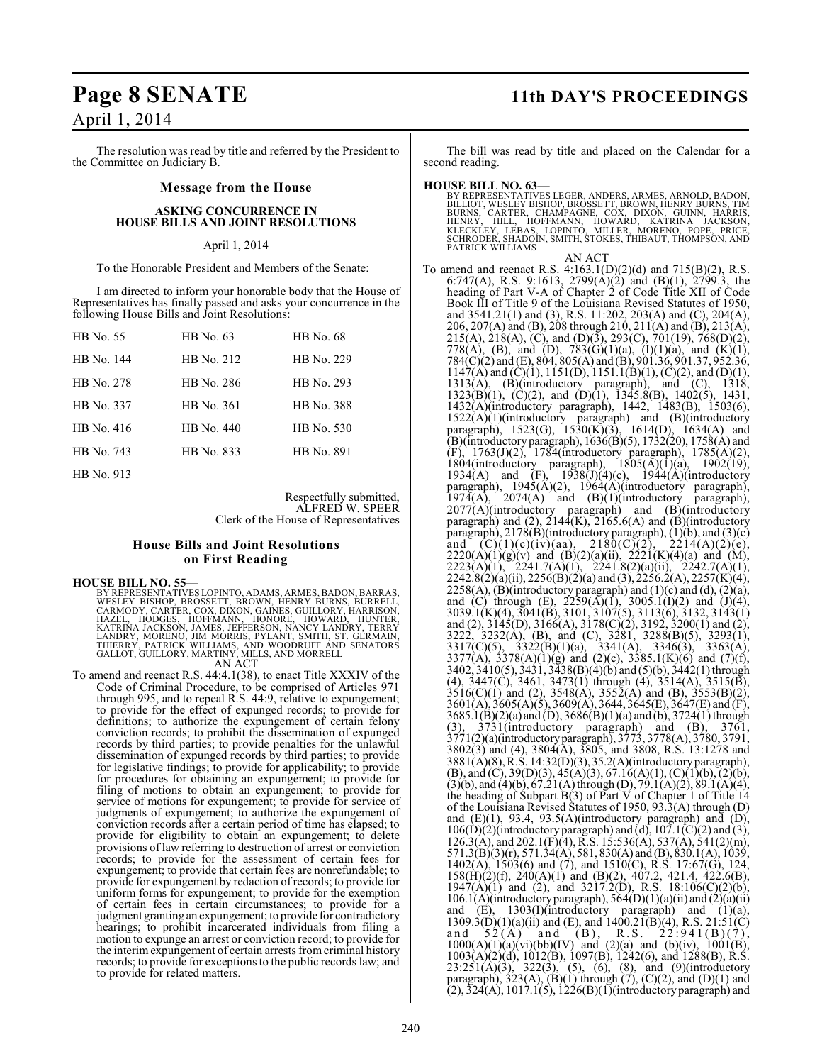The resolution was read by title and referred by the President to the Committee on Judiciary B.

### Message from the House

**ASKING CONCURRENCE IN HOUSE BILLS AND JOINT RESOLUTIONS**

April 1, 2014

To the Honorable President and Members of the Senate:

I am directed to inform your honorable body that the House of Representatives has finally passed and asks your concurrence in the following House Bills and Joint Resolutions:

| | | |
|---|---|---|
| HB No. 55 | HB No. 63 | HB No. 68 |
| HB No. 144 | HB No. 212 | HB No. 229 |
| HB No. 278 | HB No. 286 | HB No. 293 |
| HB No. 337 | HB No. 361 | HB No. 388 |
| HB No. 416 | HB No. 440 | HB No. 530 |
| HB No. 743 | HB No. 833 | HB No. 891 |
| HB No. 913 | | |

Respectfully submitted,
ALFRED W. SPEER
Clerk of the House of Representatives

### House Bills and Joint Resolutions on First Reading

**HOUSE BILL NO. 55—**
BY REPRESENTATIVES LOPINTO, ADAMS, ARMES, BADON, BARRAS, WESLEY BISHOP, BROSSETT, BROWN, HENRY BURNS, BURRELL, CARMODY, CARTER, COX, DIXON, GAINES, GUILLORY, HARRISON, HAZEL, HODGES, HOFFMANN, HONORE, HOWARD, HUNTER, KATRINA JACKSON, JAMES, JEFFERSON, NANCY LANDRY, TERRY LANDRY, MORENO, JIM MORRIS, PYLANT, SMITH, ST. GERMAIN, THIERRY, PATRICK WILLIAMS, AND WOODRUFF AND SENATORS GALLOT, GUILLORY, MARTINY, MILLS, AND MORRELL

AN ACT

To amend and reenact R.S. 44:4.1(38), to enact Title XXXIV of the Code of Criminal Procedure, to be comprised of Articles 971 through 995, and to repeal R.S. 44:9, relative to expungement; to provide for the effect of expunged records; to provide for definitions; to authorize the expungement of certain felony conviction records; to prohibit the dissemination of expunged records by third parties; to provide penalties for the unlawful dissemination of expunged records by third parties; to provide for legislative findings; to provide for applicability; to provide for procedures for obtaining an expungement; to provide for filing of motions to obtain an expungement; to provide for service of motions for expungement; to provide for service of judgments of expungement; to authorize the expungement of conviction records after a certain period of time has elapsed; to provide for eligibility to obtain an expungement; to delete provisions of law referring to destruction of arrest or conviction records; to provide for the assessment of certain fees for expungement; to provide that certain fees are nonrefundable; to provide for expungement by redaction of records; to provide for uniform forms for expungement; to provide for the exemption of certain fees in certain circumstances; to provide for a judgment granting an expungement; to provide for contradictory hearings; to prohibit incarcerated individuals from filing a motion to expunge an arrest or conviction record; to provide for the interim expungement of certain arrests from criminal history records; to provide for exceptions to the public records law; and to provide for related matters.

The bill was read by title and placed on the Calendar for a second reading.

**HOUSE BILL NO. 63—**
BY REPRESENTATIVES LEGER, ANDERS, ARMES, ARNOLD, BADON, BILLIOT, WESLEY BISHOP, BROSSETT, BROWN, HENRY BURNS, TIM BURNS, CARTER, CHAMPAGNE, COX, DIXON, GUINN, HARRIS, HENRY, HILL, HOFFMANN, HOWARD, KATRINA JACKSON, KLECKLEY, LEBAS, LOPINTO, MILLER, MORENO, POPE, PRICE, SCHRODER, SHADOIN, SMITH, STOKES, THIBAUT, THOMPSON, AND PATRICK WILLIAMS

AN ACT

To amend and reenact R.S. 4:163.1(D)(2)(d) and 715(B)(2), R.S. 6:747(A), R.S. 9:1613, 2799(A)(2) and (B)(1), 2799.3, the heading of Part V-A of Chapter 2 of Code Title XII of Code Book III of Title 9 of the Louisiana Revised Statutes of 1950, and 3541.21(1) and (3), R.S. 11:202, 203(A) and (C), 204(A), 206, 207(A) and (B), 208 through 210, 211(A) and (B), 213(A), 215(A), 218(A), (C), and (D)(3), 293(C), 701(19), 768(D)(2), 778(A), (B), and (D), 783(G)(1)(a), (I)(1)(a), and (K)(1), 784(C)(2) and (E), 804, 805(A) and (B), 901.36, 901.37, 952.36, 1147(A) and (C)(1), 1151(D), 1151.1(B)(1), (C)(2), and (D)(1), 1313(A), (B)(introductory paragraph), and (C), 1318, 1323(B)(1), (C)(2), and (D)(1), 1345.8(B), 1402(5), 1431, 1432(A)(introductory paragraph), 1442, 1483(B), 1503(6), 1522(A)(1)(introductory paragraph) and (B)(introductory paragraph), 1523(G), 1530(K)(3), 1614(D), 1634(A) and (B)(introductory paragraph), 1636(B)(5), 1732(20), 1758(A) and (F), 1763(J)(2), 1784(introductory paragraph), 1785(A)(2), 1804(introductory paragraph), 1805(A)(1)(a), 1902(19), 1934(A) and (F), 1938(J)(4)(c), 1944(A)(introductory paragraph), 1945(A)(2), 1964(A)(introductory paragraph), 1974(A), 2074(A) and (B)(1)(introductory paragraph), 2077(A)(introductory paragraph) and (B)(introductory paragraph) and (2), 2144(K), 2165.6(A) and (B)(introductory paragraph), 2178(B)(introductory paragraph), (1)(b), and (3)(c) and (C)(1)(c)(iv)(aa), 2180(C)(2), 2214(A)(2)(e), 2220(A)(1)(g)(v) and (B)(2)(a)(ii), 2221(K)(4)(a) and (M), 2223(A)(1), 2241.7(A)(1), 2241.8(2)(a)(ii), 2242.7(A)(1), 2242.8(2)(a)(ii), 2256(B)(2)(a) and (3), 2256.2(A), 2257(K)(4), 2258(A), (B)(introductory paragraph) and (1)(c) and (d), (2)(a), and (C) through (E), 2259(A)(1), 3005.1(I)(2) and (J)(4), 3039.1(K)(4), 3041(B), 3101, 3107(5), 3113(6), 3132, 3143(1) and (2), 3145(D), 3166(A), 3178(C)(2), 3192, 3200(1) and (2), 3222, 3232(A), (B), and (C), 3281, 3288(B)(5), 3293(1), 3317(C)(5), 3322(B)(1)(a), 3341(A), 3346(3), 3363(A), 3377(A), 3378(A)(1)(g) and (2)(c), 3385.1(K)(6) and (7)(f), 3402, 3410(5), 3431, 3438(B)(4)(b) and (5)(b), 3442(1) through (4), 3447(C), 3461, 3473(1) through (4), 3514(A), 3515(B), 3516(C)(1) and (2), 3548(A), 3552(A) and (B), 3553(B)(2), 3601(A), 3605(A)(5), 3609(A), 3644, 3645(E), 3647(E) and (F), 3685.1(B)(2)(a) and (D), 3686(B)(1)(a) and (b), 3724(1) through (3), 3731(introductory paragraph) and (B), 3761, 3771(2)(a)(introductory paragraph), 3773, 3778(A), 3780, 3791, 3802(3) and (4), 3804(A), 3805, and 3808, R.S. 13:1278 and 3881(A)(8), R.S. 14:32(D)(3), 35.2(A)(introductory paragraph), (B), and (C), 39(D)(3), 45(A)(3), 67.16(A)(1), (C)(1)(b), (2)(b), (3)(b), and (4)(b), 67.21(A) through (D), 79.1(A)(2), 89.1(A)(4), the heading of Subpart B(3) of Part V of Chapter 1 of Title 14 of the Louisiana Revised Statutes of 1950, 93.3(A) through (D) and (E)(1), 93.4, 93.5(A)(introductory paragraph) and (D), 106(D)(2)(introductory paragraph) and (d), 107.1(C)(2) and (3), 126.3(A), and 202.1(F)(4), R.S. 15:536(A), 537(A), 541(2)(m), 571.3(B)(3)(r), 571.34(A), 581, 830(A) and (B), 830.1(A), 1039, 1402(A), 1503(6) and (7), and 1510(C), R.S. 17:67(G), 124, 158(H)(2)(f), 240(A)(1) and (B)(2), 407.2, 421.4, 422.6(B), 1947(A)(1) and (2), and 3217.2(D), R.S. 18:106(C)(2)(b), 106.1(A)(introductory paragraph), 564(D)(1)(a)(ii) and (2)(a)(ii) and (E), 1303(I)(introductory paragraph) and (1)(a), 1309.3(D)(1)(a)(ii) and (E), and 1400.21(B)(4), R.S. 21:51(C) and 52(A) and (B), R.S. 22:941(B)(7), 1000(A)(1)(a)(vi)(bb)(IV) and (2)(a) and (b)(iv), 1001(B), 1003(A)(2)(d), 1012(B), 1097(B), 1242(6), and 1288(B), R.S. 23:251(A)(3), 322(3), (5), (6), (8), and (9)(introductory paragraph), 323(A), (B)(1) through (7), (C)(2), and (D)(1) and (2), 324(A), 1017.1(5), 1226(B)(1)(introductory paragraph) and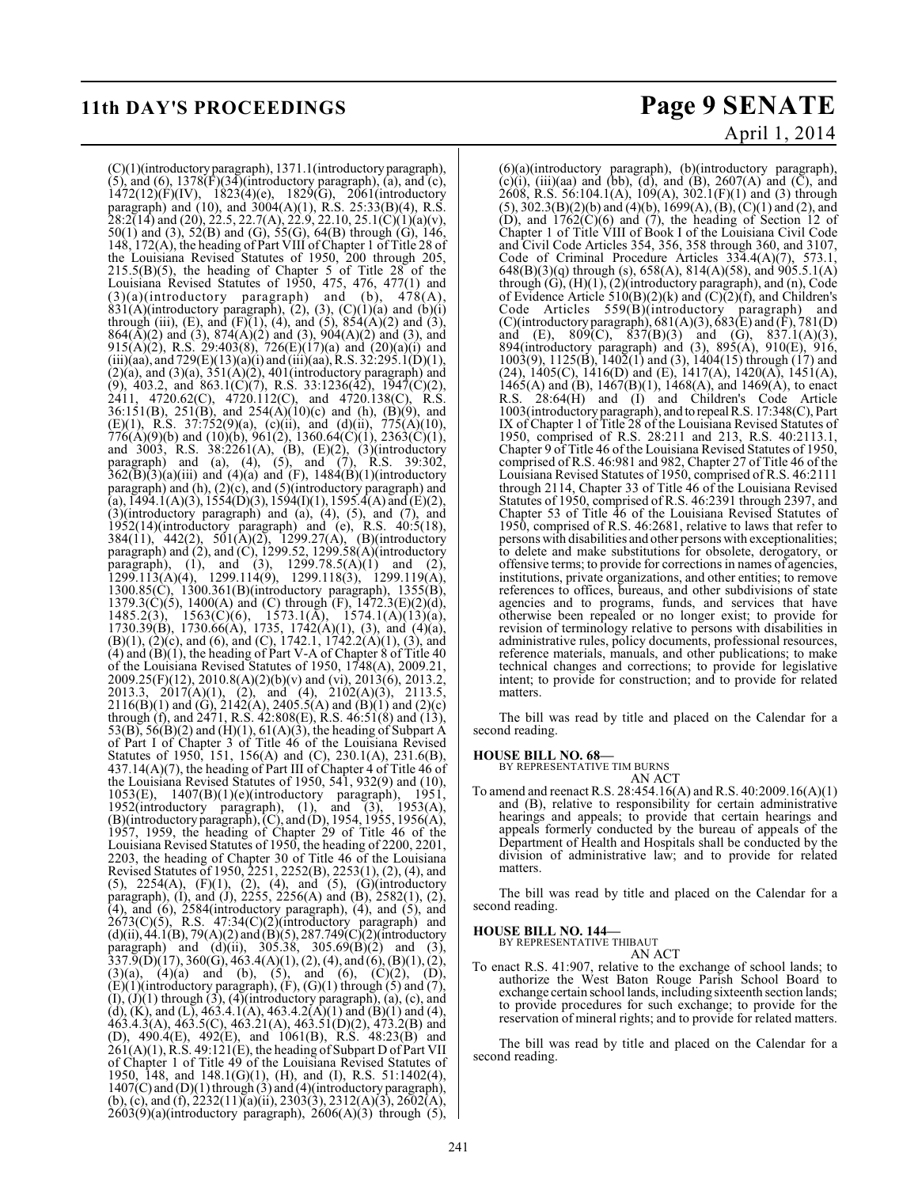(C)(1)(introductory paragraph), 1371.1(introductory paragraph), (5), and (6), 1378(F)(34)(introductory paragraph), (a), and (c), 1472(12)(F)(IV), 1823(4)(e), 1829(G), 2061(introductory paragraph) and (10), and 3004(A)(1), R.S. 25:33(B)(4), R.S. 28:2(14) and (20), 22.5, 22.7(A), 22.9, 22.10, 25.1(C)(1)(a)(v), 50(1) and (3), 52(B) and (G), 55(G), 64(B) through (G), 146, 148, 172(A), the heading of Part VIII of Chapter 1 of Title 28 of the Louisiana Revised Statutes of 1950, 200 through 205, 215.5(B)(5), the heading of Chapter 5 of Title 28 of the Louisiana Revised Statutes of 1950, 475, 476, 477(1) and (3)(a)(introductory paragraph) and (b), 478(A), 831(A)(introductory paragraph), (2), (3), (C)(1)(a) and (b)(i) through (iii), (E), and (F)(1), (4), and (5), 854(A)(2) and (3), 864(A)(2) and (3), 874(A)(2) and (3), 904(A)(2) and (3), and 915(A)(2), R.S. 29:403(8), 726(E)(17)(a) and (20)(a)(i) and (iii)(aa), and 729(E)(13)(a)(i) and (iii)(aa), R.S. 32:295.1(D)(1), (2)(a), and (3)(a), 351(A)(2), 401(introductory paragraph) and (9), 403.2, and 863.1(C)(7), R.S. 33:1236(42), 1947(C)(2), 2411, 4720.62(C), 4720.112(C), and 4720.138(C), R.S. 36:151(B), 251(B), and 254(A)(10)(c) and (h), (B)(9), and (E)(1), R.S. 37:752(9)(a), (c)(ii), and (d)(ii), 775(A)(10), 776(A)(9)(b) and (10)(b), 961(2), 1360.64(C)(1), 2363(C)(1), and 3003, R.S. 38:2261(A), (B), (E)(2), (3)(introductory paragraph) and (a), (4), (5), and (7), R.S. 39:302, 362(B)(3)(a)(iii) and (4)(a) and (F), 1484(B)(1)(introductory paragraph) and (h), (2)(c), and (5)(introductory paragraph) and (a), 1494.1(A)(3), 1554(D)(3), 1594(I)(1), 1595.4(A) and (E)(2), (3)(introductory paragraph) and (a), (4), (5), and (7), and 1952(14)(introductory paragraph) and (e), R.S. 40:5(18), 384(11), 442(2), 501(A)(2), 1299.27(A), (B)(introductory paragraph) and (2), and (C), 1299.52, 1299.58(A)(introductory paragraph), (1), and (3), 1299.78.5(A)(1) and (2), 1299.113(A)(4), 1299.114(9), 1299.118(3), 1299.119(A), 1300.85(C), 1300.361(B)(introductory paragraph), 1355(B), 1379.3(C)(5), 1400(A) and (C) through (F), 1472.3(E)(2)(d), 1485.2(3), 1563(C)(6), 1573.1(A), 1574.1(A)(13)(a), 1730.39(B), 1730.66(A), 1735, 1742(A)(1), (3), and (4)(a), (B)(1), (2)(c), and (6), and (C), 1742.1, 1742.2(A)(1), (3), and (4) and (B)(1), the heading of Part V-A of Chapter 8 of Title 40 of the Louisiana Revised Statutes of 1950, 1748(A), 2009.21, 2009.25(F)(12), 2010.8(A)(2)(b)(v) and (vi), 2013(6), 2013.2, 2013.3, 2017(A)(1), (2), and (4), 2102(A)(3), 2113.5, 2116(B)(1) and (G), 2142(A), 2405.5(A) and (B)(1) and (2)(c) through (f), and 2471, R.S. 42:808(E), R.S. 46:51(8) and (13), 53(B), 56(B)(2) and (H)(1), 61(A)(3), the heading of Subpart A of Part I of Chapter 3 of Title 46 of the Louisiana Revised Statutes of 1950, 151, 156(A) and (C), 230.1(A), 231.6(B), 437.14(A)(7), the heading of Part III of Chapter 4 of Title 46 of the Louisiana Revised Statutes of 1950, 541, 932(9) and (10), 1053(E), 1407(B)(1)(e)(introductory paragraph), 1951, 1952(introductory paragraph), (1), and (3), 1953(A), (B)(introductory paragraph), (C), and (D), 1954, 1955, 1956(A), 1957, 1959, the heading of Chapter 29 of Title 46 of the Louisiana Revised Statutes of 1950, the heading of 2200, 2201, 2203, the heading of Chapter 30 of Title 46 of the Louisiana Revised Statutes of 1950, 2251, 2252(B), 2253(1), (2), (4), and (5), 2254(A), (F)(1), (2), (4), and (5), (G)(introductory paragraph), (I), and (J), 2255, 2256(A) and (B), 2582(1), (2), (4), and (6), 2584(introductory paragraph), (4), and (5), and 2673(C)(5), R.S. 47:34(C)(2)(introductory paragraph) and (d)(ii), 44.1(B), 79(A)(2) and (B)(5), 287.749(C)(2)(introductory paragraph) and (d)(ii), 305.38, 305.69(B)(2) and (3), 337.9(D)(17), 360(G), 463.4(A)(1), (2), (4), and (6), (B)(1), (2), (3)(a), (4)(a) and (b), (5), and (6), (C)(2), (D), (E)(1)(introductory paragraph), (F), (G)(1) through (5) and (7), (I), (J)(1) through (3), (4)(introductory paragraph), (a), (c), and (d), (K), and (L), 463.4.1(A), 463.4.2(A)(1) and (B)(1) and (4), 463.4.3(A), 463.5(C), 463.21(A), 463.51(D)(2), 473.2(B) and (D), 490.4(E), 492(E), and 1061(B), R.S. 48:23(B) and 261(A)(1), R.S. 49:121(E), the heading of Subpart D of Part VII of Chapter 1 of Title 49 of the Louisiana Revised Statutes of 1950, 148, and 148.1(G)(1), (H), and (I), R.S. 51:1402(4), 1407(C) and (D)(1) through (3) and (4)(introductory paragraph), (b), (c), and (f), 2232(11)(a)(ii), 2303(3), 2312(A)(3), 2602(A), 2603(9)(a)(introductory paragraph), 2606(A)(3) through (5), (6)(a)(introductory paragraph), (b)(introductory paragraph), (c)(i), (iii)(aa) and (bb), (d), and (B), 2607(A) and (C), and 2608, R.S. 56:104.1(A), 109(A), 302.1(F)(1) and (3) through (5), 302.3(B)(2)(b) and (4)(b), 1699(A), (B), (C)(1) and (2), and (D), and 1762(C)(6) and (7), the heading of Section 12 of Chapter 1 of Title VIII of Book I of the Louisiana Civil Code and Civil Code Articles 354, 356, 358 through 360, and 3107, Code of Criminal Procedure Articles 334.4(A)(7), 573.1, 648(B)(3)(q) through (s), 658(A), 814(A)(58), and 905.5.1(A) through (G), (H)(1), (2)(introductory paragraph), and (n), Code of Evidence Article 510(B)(2)(k) and (C)(2)(f), and Children's Code Articles 559(B)(introductory paragraph) and (C)(introductory paragraph), 681(A)(3), 683(E) and (F), 781(D) and (E), 809(C), 837(B)(3) and (G), 837.1(A)(3), 894(introductory paragraph) and (3), 895(A), 910(E), 916, 1003(9), 1125(B), 1402(1) and (3), 1404(15) through (17) and (24), 1405(C), 1416(D) and (E), 1417(A), 1420(A), 1451(A), 1465(A) and (B), 1467(B)(1), 1468(A), and 1469(A), to enact R.S. 28:64(H) and (I) and Children's Code Article 1003(introductory paragraph), and to repeal R.S. 17:348(C), Part IX of Chapter 1 of Title 28 of the Louisiana Revised Statutes of 1950, comprised of R.S. 28:211 and 213, R.S. 40:2113.1, Chapter 9 of Title 46 of the Louisiana Revised Statutes of 1950, comprised of R.S. 46:981 and 982, Chapter 27 of Title 46 of the Louisiana Revised Statutes of 1950, comprised of R.S. 46:2111 through 2114, Chapter 33 of Title 46 of the Louisiana Revised Statutes of 1950, comprised of R.S. 46:2391 through 2397, and Chapter 53 of Title 46 of the Louisiana Revised Statutes of 1950, comprised of R.S. 46:2681, relative to laws that refer to persons with disabilities and other persons with exceptionalities; to delete and make substitutions for obsolete, derogatory, or offensive terms; to provide for corrections in names of agencies, institutions, private organizations, and other entities; to remove references to offices, bureaus, and other subdivisions of state agencies and to programs, funds, and services that have otherwise been repealed or no longer exist; to provide for revision of terminology relative to persons with disabilities in administrative rules, policy documents, professional resources, reference materials, manuals, and other publications; to make technical changes and corrections; to provide for legislative intent; to provide for construction; and to provide for related matters.

The bill was read by title and placed on the Calendar for a second reading.

**HOUSE BILL NO. 68—**
BY REPRESENTATIVE TIM BURNS
AN ACT

To amend and reenact R.S. 28:454.16(A) and R.S. 40:2009.16(A)(1) and (B), relative to responsibility for certain administrative hearings and appeals; to provide that certain hearings and appeals formerly conducted by the bureau of appeals of the Department of Health and Hospitals shall be conducted by the division of administrative law; and to provide for related matters.

The bill was read by title and placed on the Calendar for a second reading.

**HOUSE BILL NO. 144—**
BY REPRESENTATIVE THIBAUT
AN ACT

To enact R.S. 41:907, relative to the exchange of school lands; to authorize the West Baton Rouge Parish School Board to exchange certain school lands, including sixteenth section lands; to provide procedures for such exchange; to provide for the reservation of mineral rights; and to provide for related matters.

The bill was read by title and placed on the Calendar for a second reading.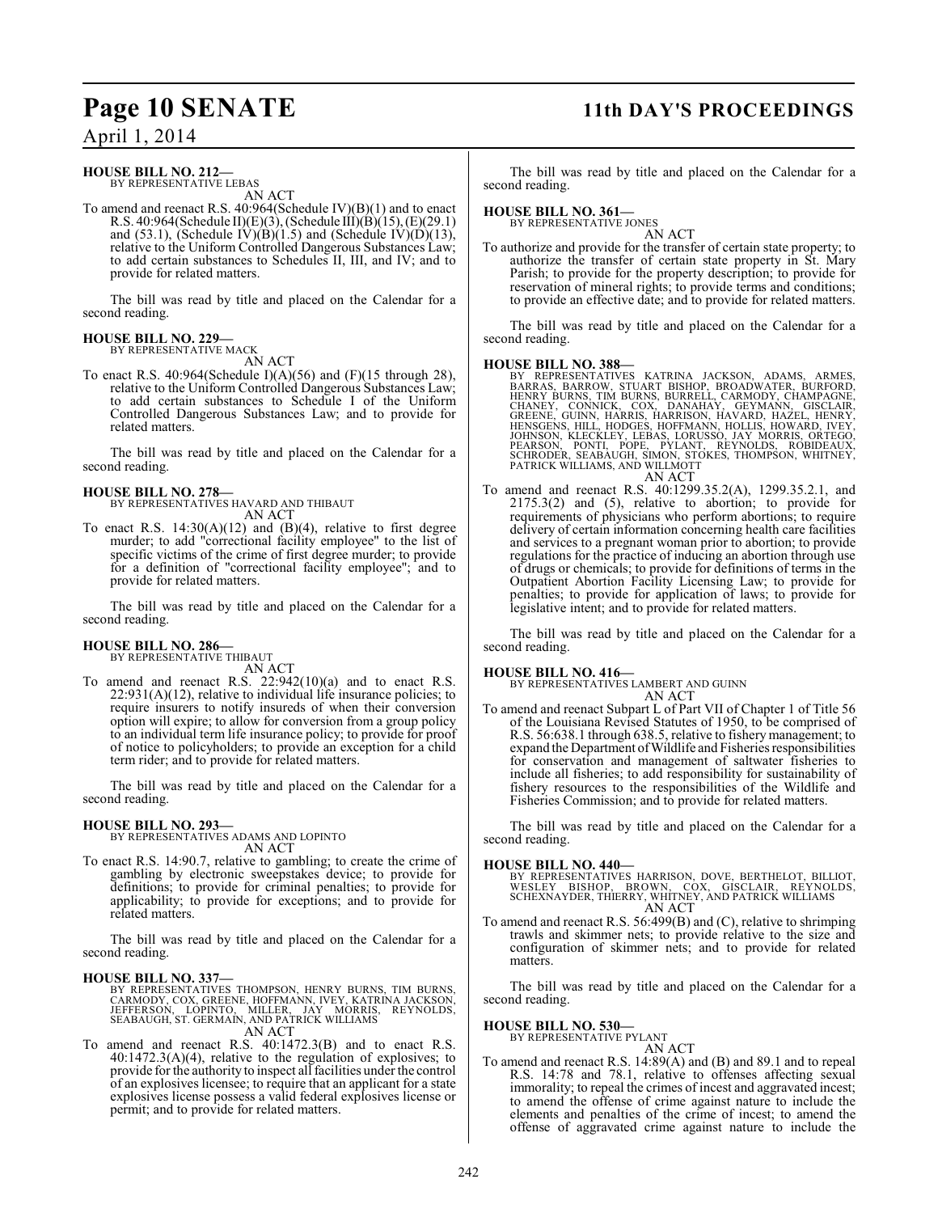**HOUSE BILL NO. 212—**
BY REPRESENTATIVE LEBAS

AN ACT

To amend and reenact R.S. 40:964(Schedule IV)(B)(1) and to enact R.S. 40:964(Schedule II)(E)(3), (Schedule III)(B)(15), (E)(29.1) and (53.1), (Schedule IV)(B)(1.5) and (Schedule IV)(D)(13), relative to the Uniform Controlled Dangerous Substances Law; to add certain substances to Schedules II, III, and IV; and to provide for related matters.

The bill was read by title and placed on the Calendar for a second reading.

**HOUSE BILL NO. 229—**
BY REPRESENTATIVE MACK

AN ACT

To enact R.S. 40:964(Schedule I)(A)(56) and (F)(15 through 28), relative to the Uniform Controlled Dangerous Substances Law; to add certain substances to Schedule I of the Uniform Controlled Dangerous Substances Law; and to provide for related matters.

The bill was read by title and placed on the Calendar for a second reading.

**HOUSE BILL NO. 278—**
BY REPRESENTATIVES HAVARD AND THIBAUT

AN ACT

To enact R.S. 14:30(A)(12) and (B)(4), relative to first degree murder; to add "correctional facility employee" to the list of specific victims of the crime of first degree murder; to provide for a definition of "correctional facility employee"; and to provide for related matters.

The bill was read by title and placed on the Calendar for a second reading.

**HOUSE BILL NO. 286—**
BY REPRESENTATIVE THIBAUT

AN ACT

To amend and reenact R.S. 22:942(10)(a) and to enact R.S. 22:931(A)(12), relative to individual life insurance policies; to require insurers to notify insureds of when their conversion option will expire; to allow for conversion from a group policy to an individual term life insurance policy; to provide for proof of notice to policyholders; to provide an exception for a child term rider; and to provide for related matters.

The bill was read by title and placed on the Calendar for a second reading.

**HOUSE BILL NO. 293—**
BY REPRESENTATIVES ADAMS AND LOPINTO

AN ACT

To enact R.S. 14:90.7, relative to gambling; to create the crime of gambling by electronic sweepstakes device; to provide for definitions; to provide for criminal penalties; to provide for applicability; to provide for exceptions; and to provide for related matters.

The bill was read by title and placed on the Calendar for a second reading.

**HOUSE BILL NO. 337—**
BY REPRESENTATIVES THOMPSON, HENRY BURNS, TIM BURNS, CARMODY, COX, GREENE, HOFFMANN, IVEY, KATRINA JACKSON, JEFFERSON, LOPINTO, MILLER, JAY MORRIS, REYNOLDS, SEABAUGH, ST. GERMAIN, AND PATRICK WILLIAMS

AN ACT

To amend and reenact R.S. 40:1472.3(B) and to enact R.S. 40:1472.3(A)(4), relative to the regulation of explosives; to provide for the authority to inspect all facilities under the control of an explosives licensee; to require that an applicant for a state explosives license possess a valid federal explosives license or permit; and to provide for related matters.

The bill was read by title and placed on the Calendar for a second reading.

**HOUSE BILL NO. 361—**
BY REPRESENTATIVE JONES

AN ACT

To authorize and provide for the transfer of certain state property; to authorize the transfer of certain state property in St. Mary Parish; to provide for the property description; to provide for reservation of mineral rights; to provide terms and conditions; to provide an effective date; and to provide for related matters.

The bill was read by title and placed on the Calendar for a second reading.

**HOUSE BILL NO. 388—**
BY REPRESENTATIVES KATRINA JACKSON, ADAMS, ARMES, BARRAS, BARROW, STUART BISHOP, BROADWATER, BURFORD, HENRY BURNS, TIM BURNS, BURRELL, CARMODY, CHAMPAGNE, CHANEY, CONNICK, COX, DANAHAY, GEYMANN, GISCLAIR, GREENE, GUINN, HARRIS, HARRISON, HAVARD, HAZEL, HENRY, HENSGENS, HILL, HODGES, HOFFMANN, HOLLIS, HOWARD, IVEY, JOHNSON, KLECKLEY, LEBAS, LORUSSO, JAY MORRIS, ORTEGO, PEARSON, PONTI, POPE, PYLANT, REYNOLDS, ROBIDEAUX, SCHRODER, SEABAUGH, SIMON, STOKES, THOMPSON, WHITNEY, PATRICK WILLIAMS, AND WILLMOTT

AN ACT

To amend and reenact R.S. 40:1299.35.2(A), 1299.35.2.1, and 2175.3(2) and (5), relative to abortion; to provide for requirements of physicians who perform abortions; to require delivery of certain information concerning health care facilities and services to a pregnant woman prior to abortion; to provide regulations for the practice of inducing an abortion through use of drugs or chemicals; to provide for definitions of terms in the Outpatient Abortion Facility Licensing Law; to provide for penalties; to provide for application of laws; to provide for legislative intent; and to provide for related matters.

The bill was read by title and placed on the Calendar for a second reading.

**HOUSE BILL NO. 416—**
BY REPRESENTATIVES LAMBERT AND GUINN

AN ACT

To amend and reenact Subpart L of Part VII of Chapter 1 of Title 56 of the Louisiana Revised Statutes of 1950, to be comprised of R.S. 56:638.1 through 638.5, relative to fishery management; to expand the Department of Wildlife and Fisheries responsibilities for conservation and management of saltwater fisheries to include all fisheries; to add responsibility for sustainability of fishery resources to the responsibilities of the Wildlife and Fisheries Commission; and to provide for related matters.

The bill was read by title and placed on the Calendar for a second reading.

**HOUSE BILL NO. 440—**
BY REPRESENTATIVES HARRISON, DOVE, BERTHELOT, BILLIOT, WESLEY BISHOP, BROWN, COX, GISCLAIR, REYNOLDS, SCHEXNAYDER, THIERRY, WHITNEY, AND PATRICK WILLIAMS

AN ACT

To amend and reenact R.S. 56:499(B) and (C), relative to shrimping trawls and skimmer nets; to provide relative to the size and configuration of skimmer nets; and to provide for related matters.

The bill was read by title and placed on the Calendar for a second reading.

**HOUSE BILL NO. 530—**
BY REPRESENTATIVE PYLANT

AN ACT

To amend and reenact R.S. 14:89(A) and (B) and 89.1 and to repeal R.S. 14:78 and 78.1, relative to offenses affecting sexual immorality; to repeal the crimes of incest and aggravated incest; to amend the offense of crime against nature to include the elements and penalties of the crime of incest; to amend the offense of aggravated crime against nature to include the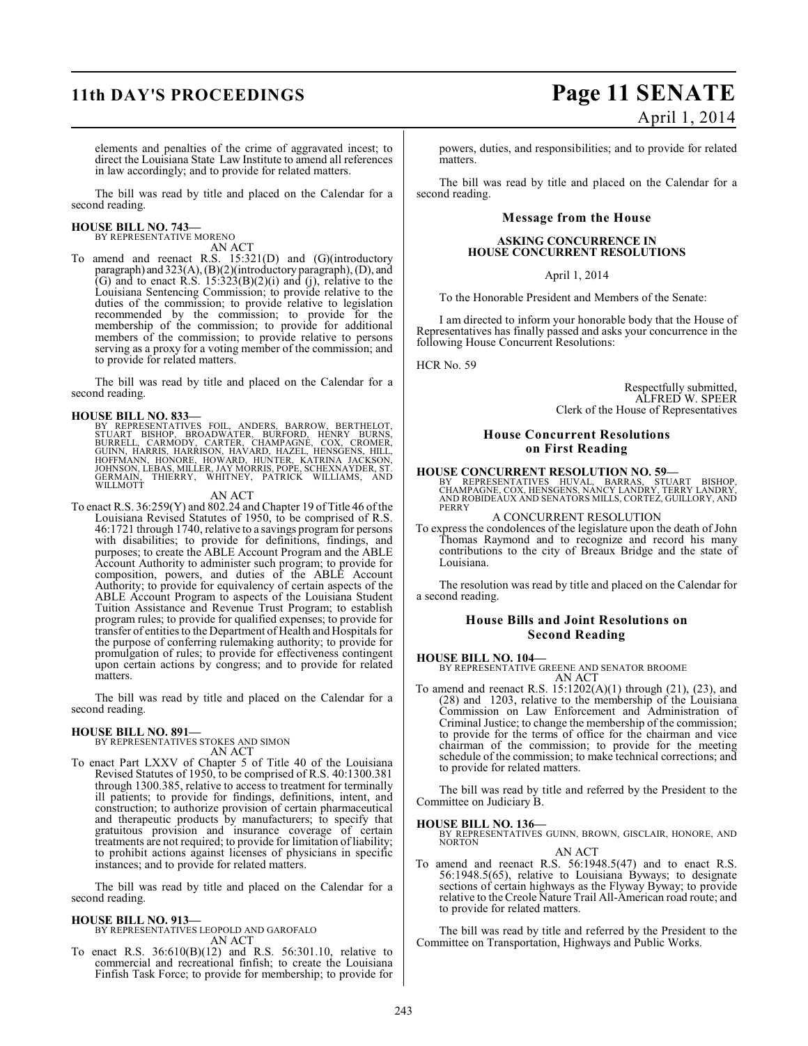elements and penalties of the crime of aggravated incest; to direct the Louisiana State Law Institute to amend all references in law accordingly; and to provide for related matters.

The bill was read by title and placed on the Calendar for a second reading.

**HOUSE BILL NO. 743—**
BY REPRESENTATIVE MORENO

AN ACT

To amend and reenact R.S. 15:321(D) and (G)(introductory paragraph) and 323(A), (B)(2)(introductory paragraph), (D), and (G) and to enact R.S. 15:323(B)(2)(i) and (j), relative to the Louisiana Sentencing Commission; to provide relative to the duties of the commission; to provide relative to legislation recommended by the commission; to provide for the membership of the commission; to provide for additional members of the commission; to provide relative to persons serving as a proxy for a voting member of the commission; and to provide for related matters.

The bill was read by title and placed on the Calendar for a second reading.

**HOUSE BILL NO. 833—**
BY REPRESENTATIVES FOIL, ANDERS, BARROW, BERTHELOT, STUART BISHOP, BROADWATER, BURFORD, HENRY BURNS, BURRELL, CARMODY, CARTER, CHAMPAGNE, COX, CROMER, GUINN, HARRIS, HARRISON, HAVARD, HAZEL, HENSGENS, HILL, HOFFMANN, HONORE, HOWARD, HUNTER, KATRINA JACKSON, JOHNSON, LEBAS, MILLER, JAY MORRIS, POPE, SCHEXNAYDER, ST. GERMAIN, THIERRY, WHITNEY, PATRICK WILLIAMS, AND WILLMOTT

AN ACT

To enact R.S. 36:259(Y) and 802.24 and Chapter 19 of Title 46 of the Louisiana Revised Statutes of 1950, to be comprised of R.S. 46:1721 through 1740, relative to a savings program for persons with disabilities; to provide for definitions, findings, and purposes; to create the ABLE Account Program and the ABLE Account Authority to administer such program; to provide for composition, powers, and duties of the ABLE Account Authority; to provide for equivalency of certain aspects of the ABLE Account Program to aspects of the Louisiana Student Tuition Assistance and Revenue Trust Program; to establish program rules; to provide for qualified expenses; to provide for transfer of entities to the Department of Health and Hospitals for the purpose of conferring rulemaking authority; to provide for promulgation of rules; to provide for effectiveness contingent upon certain actions by congress; and to provide for related matters.

The bill was read by title and placed on the Calendar for a second reading.

**HOUSE BILL NO. 891—**
BY REPRESENTATIVES STOKES AND SIMON

AN ACT

To enact Part LXXV of Chapter 5 of Title 40 of the Louisiana Revised Statutes of 1950, to be comprised of R.S. 40:1300.381 through 1300.385, relative to access to treatment for terminally ill patients; to provide for findings, definitions, intent, and construction; to authorize provision of certain pharmaceutical and therapeutic products by manufacturers; to specify that gratuitous provision and insurance coverage of certain treatments are not required; to provide for limitation of liability; to prohibit actions against licenses of physicians in specific instances; and to provide for related matters.

The bill was read by title and placed on the Calendar for a second reading.

**HOUSE BILL NO. 913—**
BY REPRESENTATIVES LEOPOLD AND GAROFALO

AN ACT

To enact R.S. 36:610(B)(12) and R.S. 56:301.10, relative to commercial and recreational finfish; to create the Louisiana Finfish Task Force; to provide for membership; to provide for powers, duties, and responsibilities; and to provide for related matters.

The bill was read by title and placed on the Calendar for a second reading.

## Message from the House

### ASKING CONCURRENCE IN HOUSE CONCURRENT RESOLUTIONS

April 1, 2014

To the Honorable President and Members of the Senate:

I am directed to inform your honorable body that the House of Representatives has finally passed and asks your concurrence in the following House Concurrent Resolutions:

HCR No. 59

Respectfully submitted,
ALFRED W. SPEER
Clerk of the House of Representatives

## House Concurrent Resolutions on First Reading

**HOUSE CONCURRENT RESOLUTION NO. 59—**
BY REPRESENTATIVES HUVAL, BARRAS, STUART BISHOP, CHAMPAGNE, COX, HENSGENS, NANCY LANDRY, TERRY LANDRY, AND ROBIDEAUX AND SENATORS MILLS, CORTEZ, GUILLORY, AND PERRY

A CONCURRENT RESOLUTION

To express the condolences of the legislature upon the death of John Thomas Raymond and to recognize and record his many contributions to the city of Breaux Bridge and the state of Louisiana.

The resolution was read by title and placed on the Calendar for a second reading.

## House Bills and Joint Resolutions on Second Reading

**HOUSE BILL NO. 104—**
BY REPRESENTATIVE GREENE AND SENATOR BROOME

AN ACT

To amend and reenact R.S. 15:1202(A)(1) through (21), (23), and (28) and 1203, relative to the membership of the Louisiana Commission on Law Enforcement and Administration of Criminal Justice; to change the membership of the commission; to provide for the terms of office for the chairman and vice chairman of the commission; to provide for the meeting schedule of the commission; to make technical corrections; and to provide for related matters.

The bill was read by title and referred by the President to the Committee on Judiciary B.

**HOUSE BILL NO. 136—**
BY REPRESENTATIVES GUINN, BROWN, GISCLAIR, HONORE, AND NORTON

AN ACT

To amend and reenact R.S. 56:1948.5(47) and to enact R.S. 56:1948.5(65), relative to Louisiana Byways; to designate sections of certain highways as the Flyway Byway; to provide relative to the Creole Nature Trail All-American road route; and to provide for related matters.

The bill was read by title and referred by the President to the Committee on Transportation, Highways and Public Works.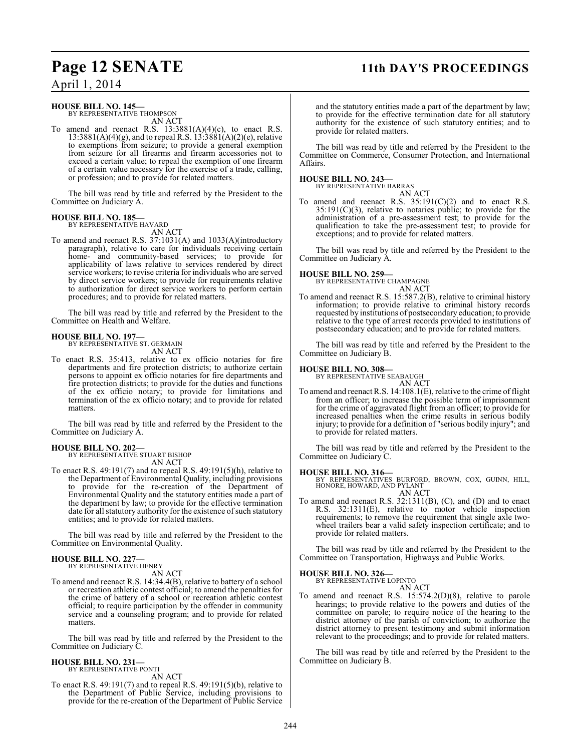**HOUSE BILL NO. 145—**
BY REPRESENTATIVE THOMPSON
AN ACT

To amend and reenact R.S. 13:3881(A)(4)(c), to enact R.S. 13:3881(A)(4)(g), and to repeal R.S. 13:3881(A)(2)(e), relative to exemptions from seizure; to provide a general exemption from seizure for all firearms and firearm accessories not to exceed a certain value; to repeal the exemption of one firearm of a certain value necessary for the exercise of a trade, calling, or profession; and to provide for related matters.

The bill was read by title and referred by the President to the Committee on Judiciary A.

**HOUSE BILL NO. 185—**
BY REPRESENTATIVE HAVARD
AN ACT

To amend and reenact R.S. 37:1031(A) and 1033(A)(introductory paragraph), relative to care for individuals receiving certain home- and community-based services; to provide for applicability of laws relative to services rendered by direct service workers; to revise criteria for individuals who are served by direct service workers; to provide for requirements relative to authorization for direct service workers to perform certain procedures; and to provide for related matters.

The bill was read by title and referred by the President to the Committee on Health and Welfare.

**HOUSE BILL NO. 197—**
BY REPRESENTATIVE ST. GERMAIN
AN ACT

To enact R.S. 35:413, relative to ex officio notaries for fire departments and fire protection districts; to authorize certain persons to appoint ex officio notaries for fire departments and fire protection districts; to provide for the duties and functions of the ex officio notary; to provide for limitations and termination of the ex officio notary; and to provide for related matters.

The bill was read by title and referred by the President to the Committee on Judiciary A.

**HOUSE BILL NO. 202—**
BY REPRESENTATIVE STUART BISHOP
AN ACT

To enact R.S. 49:191(7) and to repeal R.S. 49:191(5)(h), relative to the Department of Environmental Quality, including provisions to provide for the re-creation of the Department of Environmental Quality and the statutory entities made a part of the department by law; to provide for the effective termination date for all statutory authority for the existence of such statutory entities; and to provide for related matters.

The bill was read by title and referred by the President to the Committee on Environmental Quality.

**HOUSE BILL NO. 227—**
BY REPRESENTATIVE HENRY
AN ACT

To amend and reenact R.S. 14:34.4(B), relative to battery of a school or recreation athletic contest official; to amend the penalties for the crime of battery of a school or recreation athletic contest official; to require participation by the offender in community service and a counseling program; and to provide for related matters.

The bill was read by title and referred by the President to the Committee on Judiciary C.

**HOUSE BILL NO. 231—**
BY REPRESENTATIVE PONTI
AN ACT

To enact R.S. 49:191(7) and to repeal R.S. 49:191(5)(b), relative to the Department of Public Service, including provisions to provide for the re-creation of the Department of Public Service and the statutory entities made a part of the department by law; to provide for the effective termination date for all statutory authority for the existence of such statutory entities; and to provide for related matters.

The bill was read by title and referred by the President to the Committee on Commerce, Consumer Protection, and International Affairs.

**HOUSE BILL NO. 243—**
BY REPRESENTATIVE BARRAS
AN ACT

To amend and reenact R.S. 35:191(C)(2) and to enact R.S. 35:191(C)(3), relative to notaries public; to provide for the administration of a pre-assessment test; to provide for the qualification to take the pre-assessment test; to provide for exceptions; and to provide for related matters.

The bill was read by title and referred by the President to the Committee on Judiciary A.

**HOUSE BILL NO. 259—**
BY REPRESENTATIVE CHAMPAGNE
AN ACT

To amend and reenact R.S. 15:587.2(B), relative to criminal history information; to provide relative to criminal history records requested by institutions of postsecondary education; to provide relative to the type of arrest records provided to institutions of postsecondary education; and to provide for related matters.

The bill was read by title and referred by the President to the Committee on Judiciary B.

**HOUSE BILL NO. 308—**
BY REPRESENTATIVE SEABAUGH
AN ACT

To amend and reenact R.S. 14:108.1(E), relative to the crime of flight from an officer; to increase the possible term of imprisonment for the crime of aggravated flight from an officer; to provide for increased penalties when the crime results in serious bodily injury; to provide for a definition of "serious bodily injury"; and to provide for related matters.

The bill was read by title and referred by the President to the Committee on Judiciary C.

**HOUSE BILL NO. 316—**
BY REPRESENTATIVES BURFORD, BROWN, COX, GUINN, HILL, HONORE, HOWARD, AND PYLANT
AN ACT

To amend and reenact R.S. 32:1311(B), (C), and (D) and to enact R.S. 32:1311(E), relative to motor vehicle inspection requirements; to remove the requirement that single axle two-wheel trailers bear a valid safety inspection certificate; and to provide for related matters.

The bill was read by title and referred by the President to the Committee on Transportation, Highways and Public Works.

**HOUSE BILL NO. 326—**
BY REPRESENTATIVE LOPINTO
AN ACT

To amend and reenact R.S. 15:574.2(D)(8), relative to parole hearings; to provide relative to the powers and duties of the committee on parole; to require notice of the hearing to the district attorney of the parish of conviction; to authorize the district attorney to present testimony and submit information relevant to the proceedings; and to provide for related matters.

The bill was read by title and referred by the President to the Committee on Judiciary B.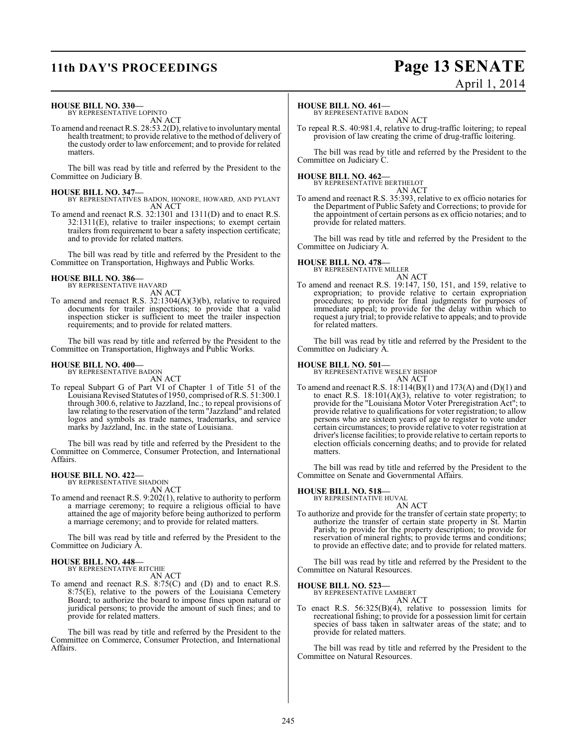**HOUSE BILL NO. 330—**
BY REPRESENTATIVE LOPINTO

AN ACT

To amend and reenact R.S. 28:53.2(D), relative to involuntary mental health treatment; to provide relative to the method of delivery of the custody order to law enforcement; and to provide for related matters.

The bill was read by title and referred by the President to the Committee on Judiciary B.

**HOUSE BILL NO. 347—**
BY REPRESENTATIVES BADON, HONORE, HOWARD, AND PYLANT

AN ACT

To amend and reenact R.S. 32:1301 and 1311(D) and to enact R.S. 32:1311(E), relative to trailer inspections; to exempt certain trailers from requirement to bear a safety inspection certificate; and to provide for related matters.

The bill was read by title and referred by the President to the Committee on Transportation, Highways and Public Works.

**HOUSE BILL NO. 386—**
BY REPRESENTATIVE HAVARD

AN ACT

To amend and reenact R.S. 32:1304(A)(3)(b), relative to required documents for trailer inspections; to provide that a valid inspection sticker is sufficient to meet the trailer inspection requirements; and to provide for related matters.

The bill was read by title and referred by the President to the Committee on Transportation, Highways and Public Works.

**HOUSE BILL NO. 400—**
BY REPRESENTATIVE BADON

AN ACT

To repeal Subpart G of Part VI of Chapter 1 of Title 51 of the Louisiana Revised Statutes of 1950, comprised of R.S. 51:300.1 through 300.6, relative to Jazzland, Inc.; to repeal provisions of law relating to the reservation of the term "Jazzland" and related logos and symbols as trade names, trademarks, and service marks by Jazzland, Inc. in the state of Louisiana.

The bill was read by title and referred by the President to the Committee on Commerce, Consumer Protection, and International Affairs.

**HOUSE BILL NO. 422—**
BY REPRESENTATIVE SHADOIN

AN ACT

To amend and reenact R.S. 9:202(1), relative to authority to perform a marriage ceremony; to require a religious official to have attained the age of majority before being authorized to perform a marriage ceremony; and to provide for related matters.

The bill was read by title and referred by the President to the Committee on Judiciary A.

**HOUSE BILL NO. 448—**
BY REPRESENTATIVE RITCHIE

AN ACT

To amend and reenact R.S. 8:75(C) and (D) and to enact R.S. 8:75(E), relative to the powers of the Louisiana Cemetery Board; to authorize the board to impose fines upon natural or juridical persons; to provide the amount of such fines; and to provide for related matters.

The bill was read by title and referred by the President to the Committee on Commerce, Consumer Protection, and International Affairs.

**HOUSE BILL NO. 461—**
BY REPRESENTATIVE BADON

AN ACT

To repeal R.S. 40:981.4, relative to drug-traffic loitering; to repeal provision of law creating the crime of drug-traffic loitering.

The bill was read by title and referred by the President to the Committee on Judiciary C.

**HOUSE BILL NO. 462—**
BY REPRESENTATIVE BERTHELOT

AN ACT

To amend and reenact R.S. 35:393, relative to ex officio notaries for the Department of Public Safety and Corrections; to provide for the appointment of certain persons as ex officio notaries; and to provide for related matters.

The bill was read by title and referred by the President to the Committee on Judiciary A.

**HOUSE BILL NO. 478—**
BY REPRESENTATIVE MILLER

AN ACT

To amend and reenact R.S. 19:147, 150, 151, and 159, relative to expropriation; to provide relative to certain expropriation procedures; to provide for final judgments for purposes of immediate appeal; to provide for the delay within which to request a jury trial; to provide relative to appeals; and to provide for related matters.

The bill was read by title and referred by the President to the Committee on Judiciary A.

**HOUSE BILL NO. 501—**
BY REPRESENTATIVE WESLEY BISHOP

AN ACT

To amend and reenact R.S. 18:114(B)(1) and 173(A) and (D)(1) and to enact R.S. 18:101(A)(3), relative to voter registration; to provide for the "Louisiana Motor Voter Preregistration Act"; to provide relative to qualifications for voter registration; to allow persons who are sixteen years of age to register to vote under certain circumstances; to provide relative to voter registration at driver's license facilities; to provide relative to certain reports to election officials concerning deaths; and to provide for related matters.

The bill was read by title and referred by the President to the Committee on Senate and Governmental Affairs.

**HOUSE BILL NO. 518—**
BY REPRESENTATIVE HUVAL

AN ACT

To authorize and provide for the transfer of certain state property; to authorize the transfer of certain state property in St. Martin Parish; to provide for the property description; to provide for reservation of mineral rights; to provide terms and conditions; to provide an effective date; and to provide for related matters.

The bill was read by title and referred by the President to the Committee on Natural Resources.

**HOUSE BILL NO. 523—**
BY REPRESENTATIVE LAMBERT

AN ACT

To enact R.S. 56:325(B)(4), relative to possession limits for recreational fishing; to provide for a possession limit for certain species of bass taken in saltwater areas of the state; and to provide for related matters.

The bill was read by title and referred by the President to the Committee on Natural Resources.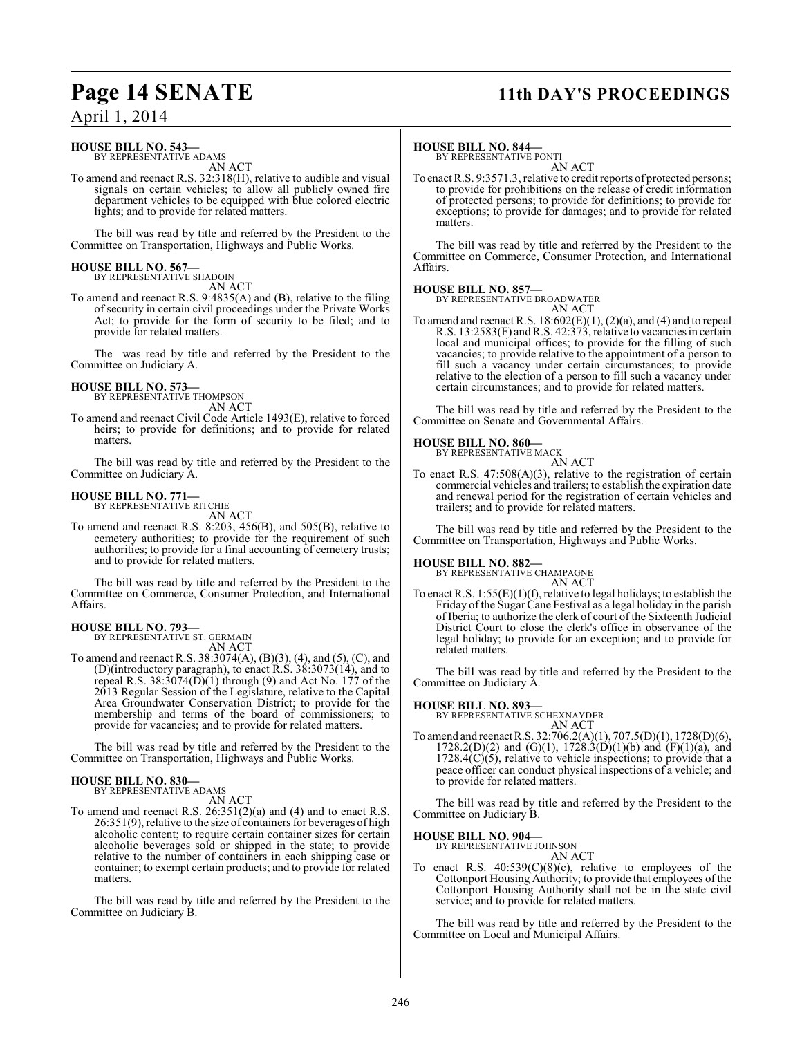**HOUSE BILL NO. 543—**
BY REPRESENTATIVE ADAMS

AN ACT

To amend and reenact R.S. 32:318(H), relative to audible and visual signals on certain vehicles; to allow all publicly owned fire department vehicles to be equipped with blue colored electric lights; and to provide for related matters.

The bill was read by title and referred by the President to the Committee on Transportation, Highways and Public Works.

**HOUSE BILL NO. 567—**
BY REPRESENTATIVE SHADOIN

AN ACT

To amend and reenact R.S. 9:4835(A) and (B), relative to the filing of security in certain civil proceedings under the Private Works Act; to provide for the form of security to be filed; and to provide for related matters.

The was read by title and referred by the President to the Committee on Judiciary A.

**HOUSE BILL NO. 573—**
BY REPRESENTATIVE THOMPSON

AN ACT

To amend and reenact Civil Code Article 1493(E), relative to forced heirs; to provide for definitions; and to provide for related matters.

The bill was read by title and referred by the President to the Committee on Judiciary A.

**HOUSE BILL NO. 771—**
BY REPRESENTATIVE RITCHIE

AN ACT

To amend and reenact R.S. 8:203, 456(B), and 505(B), relative to cemetery authorities; to provide for the requirement of such authorities; to provide for a final accounting of cemetery trusts; and to provide for related matters.

The bill was read by title and referred by the President to the Committee on Commerce, Consumer Protection, and International Affairs.

**HOUSE BILL NO. 793—**
BY REPRESENTATIVE ST. GERMAIN

AN ACT

To amend and reenact R.S. 38:3074(A), (B)(3), (4), and (5), (C), and (D)(introductory paragraph), to enact R.S. 38:3073(14), and to repeal R.S. 38:3074(D)(1) through (9) and Act No. 177 of the 2013 Regular Session of the Legislature, relative to the Capital Area Groundwater Conservation District; to provide for the membership and terms of the board of commissioners; to provide for vacancies; and to provide for related matters.

The bill was read by title and referred by the President to the Committee on Transportation, Highways and Public Works.

**HOUSE BILL NO. 830—**
BY REPRESENTATIVE ADAMS

AN ACT

To amend and reenact R.S. 26:351(2)(a) and (4) and to enact R.S. 26:351(9), relative to the size of containers for beverages of high alcoholic content; to require certain container sizes for certain alcoholic beverages sold or shipped in the state; to provide relative to the number of containers in each shipping case or container; to exempt certain products; and to provide for related matters.

The bill was read by title and referred by the President to the Committee on Judiciary B.

**HOUSE BILL NO. 844—**
BY REPRESENTATIVE PONTI

AN ACT

To enact R.S. 9:3571.3, relative to credit reports of protected persons; to provide for prohibitions on the release of credit information of protected persons; to provide for definitions; to provide for exceptions; to provide for damages; and to provide for related matters.

The bill was read by title and referred by the President to the Committee on Commerce, Consumer Protection, and International Affairs.

**HOUSE BILL NO. 857—**
BY REPRESENTATIVE BROADWATER

AN ACT

To amend and reenact R.S. 18:602(E)(1), (2)(a), and (4) and to repeal R.S. 13:2583(F) and R.S. 42:373, relative to vacancies in certain local and municipal offices; to provide for the filling of such vacancies; to provide relative to the appointment of a person to fill such a vacancy under certain circumstances; to provide relative to the election of a person to fill such a vacancy under certain circumstances; and to provide for related matters.

The bill was read by title and referred by the President to the Committee on Senate and Governmental Affairs.

**HOUSE BILL NO. 860—**
BY REPRESENTATIVE MACK

AN ACT

To enact R.S. 47:508(A)(3), relative to the registration of certain commercial vehicles and trailers; to establish the expiration date and renewal period for the registration of certain vehicles and trailers; and to provide for related matters.

The bill was read by title and referred by the President to the Committee on Transportation, Highways and Public Works.

**HOUSE BILL NO. 882—**
BY REPRESENTATIVE CHAMPAGNE

AN ACT

To enact R.S. 1:55(E)(1)(f), relative to legal holidays; to establish the Friday of the Sugar Cane Festival as a legal holiday in the parish of Iberia; to authorize the clerk of court of the Sixteenth Judicial District Court to close the clerk's office in observance of the legal holiday; to provide for an exception; and to provide for related matters.

The bill was read by title and referred by the President to the Committee on Judiciary A.

**HOUSE BILL NO. 893—**
BY REPRESENTATIVE SCHEXNAYDER

AN ACT

To amend and reenact R.S. 32:706.2(A)(1), 707.5(D)(1), 1728(D)(6), 1728.2(D)(2) and (G)(1), 1728.3(D)(1)(b) and (F)(1)(a), and 1728.4(C)(5), relative to vehicle inspections; to provide that a peace officer can conduct physical inspections of a vehicle; and to provide for related matters.

The bill was read by title and referred by the President to the Committee on Judiciary B.

**HOUSE BILL NO. 904—**
BY REPRESENTATIVE JOHNSON

AN ACT

To enact R.S. 40:539(C)(8)(c), relative to employees of the Cottonport Housing Authority; to provide that employees of the Cottonport Housing Authority shall not be in the state civil service; and to provide for related matters.

The bill was read by title and referred by the President to the Committee on Local and Municipal Affairs.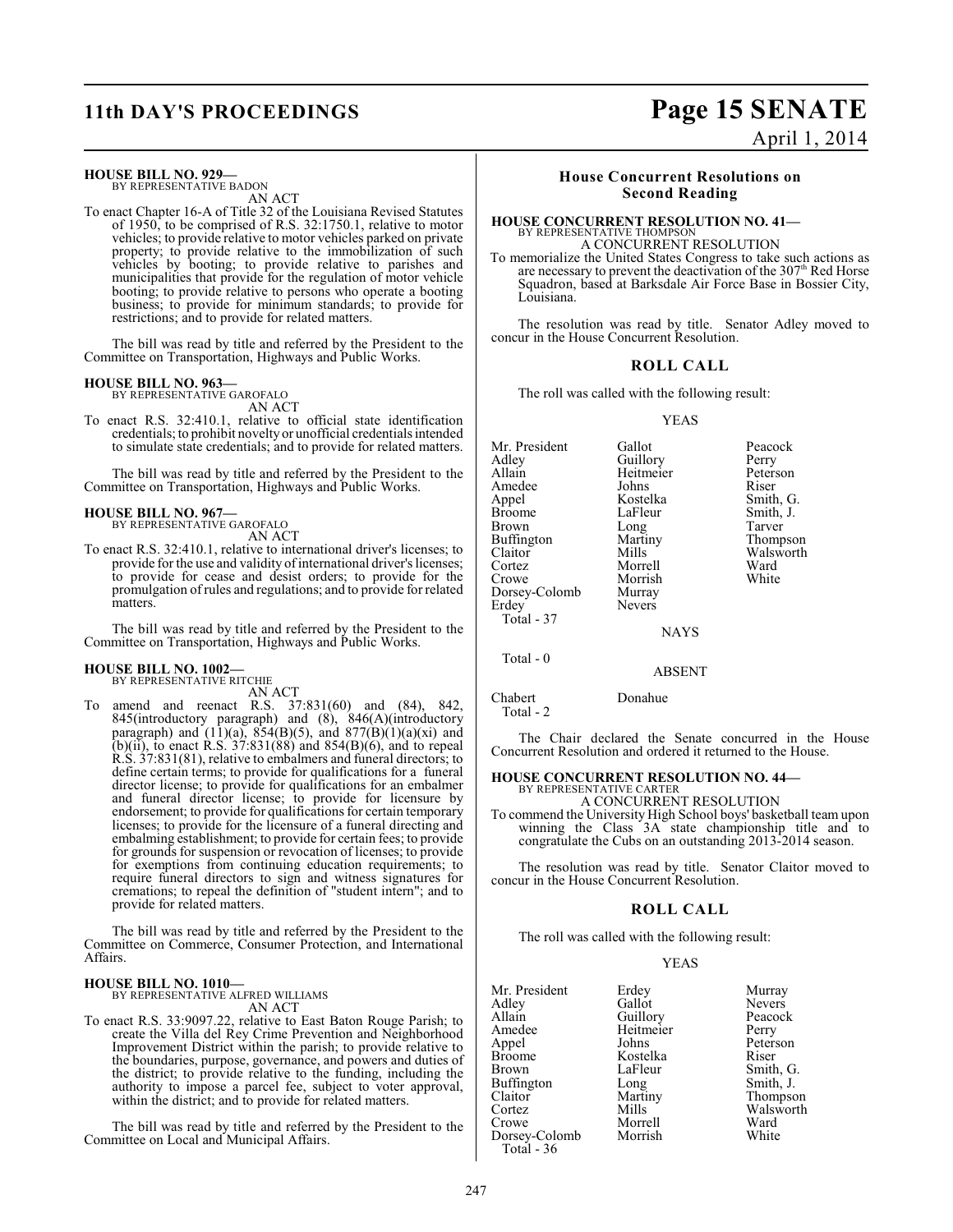**HOUSE BILL NO. 929—**
BY REPRESENTATIVE BADON

AN ACT

To enact Chapter 16-A of Title 32 of the Louisiana Revised Statutes of 1950, to be comprised of R.S. 32:1750.1, relative to motor vehicles; to provide relative to motor vehicles parked on private property; to provide relative to the immobilization of such vehicles by booting; to provide relative to parishes and municipalities that provide for the regulation of motor vehicle booting; to provide relative to persons who operate a booting business; to provide for minimum standards; to provide for restrictions; and to provide for related matters.

The bill was read by title and referred by the President to the Committee on Transportation, Highways and Public Works.

**HOUSE BILL NO. 963—**
BY REPRESENTATIVE GAROFALO

AN ACT

To enact R.S. 32:410.1, relative to official state identification credentials; to prohibit novelty or unofficial credentials intended to simulate state credentials; and to provide for related matters.

The bill was read by title and referred by the President to the Committee on Transportation, Highways and Public Works.

**HOUSE BILL NO. 967—**
BY REPRESENTATIVE GAROFALO

AN ACT

To enact R.S. 32:410.1, relative to international driver's licenses; to provide for the use and validity of international driver's licenses; to provide for cease and desist orders; to provide for the promulgation of rules and regulations; and to provide for related matters.

The bill was read by title and referred by the President to the Committee on Transportation, Highways and Public Works.

**HOUSE BILL NO. 1002—**
BY REPRESENTATIVE RITCHIE

AN ACT

To amend and reenact R.S. 37:831(60) and (84), 842, 845(introductory paragraph) and (8), 846(A)(introductory paragraph) and (11)(a), 854(B)(5), and 877(B)(1)(a)(xi) and (b)(ii), to enact R.S. 37:831(88) and 854(B)(6), and to repeal R.S. 37:831(81), relative to embalmers and funeral directors; to define certain terms; to provide for qualifications for a funeral director license; to provide for qualifications for an embalmer and funeral director license; to provide for licensure by endorsement; to provide for qualifications for certain temporary licenses; to provide for the licensure of a funeral directing and embalming establishment; to provide for certain fees; to provide for grounds for suspension or revocation of licenses; to provide for exemptions from continuing education requirements; to require funeral directors to sign and witness signatures for cremations; to repeal the definition of "student intern"; and to provide for related matters.

The bill was read by title and referred by the President to the Committee on Commerce, Consumer Protection, and International Affairs.

**HOUSE BILL NO. 1010—**
BY REPRESENTATIVE ALFRED WILLIAMS

AN ACT

To enact R.S. 33:9097.22, relative to East Baton Rouge Parish; to create the Villa del Rey Crime Prevention and Neighborhood Improvement District within the parish; to provide relative to the boundaries, purpose, governance, and powers and duties of the district; to provide relative to the funding, including the authority to impose a parcel fee, subject to voter approval, within the district; and to provide for related matters.

The bill was read by title and referred by the President to the Committee on Local and Municipal Affairs.

## House Concurrent Resolutions on Second Reading

**HOUSE CONCURRENT RESOLUTION NO. 41—**
BY REPRESENTATIVE THOMPSON

A CONCURRENT RESOLUTION

To memorialize the United States Congress to take such actions as are necessary to prevent the deactivation of the 307th Red Horse Squadron, based at Barksdale Air Force Base in Bossier City, Louisiana.

The resolution was read by title. Senator Adley moved to concur in the House Concurrent Resolution.

### ROLL CALL

The roll was called with the following result:

YEAS

| | | |
|---|---|---|
| Mr. President | Gallot | Peacock |
| Adley | Guillory | Perry |
| Allain | Heitmeier | Peterson |
| Amedee | Johns | Riser |
| Appel | Kostelka | Smith, G. |
| Broome | LaFleur | Smith, J. |
| Brown | Long | Tarver |
| Buffington | Martiny | Thompson |
| Claitor | Mills | Walsworth |
| Cortez | Morrell | Ward |
| Crowe | Morrish | White |
| Dorsey-Colomb | Murray | |
| Erdey | Nevers | |

Total - 37

NAYS

Total - 0

ABSENT

| | |
|---|---|
| Chabert | Donahue |

Total - 2

The Chair declared the Senate concurred in the House Concurrent Resolution and ordered it returned to the House.

**HOUSE CONCURRENT RESOLUTION NO. 44—**
BY REPRESENTATIVE CARTER

A CONCURRENT RESOLUTION

To commend the University High School boys' basketball team upon winning the Class 3A state championship title and to congratulate the Cubs on an outstanding 2013-2014 season.

The resolution was read by title. Senator Claitor moved to concur in the House Concurrent Resolution.

### ROLL CALL

The roll was called with the following result:

YEAS

| | | |
|---|---|---|
| Mr. President | Erdey | Murray |
| Adley | Gallot | Nevers |
| Allain | Guillory | Peacock |
| Amedee | Heitmeier | Perry |
| Appel | Johns | Peterson |
| Broome | Kostelka | Riser |
| Brown | LaFleur | Smith, G. |
| Buffington | Long | Smith, J. |
| Claitor | Martiny | Thompson |
| Cortez | Mills | Walsworth |
| Crowe | Morrell | Ward |
| Dorsey-Colomb | Morrish | White |

Total - 36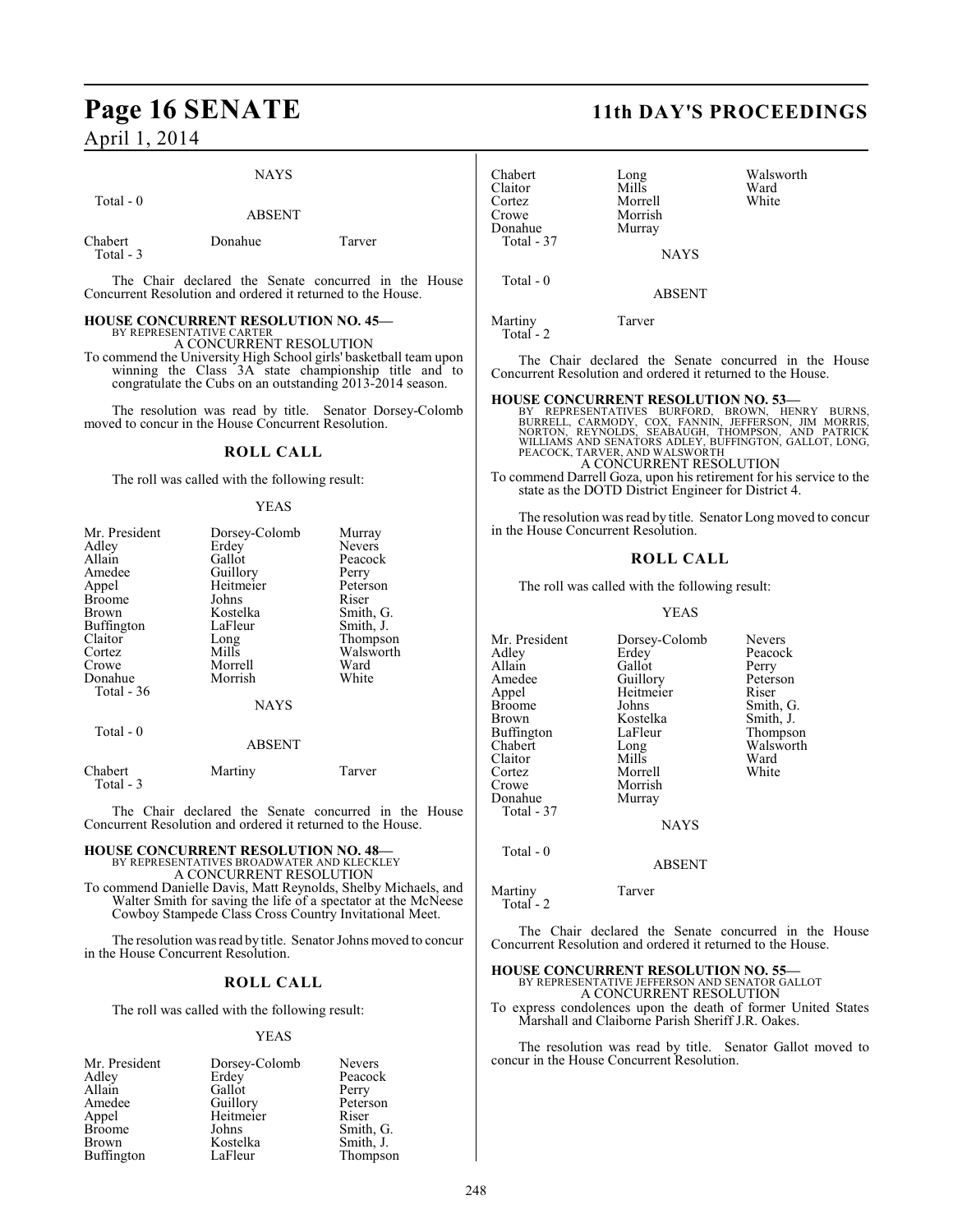NAYS

Total - 0

ABSENT

| Chabert | Donahue | Tarver |
|---|---|---|

Total - 3

The Chair declared the Senate concurred in the House Concurrent Resolution and ordered it returned to the House.

**HOUSE CONCURRENT RESOLUTION NO. 45—**
BY REPRESENTATIVE CARTER
A CONCURRENT RESOLUTION
To commend the University High School girls' basketball team upon winning the Class 3A state championship title and to congratulate the Cubs on an outstanding 2013-2014 season.

The resolution was read by title. Senator Dorsey-Colomb moved to concur in the House Concurrent Resolution.

## ROLL CALL

The roll was called with the following result:

YEAS

| Mr. President | Dorsey-Colomb | Murray |
|---|---|---|
| Adley | Erdey | Nevers |
| Allain | Gallot | Peacock |
| Amedee | Guillory | Perry |
| Appel | Heitmeier | Peterson |
| Broome | Johns | Riser |
| Brown | Kostelka | Smith, G. |
| Buffington | LaFleur | Smith, J. |
| Claitor | Long | Thompson |
| Cortez | Mills | Walsworth |
| Crowe | Morrell | Ward |
| Donahue | Morrish | White |

Total - 36

NAYS

Total - 0

ABSENT

| Chabert | Martiny | Tarver |
|---|---|---|

Total - 3

The Chair declared the Senate concurred in the House Concurrent Resolution and ordered it returned to the House.

**HOUSE CONCURRENT RESOLUTION NO. 48—**
BY REPRESENTATIVES BROADWATER AND KLECKLEY
A CONCURRENT RESOLUTION
To commend Danielle Davis, Matt Reynolds, Shelby Michaels, and Walter Smith for saving the life of a spectator at the McNeese Cowboy Stampede Class Cross Country Invitational Meet.

The resolution was read by title. Senator Johns moved to concur in the House Concurrent Resolution.

## ROLL CALL

The roll was called with the following result:

YEAS

| Mr. President | Dorsey-Colomb | Nevers |
|---|---|---|
| Adley | Erdey | Peacock |
| Allain | Gallot | Perry |
| Amedee | Guillory | Peterson |
| Appel | Heitmeier | Riser |
| Broome | Johns | Smith, G. |
| Brown | Kostelka | Smith, J. |
| Buffington | LaFleur | Thompson |
| Chabert | Long | Walsworth |
| Claitor | Mills | Ward |
| Cortez | Morrell | White |
| Crowe | Morrish | |
| Donahue | Murray | |

Total - 37

NAYS

Total - 0

ABSENT

| Martiny | Tarver |
|---|---|

Total - 2

The Chair declared the Senate concurred in the House Concurrent Resolution and ordered it returned to the House.

**HOUSE CONCURRENT RESOLUTION NO. 53—**
BY REPRESENTATIVES BURFORD, BROWN, HENRY BURNS, BURRELL, CARMODY, COX, FANNIN, JEFFERSON, JIM MORRIS, NORTON, REYNOLDS, SEABAUGH, THOMPSON, AND PATRICK WILLIAMS AND SENATORS ADLEY, BUFFINGTON, GALLOT, LONG, PEACOCK, TARVER, AND WALSWORTH
A CONCURRENT RESOLUTION
To commend Darrell Goza, upon his retirement for his service to the state as the DOTD District Engineer for District 4.

The resolution was read by title. Senator Long moved to concur in the House Concurrent Resolution.

## ROLL CALL

The roll was called with the following result:

YEAS

| Mr. President | Dorsey-Colomb | Nevers |
|---|---|---|
| Adley | Erdey | Peacock |
| Allain | Gallot | Perry |
| Amedee | Guillory | Peterson |
| Appel | Heitmeier | Riser |
| Broome | Johns | Smith, G. |
| Brown | Kostelka | Smith, J. |
| Buffington | LaFleur | Thompson |
| Chabert | Long | Walsworth |
| Claitor | Mills | Ward |
| Cortez | Morrell | White |
| Crowe | Morrish | |
| Donahue | Murray | |

Total - 37

NAYS

Total - 0

ABSENT

| Martiny | Tarver |
|---|---|

Total - 2

The Chair declared the Senate concurred in the House Concurrent Resolution and ordered it returned to the House.

**HOUSE CONCURRENT RESOLUTION NO. 55—**
BY REPRESENTATIVE JEFFERSON AND SENATOR GALLOT
A CONCURRENT RESOLUTION
To express condolences upon the death of former United States Marshall and Claiborne Parish Sheriff J.R. Oakes.

The resolution was read by title. Senator Gallot moved to concur in the House Concurrent Resolution.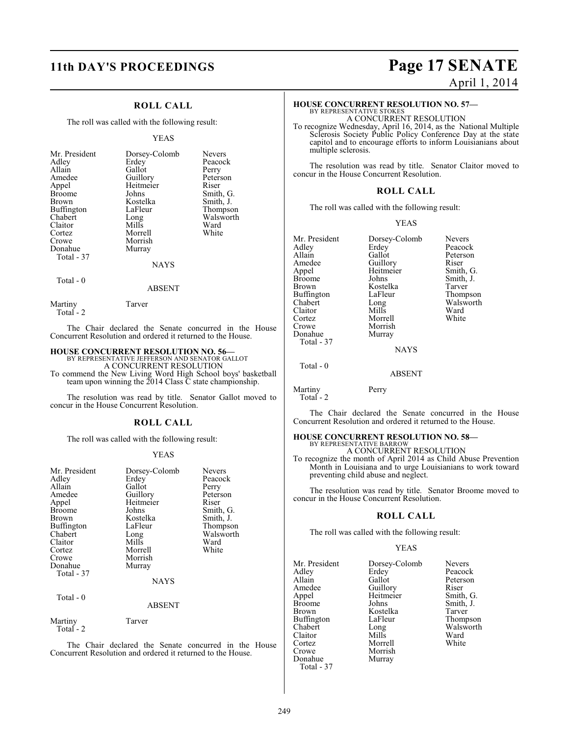## ROLL CALL

The roll was called with the following result:

YEAS

| | | |
|---|---|---|
| Mr. President | Dorsey-Colomb | Nevers |
| Adley | Erdey | Peacock |
| Allain | Gallot | Perry |
| Amedee | Guillory | Peterson |
| Appel | Heitmeier | Riser |
| Broome | Johns | Smith, G. |
| Brown | Kostelka | Smith, J. |
| Buffington | LaFleur | Thompson |
| Chabert | Long | Walsworth |
| Claitor | Mills | Ward |
| Cortez | Morrell | White |
| Crowe | Morrish | |
| Donahue | Murray | |

Total - 37

NAYS

Total - 0

ABSENT

Martiny Tarver

Total - 2

The Chair declared the Senate concurred in the House Concurrent Resolution and ordered it returned to the House.

**HOUSE CONCURRENT RESOLUTION NO. 56—**
BY REPRESENTATIVE JEFFERSON AND SENATOR GALLOT
A CONCURRENT RESOLUTION
To commend the New Living Word High School boys' basketball team upon winning the 2014 Class C state championship.

The resolution was read by title. Senator Gallot moved to concur in the House Concurrent Resolution.

## ROLL CALL

The roll was called with the following result:

YEAS

| | | |
|---|---|---|
| Mr. President | Dorsey-Colomb | Nevers |
| Adley | Erdey | Peacock |
| Allain | Gallot | Perry |
| Amedee | Guillory | Peterson |
| Appel | Heitmeier | Riser |
| Broome | Johns | Smith, G. |
| Brown | Kostelka | Smith, J. |
| Buffington | LaFleur | Thompson |
| Chabert | Long | Walsworth |
| Claitor | Mills | Ward |
| Cortez | Morrell | White |
| Crowe | Morrish | |
| Donahue | Murray | |

Total - 37

NAYS

Total - 0

ABSENT

Martiny Tarver

Total - 2

The Chair declared the Senate concurred in the House Concurrent Resolution and ordered it returned to the House.

**HOUSE CONCURRENT RESOLUTION NO. 57—**
BY REPRESENTATIVE STOKES
A CONCURRENT RESOLUTION
To recognize Wednesday, April 16, 2014, as the National Multiple Sclerosis Society Public Policy Conference Day at the state capitol and to encourage efforts to inform Louisianians about multiple sclerosis.

The resolution was read by title. Senator Claitor moved to concur in the House Concurrent Resolution.

## ROLL CALL

The roll was called with the following result:

YEAS

| | | |
|---|---|---|
| Mr. President | Dorsey-Colomb | Nevers |
| Adley | Erdey | Peacock |
| Allain | Gallot | Peterson |
| Amedee | Guillory | Riser |
| Appel | Heitmeier | Smith, G. |
| Broome | Johns | Smith, J. |
| Brown | Kostelka | Tarver |
| Buffington | LaFleur | Thompson |
| Chabert | Long | Walsworth |
| Claitor | Mills | Ward |
| Cortez | Morrell | White |
| Crowe | Morrish | |
| Donahue | Murray | |

Total - 37

NAYS

Total - 0

ABSENT

Martiny Perry

Total - 2

The Chair declared the Senate concurred in the House Concurrent Resolution and ordered it returned to the House.

**HOUSE CONCURRENT RESOLUTION NO. 58—**
BY REPRESENTATIVE BARROW
A CONCURRENT RESOLUTION
To recognize the month of April 2014 as Child Abuse Prevention Month in Louisiana and to urge Louisianians to work toward preventing child abuse and neglect.

The resolution was read by title. Senator Broome moved to concur in the House Concurrent Resolution.

## ROLL CALL

The roll was called with the following result:

YEAS

| | | |
|---|---|---|
| Mr. President | Dorsey-Colomb | Nevers |
| Adley | Erdey | Peacock |
| Allain | Gallot | Peterson |
| Amedee | Guillory | Riser |
| Appel | Heitmeier | Smith, G. |
| Broome | Johns | Smith, J. |
| Brown | Kostelka | Tarver |
| Buffington | LaFleur | Thompson |
| Chabert | Long | Walsworth |
| Claitor | Mills | Ward |
| Cortez | Morrell | White |
| Crowe | Morrish | |
| Donahue | Murray | |

Total - 37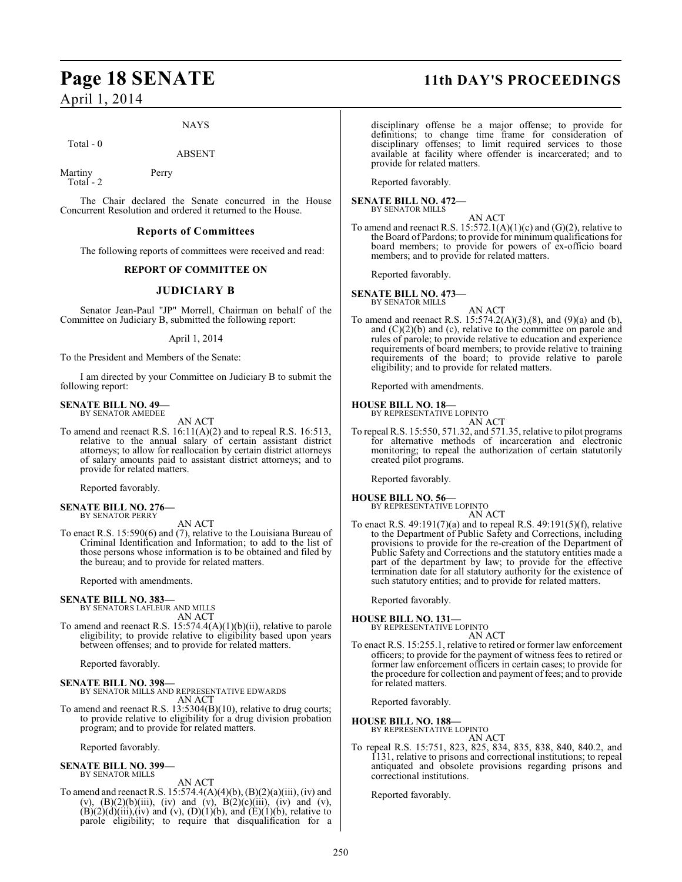NAYS

Total - 0

ABSENT

Martiny Perry
Total - 2

The Chair declared the Senate concurred in the House Concurrent Resolution and ordered it returned to the House.

## Reports of Committees

The following reports of committees were received and read:

### REPORT OF COMMITTEE ON

### JUDICIARY B

Senator Jean-Paul "JP" Morrell, Chairman on behalf of the Committee on Judiciary B, submitted the following report:

April 1, 2014

To the President and Members of the Senate:

I am directed by your Committee on Judiciary B to submit the following report:

**SENATE BILL NO. 49—**
BY SENATOR AMEDEE

AN ACT

To amend and reenact R.S. 16:11(A)(2) and to repeal R.S. 16:513, relative to the annual salary of certain assistant district attorneys; to allow for reallocation by certain district attorneys of salary amounts paid to assistant district attorneys; and to provide for related matters.

Reported favorably.

**SENATE BILL NO. 276—**
BY SENATOR PERRY

AN ACT

To enact R.S. 15:590(6) and (7), relative to the Louisiana Bureau of Criminal Identification and Information; to add to the list of those persons whose information is to be obtained and filed by the bureau; and to provide for related matters.

Reported with amendments.

**SENATE BILL NO. 383—**
BY SENATORS LAFLEUR AND MILLS

AN ACT

To amend and reenact R.S. 15:574.4(A)(1)(b)(ii), relative to parole eligibility; to provide relative to eligibility based upon years between offenses; and to provide for related matters.

Reported favorably.

**SENATE BILL NO. 398—**
BY SENATOR MILLS AND REPRESENTATIVE EDWARDS

AN ACT

To amend and reenact R.S. 13:5304(B)(10), relative to drug courts; to provide relative to eligibility for a drug division probation program; and to provide for related matters.

Reported favorably.

**SENATE BILL NO. 399—**
BY SENATOR MILLS

AN ACT

To amend and reenact R.S. 15:574.4(A)(4)(b), (B)(2)(a)(iii), (iv) and (v), (B)(2)(b)(iii), (iv) and (v), B(2)(c)(iii), (iv) and (v), (B)(2)(d)(iii),(iv) and (v), (D)(1)(b), and (E)(1)(b), relative to parole eligibility; to require that disqualification for a disciplinary offense be a major offense; to provide for definitions; to change time frame for consideration of disciplinary offenses; to limit required services to those available at facility where offender is incarcerated; and to provide for related matters.

Reported favorably.

**SENATE BILL NO. 472—**
BY SENATOR MILLS

AN ACT

To amend and reenact R.S. 15:572.1(A)(1)(c) and (G)(2), relative to the Board of Pardons; to provide for minimum qualifications for board members; to provide for powers of ex-officio board members; and to provide for related matters.

Reported favorably.

**SENATE BILL NO. 473—**
BY SENATOR MILLS

AN ACT

To amend and reenact R.S. 15:574.2(A)(3),(8), and (9)(a) and (b), and (C)(2)(b) and (c), relative to the committee on parole and rules of parole; to provide relative to education and experience requirements of board members; to provide relative to training requirements of the board; to provide relative to parole eligibility; and to provide for related matters.

Reported with amendments.

**HOUSE BILL NO. 18—**
BY REPRESENTATIVE LOPINTO

AN ACT

To repeal R.S. 15:550, 571.32, and 571.35, relative to pilot programs for alternative methods of incarceration and electronic monitoring; to repeal the authorization of certain statutorily created pilot programs.

Reported favorably.

**HOUSE BILL NO. 56—**
BY REPRESENTATIVE LOPINTO

AN ACT

To enact R.S. 49:191(7)(a) and to repeal R.S. 49:191(5)(f), relative to the Department of Public Safety and Corrections, including provisions to provide for the re-creation of the Department of Public Safety and Corrections and the statutory entities made a part of the department by law; to provide for the effective termination date for all statutory authority for the existence of such statutory entities; and to provide for related matters.

Reported favorably.

**HOUSE BILL NO. 131—**
BY REPRESENTATIVE LOPINTO

AN ACT

To enact R.S. 15:255.1, relative to retired or former law enforcement officers; to provide for the payment of witness fees to retired or former law enforcement officers in certain cases; to provide for the procedure for collection and payment of fees; and to provide for related matters.

Reported favorably.

**HOUSE BILL NO. 188—**
BY REPRESENTATIVE LOPINTO

AN ACT

To repeal R.S. 15:751, 823, 825, 834, 835, 838, 840, 840.2, and 1131, relative to prisons and correctional institutions; to repeal antiquated and obsolete provisions regarding prisons and correctional institutions.

Reported favorably.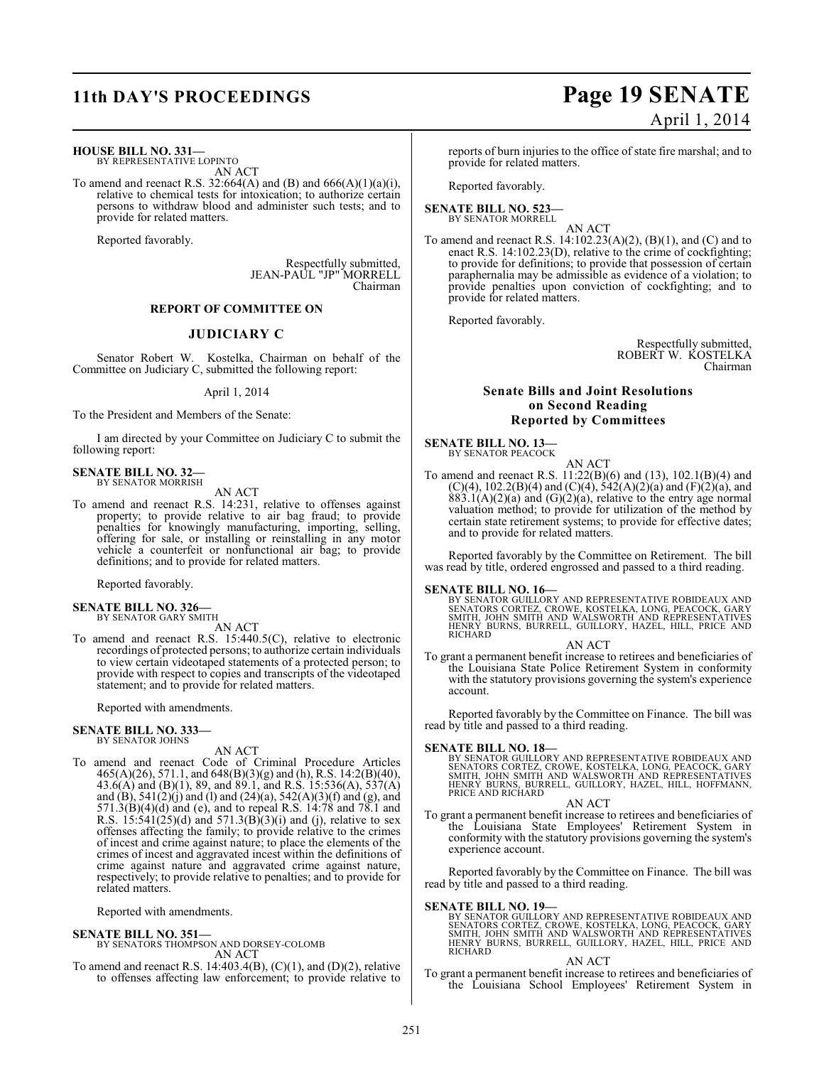**HOUSE BILL NO. 331—**
BY REPRESENTATIVE LOPINTO

AN ACT

To amend and reenact R.S. 32:664(A) and (B) and 666(A)(1)(a)(i), relative to chemical tests for intoxication; to authorize certain persons to withdraw blood and administer such tests; and to provide for related matters.

Reported favorably.

Respectfully submitted,
JEAN-PAUL "JP" MORRELL
Chairman

## REPORT OF COMMITTEE ON

## JUDICIARY C

Senator Robert W. Kostelka, Chairman on behalf of the Committee on Judiciary C, submitted the following report:

April 1, 2014

To the President and Members of the Senate:

I am directed by your Committee on Judiciary C to submit the following report:

**SENATE BILL NO. 32—**
BY SENATOR MORRISH

AN ACT

To amend and reenact R.S. 14:231, relative to offenses against property; to provide relative to air bag fraud; to provide penalties for knowingly manufacturing, importing, selling, offering for sale, or installing or reinstalling in any motor vehicle a counterfeit or nonfunctional air bag; to provide definitions; and to provide for related matters.

Reported favorably.

**SENATE BILL NO. 326—**
BY SENATOR GARY SMITH

AN ACT

To amend and reenact R.S. 15:440.5(C), relative to electronic recordings of protected persons; to authorize certain individuals to view certain videotaped statements of a protected person; to provide with respect to copies and transcripts of the videotaped statement; and to provide for related matters.

Reported with amendments.

**SENATE BILL NO. 333—**
BY SENATOR JOHNS

AN ACT

To amend and reenact Code of Criminal Procedure Articles 465(A)(26), 571.1, and 648(B)(3)(g) and (h), R.S. 14:2(B)(40), 43.6(A) and (B)(1), 89, and 89.1, and R.S. 15:536(A), 537(A) and (B), 541(2)(j) and (l) and (24)(a), 542(A)(3)(f) and (g), and 571.3(B)(4)(d) and (e), and to repeal R.S. 14:78 and 78.1 and R.S. 15:541(25)(d) and 571.3(B)(3)(i) and (j), relative to sex offenses affecting the family; to provide relative to the crimes of incest and crime against nature; to place the elements of the crimes of incest and aggravated incest within the definitions of crime against nature and aggravated crime against nature, respectively; to provide relative to penalties; and to provide for related matters.

Reported with amendments.

**SENATE BILL NO. 351—**
BY SENATORS THOMPSON AND DORSEY-COLOMB

AN ACT

To amend and reenact R.S. 14:403.4(B), (C)(1), and (D)(2), relative to offenses affecting law enforcement; to provide relative to reports of burn injuries to the office of state fire marshal; and to provide for related matters.

Reported favorably.

**SENATE BILL NO. 523—**
BY SENATOR MORRELL

AN ACT

To amend and reenact R.S. 14:102.23(A)(2), (B)(1), and (C) and to enact R.S. 14:102.23(D), relative to the crime of cockfighting; to provide for definitions; to provide that possession of certain paraphernalia may be admissible as evidence of a violation; to provide penalties upon conviction of cockfighting; and to provide for related matters.

Reported favorably.

Respectfully submitted,
ROBERT W. KOSTELKA
Chairman

## Senate Bills and Joint Resolutions on Second Reading Reported by Committees

**SENATE BILL NO. 13—**
BY SENATOR PEACOCK

AN ACT

To amend and reenact R.S. 11:22(B)(6) and (13), 102.1(B)(4) and (C)(4), 102.2(B)(4) and (C)(4), 542(A)(2)(a) and (F)(2)(a), and 883.1(A)(2)(a) and (G)(2)(a), relative to the entry age normal valuation method; to provide for utilization of the method by certain state retirement systems; to provide for effective dates; and to provide for related matters.

Reported favorably by the Committee on Retirement. The bill was read by title, ordered engrossed and passed to a third reading.

**SENATE BILL NO. 16—**
BY SENATOR GUILLORY AND REPRESENTATIVE ROBIDEAUX AND SENATORS CORTEZ, CROWE, KOSTELKA, LONG, PEACOCK, GARY SMITH, JOHN SMITH AND WALSWORTH AND REPRESENTATIVES HENRY BURNS, BURRELL, GUILLORY, HAZEL, HILL, PRICE AND RICHARD

AN ACT

To grant a permanent benefit increase to retirees and beneficiaries of the Louisiana State Police Retirement System in conformity with the statutory provisions governing the system's experience account.

Reported favorably by the Committee on Finance. The bill was read by title and passed to a third reading.

**SENATE BILL NO. 18—**
BY SENATOR GUILLORY AND REPRESENTATIVE ROBIDEAUX AND SENATORS CORTEZ, CROWE, KOSTELKA, LONG, PEACOCK, GARY SMITH, JOHN SMITH AND WALSWORTH AND REPRESENTATIVES HENRY BURNS, BURRELL, GUILLORY, HAZEL, HILL, HOFFMANN, PRICE AND RICHARD

AN ACT

To grant a permanent benefit increase to retirees and beneficiaries of the Louisiana State Employees' Retirement System in conformity with the statutory provisions governing the system's experience account.

Reported favorably by the Committee on Finance. The bill was read by title and passed to a third reading.

**SENATE BILL NO. 19—**
BY SENATOR GUILLORY AND REPRESENTATIVE ROBIDEAUX AND SENATORS CORTEZ, CROWE, KOSTELKA, LONG, PEACOCK, GARY SMITH, JOHN SMITH AND WALSWORTH AND REPRESENTATIVES HENRY BURNS, BURRELL, GUILLORY, HAZEL, HILL, PRICE AND RICHARD

AN ACT

To grant a permanent benefit increase to retirees and beneficiaries of the Louisiana School Employees' Retirement System in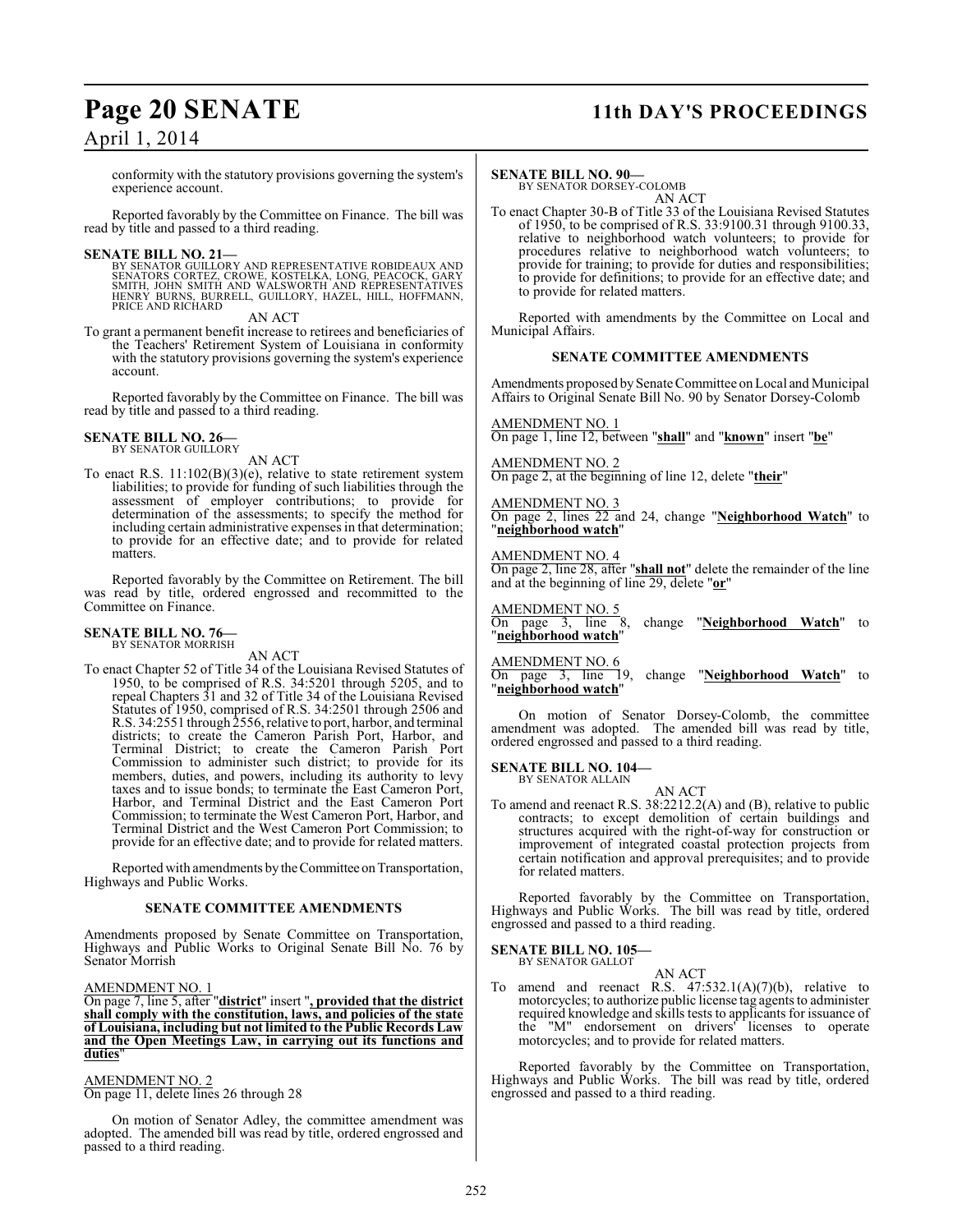conformity with the statutory provisions governing the system's experience account.

Reported favorably by the Committee on Finance. The bill was read by title and passed to a third reading.

**SENATE BILL NO. 21—**
BY SENATOR GUILLORY AND REPRESENTATIVE ROBIDEAUX AND SENATORS CORTEZ, CROWE, KOSTELKA, LONG, PEACOCK, GARY SMITH, JOHN SMITH AND WALSWORTH AND REPRESENTATIVES HENRY BURNS, BURRELL, GUILLORY, HAZEL, HILL, HOFFMANN, PRICE AND RICHARD

AN ACT

To grant a permanent benefit increase to retirees and beneficiaries of the Teachers' Retirement System of Louisiana in conformity with the statutory provisions governing the system's experience account.

Reported favorably by the Committee on Finance. The bill was read by title and passed to a third reading.

**SENATE BILL NO. 26—**
BY SENATOR GUILLORY

AN ACT

To enact R.S. 11:102(B)(3)(e), relative to state retirement system liabilities; to provide for funding of such liabilities through the assessment of employer contributions; to provide for determination of the assessments; to specify the method for including certain administrative expenses in that determination; to provide for an effective date; and to provide for related matters.

Reported favorably by the Committee on Retirement. The bill was read by title, ordered engrossed and recommitted to the Committee on Finance.

**SENATE BILL NO. 76—**
BY SENATOR MORRISH

AN ACT

To enact Chapter 52 of Title 34 of the Louisiana Revised Statutes of 1950, to be comprised of R.S. 34:5201 through 5205, and to repeal Chapters 31 and 32 of Title 34 of the Louisiana Revised Statutes of 1950, comprised of R.S. 34:2501 through 2506 and R.S. 34:2551 through 2556, relative to port, harbor, and terminal districts; to create the Cameron Parish Port, Harbor, and Terminal District; to create the Cameron Parish Port Commission to administer such district; to provide for its members, duties, and powers, including its authority to levy taxes and to issue bonds; to terminate the East Cameron Port, Harbor, and Terminal District and the East Cameron Port Commission; to terminate the West Cameron Port, Harbor, and Terminal District and the West Cameron Port Commission; to provide for an effective date; and to provide for related matters.

Reported with amendments by the Committee on Transportation, Highways and Public Works.

**SENATE COMMITTEE AMENDMENTS**

Amendments proposed by Senate Committee on Transportation, Highways and Public Works to Original Senate Bill No. 76 by Senator Morrish

AMENDMENT NO. 1
On page 7, line 5, after "**district**" insert "**, provided that the district shall comply with the constitution, laws, and policies of the state of Louisiana, including but not limited to the Public Records Law and the Open Meetings Law, in carrying out its functions and duties**"

AMENDMENT NO. 2
On page 11, delete lines 26 through 28

On motion of Senator Adley, the committee amendment was adopted. The amended bill was read by title, ordered engrossed and passed to a third reading.

**SENATE BILL NO. 90—**
BY SENATOR DORSEY-COLOMB

AN ACT

To enact Chapter 30-B of Title 33 of the Louisiana Revised Statutes of 1950, to be comprised of R.S. 33:9100.31 through 9100.33, relative to neighborhood watch volunteers; to provide for procedures relative to neighborhood watch volunteers; to provide for training; to provide for duties and responsibilities; to provide for definitions; to provide for an effective date; and to provide for related matters.

Reported with amendments by the Committee on Local and Municipal Affairs.

**SENATE COMMITTEE AMENDMENTS**

Amendments proposed by Senate Committee on Local and Municipal Affairs to Original Senate Bill No. 90 by Senator Dorsey-Colomb

AMENDMENT NO. 1
On page 1, line 12, between "**shall**" and "**known**" insert "**be**"

AMENDMENT NO. 2
On page 2, at the beginning of line 12, delete "**their**"

AMENDMENT NO. 3
On page 2, lines 22 and 24, change "**Neighborhood Watch**" to "**neighborhood watch**"

AMENDMENT NO. 4
On page 2, line 28, after "**shall not**" delete the remainder of the line and at the beginning of line 29, delete "**or**"

AMENDMENT NO. 5
On page 3, line 8, change "**Neighborhood Watch**" to "**neighborhood watch**"

AMENDMENT NO. 6
On page 3, line 19, change "**Neighborhood Watch**" to "**neighborhood watch**"

On motion of Senator Dorsey-Colomb, the committee amendment was adopted. The amended bill was read by title, ordered engrossed and passed to a third reading.

**SENATE BILL NO. 104—**
BY SENATOR ALLAIN

AN ACT

To amend and reenact R.S. 38:2212.2(A) and (B), relative to public contracts; to except demolition of certain buildings and structures acquired with the right-of-way for construction or improvement of integrated coastal protection projects from certain notification and approval prerequisites; and to provide for related matters.

Reported favorably by the Committee on Transportation, Highways and Public Works. The bill was read by title, ordered engrossed and passed to a third reading.

**SENATE BILL NO. 105—**
BY SENATOR GALLOT

AN ACT

To amend and reenact R.S. 47:532.1(A)(7)(b), relative to motorcycles; to authorize public license tag agents to administer required knowledge and skills tests to applicants for issuance of the "M" endorsement on drivers' licenses to operate motorcycles; and to provide for related matters.

Reported favorably by the Committee on Transportation, Highways and Public Works. The bill was read by title, ordered engrossed and passed to a third reading.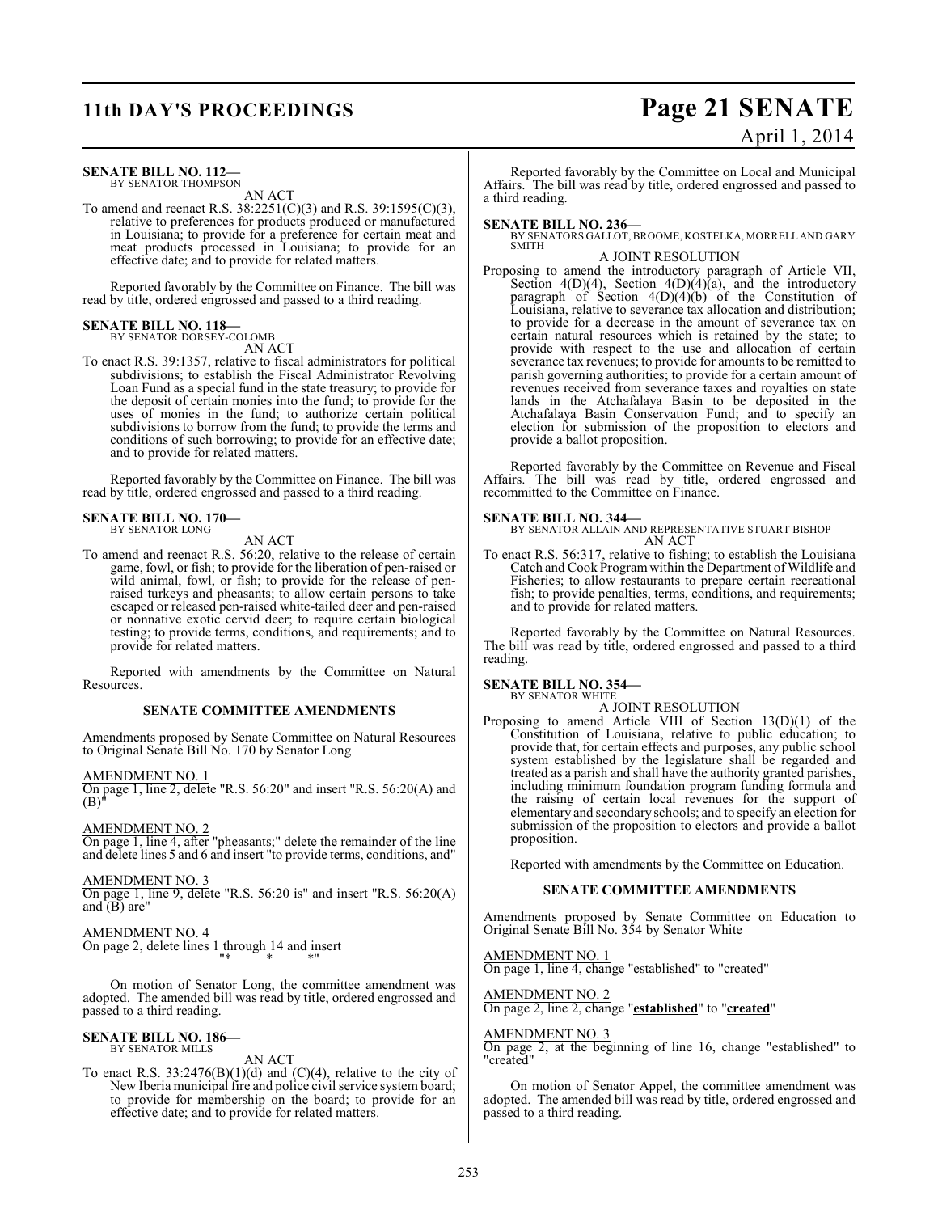**SENATE BILL NO. 112—**
BY SENATOR THOMPSON

AN ACT

To amend and reenact R.S. 38:2251(C)(3) and R.S. 39:1595(C)(3), relative to preferences for products produced or manufactured in Louisiana; to provide for a preference for certain meat and meat products processed in Louisiana; to provide for an effective date; and to provide for related matters.

Reported favorably by the Committee on Finance. The bill was read by title, ordered engrossed and passed to a third reading.

**SENATE BILL NO. 118—**
BY SENATOR DORSEY-COLOMB

AN ACT

To enact R.S. 39:1357, relative to fiscal administrators for political subdivisions; to establish the Fiscal Administrator Revolving Loan Fund as a special fund in the state treasury; to provide for the deposit of certain monies into the fund; to provide for the uses of monies in the fund; to authorize certain political subdivisions to borrow from the fund; to provide the terms and conditions of such borrowing; to provide for an effective date; and to provide for related matters.

Reported favorably by the Committee on Finance. The bill was read by title, ordered engrossed and passed to a third reading.

**SENATE BILL NO. 170—**
BY SENATOR LONG

AN ACT

To amend and reenact R.S. 56:20, relative to the release of certain game, fowl, or fish; to provide for the liberation of pen-raised or wild animal, fowl, or fish; to provide for the release of pen-raised turkeys and pheasants; to allow certain persons to take escaped or released pen-raised white-tailed deer and pen-raised or nonnative exotic cervid deer; to require certain biological testing; to provide terms, conditions, and requirements; and to provide for related matters.

Reported with amendments by the Committee on Natural Resources.

**SENATE COMMITTEE AMENDMENTS**

Amendments proposed by Senate Committee on Natural Resources to Original Senate Bill No. 170 by Senator Long

AMENDMENT NO. 1
On page 1, line 2, delete "R.S. 56:20" and insert "R.S. 56:20(A) and (B)"

AMENDMENT NO. 2
On page 1, line 4, after "pheasants;" delete the remainder of the line and delete lines 5 and 6 and insert "to provide terms, conditions, and"

AMENDMENT NO. 3
On page 1, line 9, delete "R.S. 56:20 is" and insert "R.S. 56:20(A) and (B) are"

AMENDMENT NO. 4
On page 2, delete lines 1 through 14 and insert
"* * *"

On motion of Senator Long, the committee amendment was adopted. The amended bill was read by title, ordered engrossed and passed to a third reading.

**SENATE BILL NO. 186—**
BY SENATOR MILLS

AN ACT

To enact R.S. 33:2476(B)(1)(d) and (C)(4), relative to the city of New Iberia municipal fire and police civil service system board; to provide for membership on the board; to provide for an effective date; and to provide for related matters.

Reported favorably by the Committee on Local and Municipal Affairs. The bill was read by title, ordered engrossed and passed to a third reading.

**SENATE BILL NO. 236—**
BY SENATORS GALLOT, BROOME, KOSTELKA, MORRELL AND GARY SMITH

A JOINT RESOLUTION

Proposing to amend the introductory paragraph of Article VII, Section 4(D)(4), Section 4(D)(4)(a), and the introductory paragraph of Section 4(D)(4)(b) of the Constitution of Louisiana, relative to severance tax allocation and distribution; to provide for a decrease in the amount of severance tax on certain natural resources which is retained by the state; to provide with respect to the use and allocation of certain severance tax revenues; to provide for amounts to be remitted to parish governing authorities; to provide for a certain amount of revenues received from severance taxes and royalties on state lands in the Atchafalaya Basin to be deposited in the Atchafalaya Basin Conservation Fund; and to specify an election for submission of the proposition to electors and provide a ballot proposition.

Reported favorably by the Committee on Revenue and Fiscal Affairs. The bill was read by title, ordered engrossed and recommitted to the Committee on Finance.

**SENATE BILL NO. 344—**
BY SENATOR ALLAIN AND REPRESENTATIVE STUART BISHOP

AN ACT

To enact R.S. 56:317, relative to fishing; to establish the Louisiana Catch and Cook Program within the Department of Wildlife and Fisheries; to allow restaurants to prepare certain recreational fish; to provide penalties, terms, conditions, and requirements; and to provide for related matters.

Reported favorably by the Committee on Natural Resources. The bill was read by title, ordered engrossed and passed to a third reading.

**SENATE BILL NO. 354—**
BY SENATOR WHITE

A JOINT RESOLUTION

Proposing to amend Article VIII of Section 13(D)(1) of the Constitution of Louisiana, relative to public education; to provide that, for certain effects and purposes, any public school system established by the legislature shall be regarded and treated as a parish and shall have the authority granted parishes, including minimum foundation program funding formula and the raising of certain local revenues for the support of elementary and secondary schools; and to specify an election for submission of the proposition to electors and provide a ballot proposition.

Reported with amendments by the Committee on Education.

**SENATE COMMITTEE AMENDMENTS**

Amendments proposed by Senate Committee on Education to Original Senate Bill No. 354 by Senator White

AMENDMENT NO. 1
On page 1, line 4, change "established" to "created"

AMENDMENT NO. 2
On page 2, line 2, change "**established**" to "**created**"

AMENDMENT NO. 3
On page 2, at the beginning of line 16, change "established" to "created"

On motion of Senator Appel, the committee amendment was adopted. The amended bill was read by title, ordered engrossed and passed to a third reading.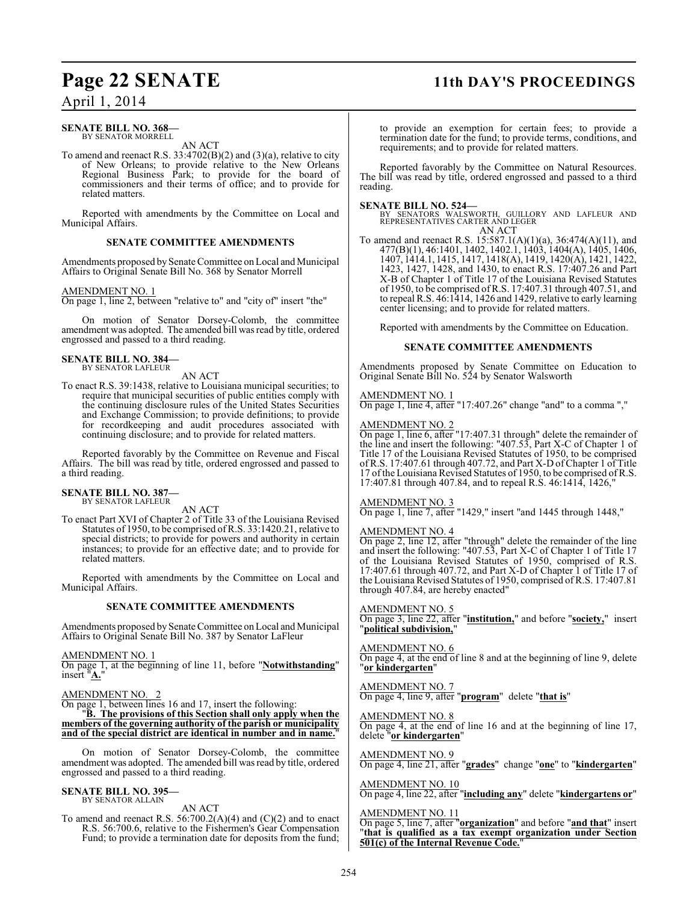**SENATE BILL NO. 368—**
BY SENATOR MORRELL

AN ACT

To amend and reenact R.S. 33:4702(B)(2) and (3)(a), relative to city of New Orleans; to provide relative to the New Orleans Regional Business Park; to provide for the board of commissioners and their terms of office; and to provide for related matters.

Reported with amendments by the Committee on Local and Municipal Affairs.

### SENATE COMMITTEE AMENDMENTS

Amendments proposed by Senate Committee on Local and Municipal Affairs to Original Senate Bill No. 368 by Senator Morrell

AMENDMENT NO. 1
On page 1, line 2, between "relative to" and "city of" insert "the"

On motion of Senator Dorsey-Colomb, the committee amendment was adopted. The amended bill was read by title, ordered engrossed and passed to a third reading.

**SENATE BILL NO. 384—**
BY SENATOR LAFLEUR

AN ACT

To enact R.S. 39:1438, relative to Louisiana municipal securities; to require that municipal securities of public entities comply with the continuing disclosure rules of the United States Securities and Exchange Commission; to provide definitions; to provide for recordkeeping and audit procedures associated with continuing disclosure; and to provide for related matters.

Reported favorably by the Committee on Revenue and Fiscal Affairs. The bill was read by title, ordered engrossed and passed to a third reading.

**SENATE BILL NO. 387—**
BY SENATOR LAFLEUR

AN ACT

To enact Part XVI of Chapter 2 of Title 33 of the Louisiana Revised Statutes of 1950, to be comprised of R.S. 33:1420.21, relative to special districts; to provide for powers and authority in certain instances; to provide for an effective date; and to provide for related matters.

Reported with amendments by the Committee on Local and Municipal Affairs.

### SENATE COMMITTEE AMENDMENTS

Amendments proposed by Senate Committee on Local and Municipal Affairs to Original Senate Bill No. 387 by Senator LaFleur

AMENDMENT NO. 1
On page 1, at the beginning of line 11, before "**Notwithstanding**" insert "**A.**"

AMENDMENT NO. 2
On page 1, between lines 16 and 17, insert the following:
"**B. The provisions of this Section shall only apply when the members of the governing authority of the parish or municipality and of the special district are identical in number and in name.**"

On motion of Senator Dorsey-Colomb, the committee amendment was adopted. The amended bill was read by title, ordered engrossed and passed to a third reading.

**SENATE BILL NO. 395—**
BY SENATOR ALLAIN

AN ACT

To amend and reenact R.S. 56:700.2(A)(4) and (C)(2) and to enact R.S. 56:700.6, relative to the Fishermen's Gear Compensation Fund; to provide a termination date for deposits from the fund; to provide an exemption for certain fees; to provide a termination date for the fund; to provide terms, conditions, and requirements; and to provide for related matters.

Reported favorably by the Committee on Natural Resources. The bill was read by title, ordered engrossed and passed to a third reading.

**SENATE BILL NO. 524—**
BY SENATORS WALSWORTH, GUILLORY AND LAFLEUR AND REPRESENTATIVES CARTER AND LEGER

AN ACT

To amend and reenact R.S. 15:587.1(A)(1)(a), 36:474(A)(11), and 477(B)(1), 46:1401, 1402, 1402.1, 1403, 1404(A), 1405, 1406, 1407, 1414.1, 1415, 1417, 1418(A), 1419, 1420(A), 1421, 1422, 1423, 1427, 1428, and 1430, to enact R.S. 17:407.26 and Part X-B of Chapter 1 of Title 17 of the Louisiana Revised Statutes of 1950, to be comprised of R.S. 17:407.31 through 407.51, and to repeal R.S. 46:1414, 1426 and 1429, relative to early learning center licensing; and to provide for related matters.

Reported with amendments by the Committee on Education.

### SENATE COMMITTEE AMENDMENTS

Amendments proposed by Senate Committee on Education to Original Senate Bill No. 524 by Senator Walsworth

AMENDMENT NO. 1
On page 1, line 4, after "17:407.26" change "and" to a comma ","

AMENDMENT NO. 2
On page 1, line 6, after "17:407.31 through" delete the remainder of the line and insert the following: "407.53, Part X-C of Chapter 1 of Title 17 of the Louisiana Revised Statutes of 1950, to be comprised of R.S. 17:407.61 through 407.72, and Part X-D of Chapter 1 of Title 17 of the Louisiana Revised Statutes of 1950, to be comprised of R.S. 17:407.81 through 407.84, and to repeal R.S. 46:1414, 1426,"

AMENDMENT NO. 3
On page 1, line 7, after "1429," insert "and 1445 through 1448,"

AMENDMENT NO. 4
On page 2, line 12, after "through" delete the remainder of the line and insert the following: "407.53, Part X-C of Chapter 1 of Title 17 of the Louisiana Revised Statutes of 1950, comprised of R.S. 17:407.61 through 407.72, and Part X-D of Chapter 1 of Title 17 of the Louisiana Revised Statutes of 1950, comprised of R.S. 17:407.81 through 407.84, are hereby enacted"

AMENDMENT NO. 5
On page 3, line 22, after "**institution,**" and before "**society,**" insert "**political subdivision,**"

AMENDMENT NO. 6
On page 4, at the end of line 8 and at the beginning of line 9, delete "**or kindergarten**"

AMENDMENT NO. 7
On page 4, line 9, after "**program**" delete "**that is**"

AMENDMENT NO. 8
On page 4, at the end of line 16 and at the beginning of line 17, delete "**or kindergarten**"

AMENDMENT NO. 9
On page 4, line 21, after "**grades**" change "**one**" to "**kindergarten**"

AMENDMENT NO. 10
On page 4, line 22, after "**including any**" delete "**kindergartens or**"

AMENDMENT NO. 11
On page 5, line 7, after "**organization**" and before "**and that**" insert "**that is qualified as a tax exempt organization under Section 501(c) of the Internal Revenue Code.**"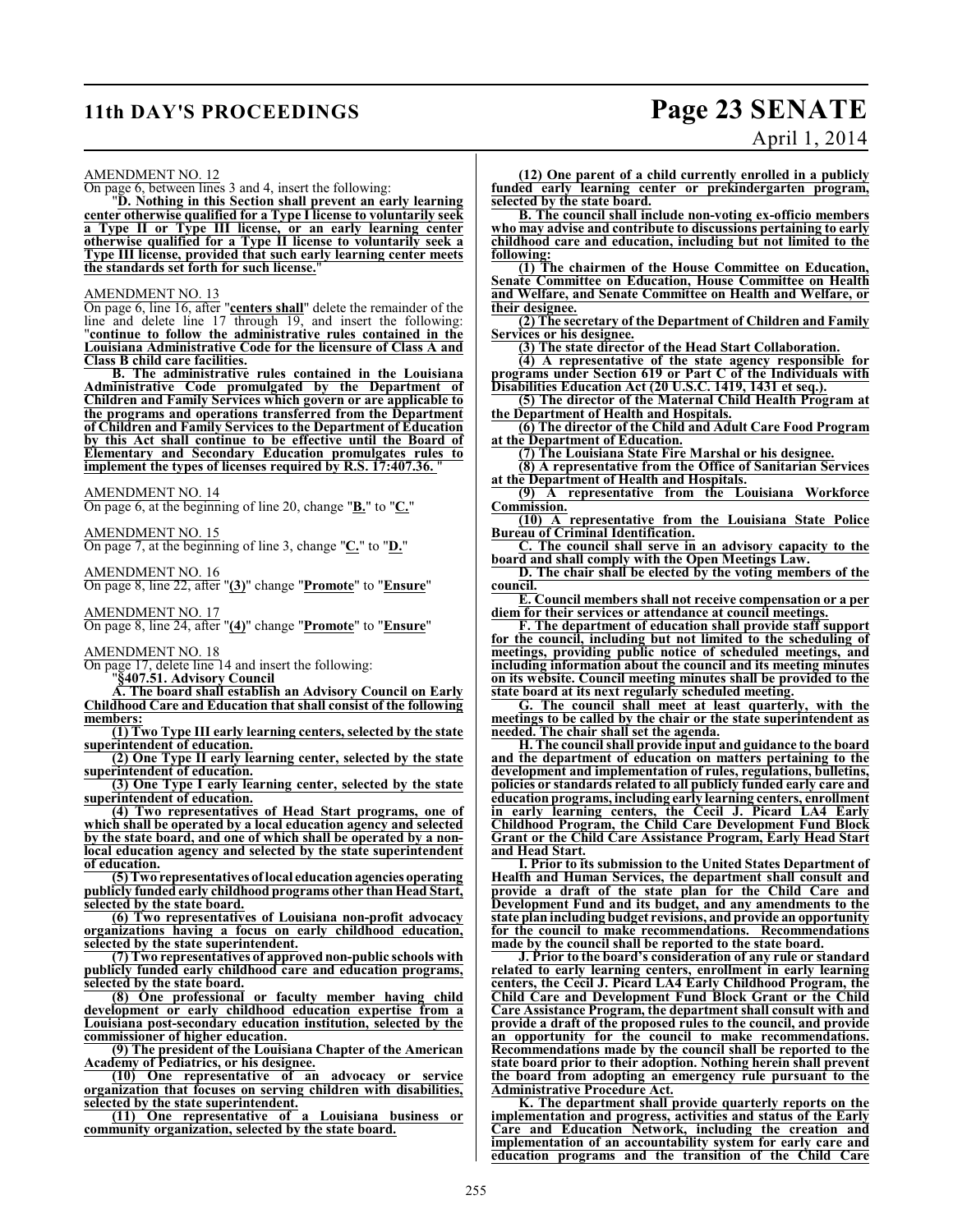AMENDMENT NO. 12

On page 6, between lines 3 and 4, insert the following:

"**D. Nothing in this Section shall prevent an early learning center otherwise qualified for a Type I license to voluntarily seek a Type II or Type III license, or an early learning center otherwise qualified for a Type II license to voluntarily seek a Type III license, provided that such early learning center meets the standards set forth for such license.**"

AMENDMENT NO. 13

On page 6, line 16, after "**centers shall**" delete the remainder of the line and delete line 17 through 19, and insert the following: "**continue to follow the administrative rules contained in the Louisiana Administrative Code for the licensure of Class A and Class B child care facilities.**

**B. The administrative rules contained in the Louisiana Administrative Code promulgated by the Department of Children and Family Services which govern or are applicable to the programs and operations transferred from the Department of Children and Family Services to the Department of Education by this Act shall continue to be effective until the Board of Elementary and Secondary Education promulgates rules to implement the types of licenses required by R.S. 17:407.36.** "

AMENDMENT NO. 14

On page 6, at the beginning of line 20, change "**B.**" to "**C.**"

AMENDMENT NO. 15

On page 7, at the beginning of line 3, change "**C.**" to "**D.**"

AMENDMENT NO. 16

On page 8, line 22, after "**(3)**" change "**Promote**" to "**Ensure**"

AMENDMENT NO. 17

On page 8, line 24, after "**(4)**" change "**Promote**" to "**Ensure**"

AMENDMENT NO. 18

On page 17, delete line 14 and insert the following:

"**§407.51. Advisory Council**

**A. The board shall establish an Advisory Council on Early Childhood Care and Education that shall consist of the following members:**

**(1) Two Type III early learning centers, selected by the state superintendent of education.**

**(2) One Type II early learning center, selected by the state superintendent of education.**

**(3) One Type I early learning center, selected by the state superintendent of education.**

**(4) Two representatives of Head Start programs, one of which shall be operated by a local education agency and selected by the state board, and one of which shall be operated by a non-local education agency and selected by the state superintendent of education.**

**(5) Two representatives of local education agencies operating publicly funded early childhood programs other than Head Start, selected by the state board.**

**(6) Two representatives of Louisiana non-profit advocacy organizations having a focus on early childhood education, selected by the state superintendent.**

**(7) Two representatives of approved non-public schools with publicly funded early childhood care and education programs, selected by the state board.**

**(8) One professional or faculty member having child development or early childhood education expertise from a Louisiana post-secondary education institution, selected by the commissioner of higher education.**

**(9) The president of the Louisiana Chapter of the American Academy of Pediatrics, or his designee.**

**(10) One representative of an advocacy or service organization that focuses on serving children with disabilities, selected by the state superintendent.**

**(11) One representative of a Louisiana business or community organization, selected by the state board.**

**(12) One parent of a child currently enrolled in a publicly funded early learning center or prekindergarten program, selected by the state board.**

**B. The council shall include non-voting ex-officio members who may advise and contribute to discussions pertaining to early childhood care and education, including but not limited to the following:**

**(1) The chairmen of the House Committee on Education, Senate Committee on Education, House Committee on Health and Welfare, and Senate Committee on Health and Welfare, or their designee.**

**(2) The secretary of the Department of Children and Family Services or his designee.**

**(3) The state director of the Head Start Collaboration.**

**(4) A representative of the state agency responsible for programs under Section 619 or Part C of the Individuals with Disabilities Education Act (20 U.S.C. 1419, 1431 et seq.).**

**(5) The director of the Maternal Child Health Program at the Department of Health and Hospitals.**

**(6) The director of the Child and Adult Care Food Program at the Department of Education.**

**(7) The Louisiana State Fire Marshal or his designee.**

**(8) A representative from the Office of Sanitarian Services at the Department of Health and Hospitals.**

**(9) A representative from the Louisiana Workforce Commission.**

**(10) A representative from the Louisiana State Police Bureau of Criminal Identification.**

**C. The council shall serve in an advisory capacity to the board and shall comply with the Open Meetings Law.**

**D. The chair shall be elected by the voting members of the council.**

**E. Council members shall not receive compensation or a per diem for their services or attendance at council meetings.**

**F. The department of education shall provide staff support for the council, including but not limited to the scheduling of meetings, providing public notice of scheduled meetings, and including information about the council and its meeting minutes on its website. Council meeting minutes shall be provided to the state board at its next regularly scheduled meeting.**

**G. The council shall meet at least quarterly, with the meetings to be called by the chair or the state superintendent as needed. The chair shall set the agenda.**

**H. The council shall provide input and guidance to the board and the department of education on matters pertaining to the development and implementation of rules, regulations, bulletins, policies or standards related to all publicly funded early care and education programs, including early learning centers, enrollment in early learning centers, the Cecil J. Picard LA4 Early Childhood Program, the Child Care Development Fund Block Grant or the Child Care Assistance Program, Early Head Start and Head Start.**

**I. Prior to its submission to the United States Department of Health and Human Services, the department shall consult and provide a draft of the state plan for the Child Care and Development Fund and its budget, and any amendments to the state plan including budget revisions, and provide an opportunity for the council to make recommendations. Recommendations made by the council shall be reported to the state board.**

**J. Prior to the board's consideration of any rule or standard related to early learning centers, enrollment in early learning centers, the Cecil J. Picard LA4 Early Childhood Program, the Child Care and Development Fund Block Grant or the Child Care Assistance Program, the department shall consult with and provide a draft of the proposed rules to the council, and provide an opportunity for the council to make recommendations. Recommendations made by the council shall be reported to the state board prior to their adoption. Nothing herein shall prevent the board from adopting an emergency rule pursuant to the Administrative Procedure Act.**

**K. The department shall provide quarterly reports on the implementation and progress, activities and status of the Early Care and Education Network, including the creation and implementation of an accountability system for early care and education programs and the transition of the Child Care**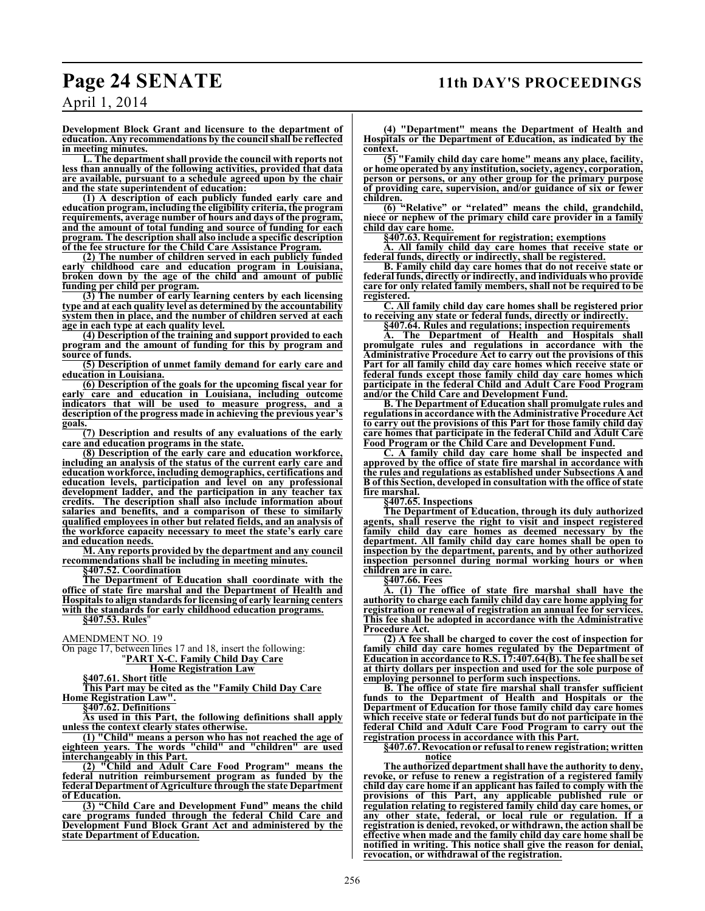**Development Block Grant and licensure to the department of education. Any recommendations by the council shall be reflected in meeting minutes.**

**L. The department shall provide the council with reports not less than annually of the following activities, provided that data are available, pursuant to a schedule agreed upon by the chair and the state superintendent of education:**

**(1) A description of each publicly funded early care and education program, including the eligibility criteria, the program requirements, average number of hours and days of the program, and the amount of total funding and source of funding for each program. The description shall also include a specific description of the fee structure for the Child Care Assistance Program.**

**(2) The number of children served in each publicly funded early childhood care and education program in Louisiana, broken down by the age of the child and amount of public funding per child per program.**

**(3) The number of early learning centers by each licensing type and at each quality level as determined by the accountability system then in place, and the number of children served at each age in each type at each quality level.**

**(4) Description of the training and support provided to each program and the amount of funding for this by program and source of funds.**

**(5) Description of unmet family demand for early care and education in Louisiana.**

**(6) Description of the goals for the upcoming fiscal year for early care and education in Louisiana, including outcome indicators that will be used to measure progress, and a description of the progress made in achieving the previous year's goals.**

**(7) Description and results of any evaluations of the early care and education programs in the state.**

**(8) Description of the early care and education workforce, including an analysis of the status of the current early care and education workforce, including demographics, certifications and education levels, participation and level on any professional development ladder, and the participation in any teacher tax credits. The description shall also include information about salaries and benefits, and a comparison of these to similarly qualified employees in other but related fields, and an analysis of the workforce capacity necessary to meet the state's early care and education needs.**

**M. Any reports provided by the department and any council recommendations shall be including in meeting minutes.**

**§407.52. Coordination**

**The Department of Education shall coordinate with the office of state fire marshal and the Department of Health and Hospitals to align standards for licensing of early learning centers with the standards for early childhood education programs.**

**§407.53. Rules**"

AMENDMENT NO. 19

On page 17, between lines 17 and 18, insert the following:

"**PART X-C. Family Child Day Care Home Registration Law**

**§407.61. Short title**

**This Part may be cited as the "Family Child Day Care Home Registration Law".**

**§407.62. Definitions**

**As used in this Part, the following definitions shall apply unless the context clearly states otherwise.**

**(1) "Child" means a person who has not reached the age of eighteen years. The words "child" and "children" are used interchangeably in this Part.**

**(2) "Child and Adult Care Food Program" means the federal nutrition reimbursement program as funded by the federal Department of Agriculture through the state Department of Education.**

**(3) "Child Care and Development Fund" means the child care programs funded through the federal Child Care and Development Fund Block Grant Act and administered by the state Department of Education.**

**(4) "Department" means the Department of Health and Hospitals or the Department of Education, as indicated by the context.**

**(5) "Family child day care home" means any place, facility, or home operated by any institution, society, agency, corporation, person or persons, or any other group for the primary purpose of providing care, supervision, and/or guidance of six or fewer children.**

**(6) "Relative" or "related" means the child, grandchild, niece or nephew of the primary child care provider in a family child day care home.**

**§407.63. Requirement for registration; exemptions**

**A. All family child day care homes that receive state or federal funds, directly or indirectly, shall be registered.**

**B. Family child day care homes that do not receive state or federal funds, directly or indirectly, and individuals who provide care for only related family members, shall not be required to be registered.**

**C. All family child day care homes shall be registered prior to receiving any state or federal funds, directly or indirectly.**

**§407.64. Rules and regulations; inspection requirements**

**A. The Department of Health and Hospitals shall promulgate rules and regulations in accordance with the Administrative Procedure Act to carry out the provisions of this Part for all family child day care homes which receive state or federal funds except those family child day care homes which participate in the federal Child and Adult Care Food Program and/or the Child Care and Development Fund.**

**B. The Department of Education shall promulgate rules and regulations in accordance with the Administrative Procedure Act to carry out the provisions of this Part for those family child day care homes that participate in the federal Child and Adult Care Food Program or the Child Care and Development Fund.**

**C. A family child day care home shall be inspected and approved by the office of state fire marshal in accordance with the rules and regulations as established under Subsections A and B of this Section, developed in consultation with the office of state fire marshal.**

**§407.65. Inspections**

**The Department of Education, through its duly authorized agents, shall reserve the right to visit and inspect registered family child day care homes as deemed necessary by the department. All family child day care homes shall be open to inspection by the department, parents, and by other authorized inspection personnel during normal working hours or when children are in care.**

**§407.66. Fees**

**A. (1) The office of state fire marshal shall have the authority to charge each family child day care home applying for registration or renewal of registration an annual fee for services. This fee shall be adopted in accordance with the Administrative Procedure Act.**

**(2) A fee shall be charged to cover the cost of inspection for family child day care homes regulated by the Department of Education in accordance to R.S. 17:407.64(B). The fee shall be set at thirty dollars per inspection and used for the sole purpose of employing personnel to perform such inspections.**

**B. The office of state fire marshal shall transfer sufficient funds to the Department of Health and Hospitals or the Department of Education for those family child day care homes which receive state or federal funds but do not participate in the federal Child and Adult Care Food Program to carry out the registration process in accordance with this Part.**

**§407.67. Revocation or refusal to renew registration; written notice**

**The authorized department shall have the authority to deny, revoke, or refuse to renew a registration of a registered family child day care home if an applicant has failed to comply with the provisions of this Part, any applicable published rule or regulation relating to registered family child day care homes, or any other state, federal, or local rule or regulation. If a registration is denied, revoked, or withdrawn, the action shall be effective when made and the family child day care home shall be notified in writing. This notice shall give the reason for denial, revocation, or withdrawal of the registration.**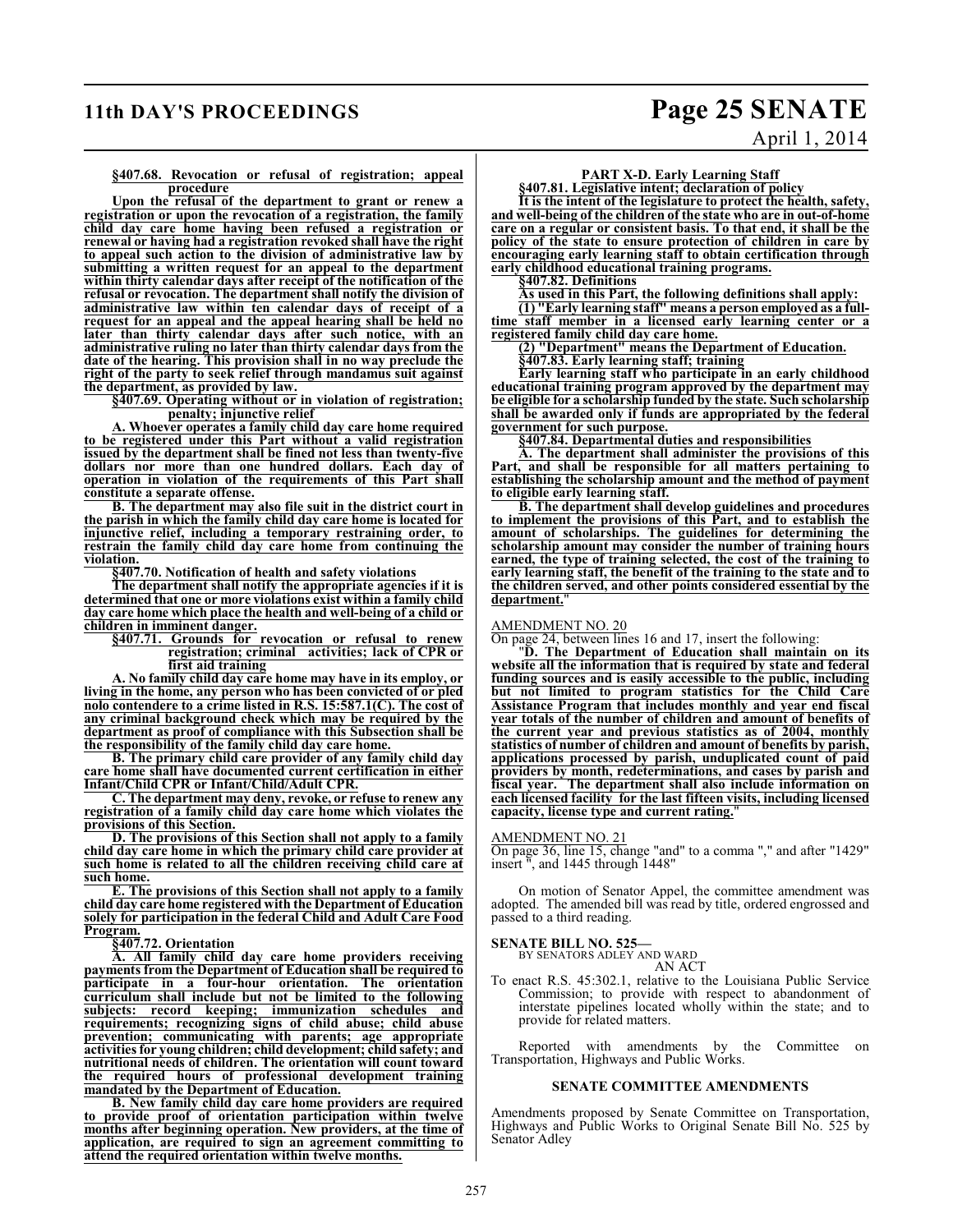**§407.68. Revocation or refusal of registration; appeal procedure**

Upon the refusal of the department to grant or renew a registration or upon the revocation of a registration, the family child day care home having been refused a registration or renewal or having had a registration revoked shall have the right to appeal such action to the division of administrative law by submitting a written request for an appeal to the department within thirty calendar days after receipt of the notification of the refusal or revocation. The department shall notify the division of administrative law within ten calendar days of receipt of a request for an appeal and the appeal hearing shall be held no later than thirty calendar days after such notice, with an administrative ruling no later than thirty calendar days from the date of the hearing. This provision shall in no way preclude the right of the party to seek relief through mandamus suit against the department, as provided by law.

**§407.69. Operating without or in violation of registration; penalty; injunctive relief**

A. Whoever operates a family child day care home required to be registered under this Part without a valid registration issued by the department shall be fined not less than twenty-five dollars nor more than one hundred dollars. Each day of operation in violation of the requirements of this Part shall constitute a separate offense.

B. The department may also file suit in the district court in the parish in which the family child day care home is located for injunctive relief, including a temporary restraining order, to restrain the family child day care home from continuing the violation.

**§407.70. Notification of health and safety violations**

The department shall notify the appropriate agencies if it is determined that one or more violations exist within a family child day care home which place the health and well-being of a child or children in imminent danger.

**§407.71. Grounds for revocation or refusal to renew registration; criminal activities; lack of CPR or first aid training**

A. No family child day care home may have in its employ, or living in the home, any person who has been convicted of or pled nolo contendere to a crime listed in R.S. 15:587.1(C). The cost of any criminal background check which may be required by the department as proof of compliance with this Subsection shall be the responsibility of the family child day care home.

B. The primary child care provider of any family child day care home shall have documented current certification in either Infant/Child CPR or Infant/Child/Adult CPR.

C. The department may deny, revoke, or refuse to renew any registration of a family child day care home which violates the provisions of this Section.

D. The provisions of this Section shall not apply to a family child day care home in which the primary child care provider at such home is related to all the children receiving child care at such home.

E. The provisions of this Section shall not apply to a family child day care home registered with the Department of Education solely for participation in the federal Child and Adult Care Food Program.

**§407.72. Orientation**

A. All family child day care home providers receiving payments from the Department of Education shall be required to participate in a four-hour orientation. The orientation curriculum shall include but not be limited to the following subjects: record keeping; immunization schedules and requirements; recognizing signs of child abuse; child abuse prevention; communicating with parents; age appropriate activities for young children; child development; child safety; and nutritional needs of children. The orientation will count toward the required hours of professional development training mandated by the Department of Education.

B. New family child day care home providers are required to provide proof of orientation participation within twelve months after beginning operation. New providers, at the time of application, are required to sign an agreement committing to attend the required orientation within twelve months.

**PART X-D. Early Learning Staff**

**§407.81. Legislative intent; declaration of policy**

It is the intent of the legislature to protect the health, safety, and well-being of the children of the state who are in out-of-home care on a regular or consistent basis. To that end, it shall be the policy of the state to ensure protection of children in care by encouraging early learning staff to obtain certification through early childhood educational training programs.

**§407.82. Definitions**

As used in this Part, the following definitions shall apply:

(1) "Early learning staff" means a person employed as a full-time staff member in a licensed early learning center or a registered family child day care home.

(2) "Department" means the Department of Education.

**§407.83. Early learning staff; training**

Early learning staff who participate in an early childhood educational training program approved by the department may be eligible for a scholarship funded by the state. Such scholarship shall be awarded only if funds are appropriated by the federal government for such purpose.

**§407.84. Departmental duties and responsibilities**

A. The department shall administer the provisions of this Part, and shall be responsible for all matters pertaining to establishing the scholarship amount and the method of payment to eligible early learning staff.

B. The department shall develop guidelines and procedures to implement the provisions of this Part, and to establish the amount of scholarships. The guidelines for determining the scholarship amount may consider the number of training hours earned, the type of training selected, the cost of the training to early learning staff, the benefit of the training to the state and to the children served, and other points considered essential by the department."

AMENDMENT NO. 20

On page 24, between lines 16 and 17, insert the following:

"**D. The Department of Education shall maintain on its website all the information that is required by state and federal funding sources and is easily accessible to the public, including but not limited to program statistics for the Child Care Assistance Program that includes monthly and year end fiscal year totals of the number of children and amount of benefits of the current year and previous statistics as of 2004, monthly statistics of number of children and amount of benefits by parish, applications processed by parish, unduplicated count of paid providers by month, redeterminations, and cases by parish and fiscal year. The department shall also include information on each licensed facility for the last fifteen visits, including licensed capacity, license type and current rating.**"

AMENDMENT NO. 21

On page 36, line 15, change "and" to a comma "," and after "1429" insert ", and 1445 through 1448"

On motion of Senator Appel, the committee amendment was adopted. The amended bill was read by title, ordered engrossed and passed to a third reading.

**SENATE BILL NO. 525—**
BY SENATORS ADLEY AND WARD
AN ACT

To enact R.S. 45:302.1, relative to the Louisiana Public Service Commission; to provide with respect to abandonment of interstate pipelines located wholly within the state; and to provide for related matters.

Reported with amendments by the Committee on Transportation, Highways and Public Works.

**SENATE COMMITTEE AMENDMENTS**

Amendments proposed by Senate Committee on Transportation, Highways and Public Works to Original Senate Bill No. 525 by Senator Adley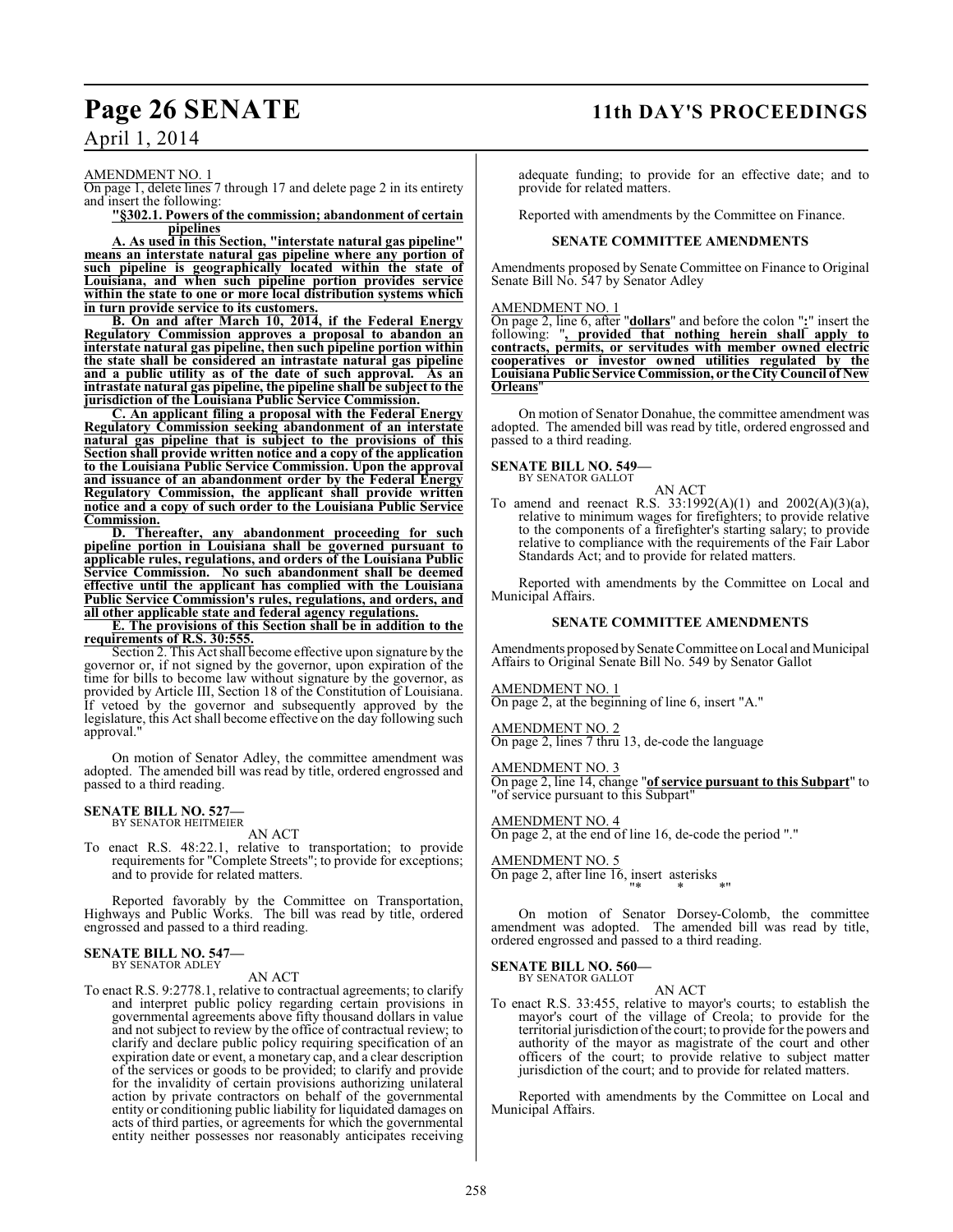AMENDMENT NO. 1

On page 1, delete lines 7 through 17 and delete page 2 in its entirety and insert the following:

**"§302.1. Powers of the commission; abandonment of certain pipelines**

**A. As used in this Section, "interstate natural gas pipeline" means an interstate natural gas pipeline where any portion of such pipeline is geographically located within the state of Louisiana, and when such pipeline portion provides service within the state to one or more local distribution systems which in turn provide service to its customers.**

**B. On and after March 10, 2014, if the Federal Energy Regulatory Commission approves a proposal to abandon an interstate natural gas pipeline, then such pipeline portion within the state shall be considered an intrastate natural gas pipeline and a public utility as of the date of such approval. As an intrastate natural gas pipeline, the pipeline shall be subject to the jurisdiction of the Louisiana Public Service Commission.**

**C. An applicant filing a proposal with the Federal Energy Regulatory Commission seeking abandonment of an interstate natural gas pipeline that is subject to the provisions of this Section shall provide written notice and a copy of the application to the Louisiana Public Service Commission. Upon the approval and issuance of an abandonment order by the Federal Energy Regulatory Commission, the applicant shall provide written notice and a copy of such order to the Louisiana Public Service Commission.**

**D. Thereafter, any abandonment proceeding for such pipeline portion in Louisiana shall be governed pursuant to applicable rules, regulations, and orders of the Louisiana Public Service Commission. No such abandonment shall be deemed effective until the applicant has complied with the Louisiana Public Service Commission's rules, regulations, and orders, and all other applicable state and federal agency regulations.**

**E. The provisions of this Section shall be in addition to the requirements of R.S. 30:555.**

Section 2. This Act shall become effective upon signature by the governor or, if not signed by the governor, upon expiration of the time for bills to become law without signature by the governor, as provided by Article III, Section 18 of the Constitution of Louisiana. If vetoed by the governor and subsequently approved by the legislature, this Act shall become effective on the day following such approval."

On motion of Senator Adley, the committee amendment was adopted. The amended bill was read by title, ordered engrossed and passed to a third reading.

**SENATE BILL NO. 527—**
BY SENATOR HEITMEIER

AN ACT

To enact R.S. 48:22.1, relative to transportation; to provide requirements for "Complete Streets"; to provide for exceptions; and to provide for related matters.

Reported favorably by the Committee on Transportation, Highways and Public Works. The bill was read by title, ordered engrossed and passed to a third reading.

**SENATE BILL NO. 547—**
BY SENATOR ADLEY

AN ACT

To enact R.S. 9:2778.1, relative to contractual agreements; to clarify and interpret public policy regarding certain provisions in governmental agreements above fifty thousand dollars in value and not subject to review by the office of contractual review; to clarify and declare public policy requiring specification of an expiration date or event, a monetary cap, and a clear description of the services or goods to be provided; to clarify and provide for the invalidity of certain provisions authorizing unilateral action by private contractors on behalf of the governmental entity or conditioning public liability for liquidated damages on acts of third parties, or agreements for which the governmental entity neither possesses nor reasonably anticipates receiving adequate funding; to provide for an effective date; and to provide for related matters.

Reported with amendments by the Committee on Finance.

**SENATE COMMITTEE AMENDMENTS**

Amendments proposed by Senate Committee on Finance to Original Senate Bill No. 547 by Senator Adley

AMENDMENT NO. 1

On page 2, line 6, after "**dollars**" and before the colon "**:**" insert the following: "**, provided that nothing herein shall apply to contracts, permits, or servitudes with member owned electric cooperatives or investor owned utilities regulated by the Louisiana Public Service Commission, or the City Council of New Orleans**"

On motion of Senator Donahue, the committee amendment was adopted. The amended bill was read by title, ordered engrossed and passed to a third reading.

**SENATE BILL NO. 549—**
BY SENATOR GALLOT

AN ACT

To amend and reenact R.S. 33:1992(A)(1) and 2002(A)(3)(a), relative to minimum wages for firefighters; to provide relative to the components of a firefighter's starting salary; to provide relative to compliance with the requirements of the Fair Labor Standards Act; and to provide for related matters.

Reported with amendments by the Committee on Local and Municipal Affairs.

**SENATE COMMITTEE AMENDMENTS**

Amendments proposed by Senate Committee on Local and Municipal Affairs to Original Senate Bill No. 549 by Senator Gallot

AMENDMENT NO. 1

On page 2, at the beginning of line 6, insert "A."

AMENDMENT NO. 2

On page 2, lines 7 thru 13, de-code the language

AMENDMENT NO. 3

On page 2, line 14, change "**of service pursuant to this Subpart**" to "of service pursuant to this Subpart"

AMENDMENT NO. 4

On page 2, at the end of line 16, de-code the period "."

AMENDMENT NO. 5

On page 2, after line 16, insert asterisks

"* * *"

On motion of Senator Dorsey-Colomb, the committee amendment was adopted. The amended bill was read by title, ordered engrossed and passed to a third reading.

**SENATE BILL NO. 560—**
BY SENATOR GALLOT

AN ACT

To enact R.S. 33:455, relative to mayor's courts; to establish the mayor's court of the village of Creola; to provide for the territorial jurisdiction of the court; to provide for the powers and authority of the mayor as magistrate of the court and other officers of the court; to provide relative to subject matter jurisdiction of the court; and to provide for related matters.

Reported with amendments by the Committee on Local and Municipal Affairs.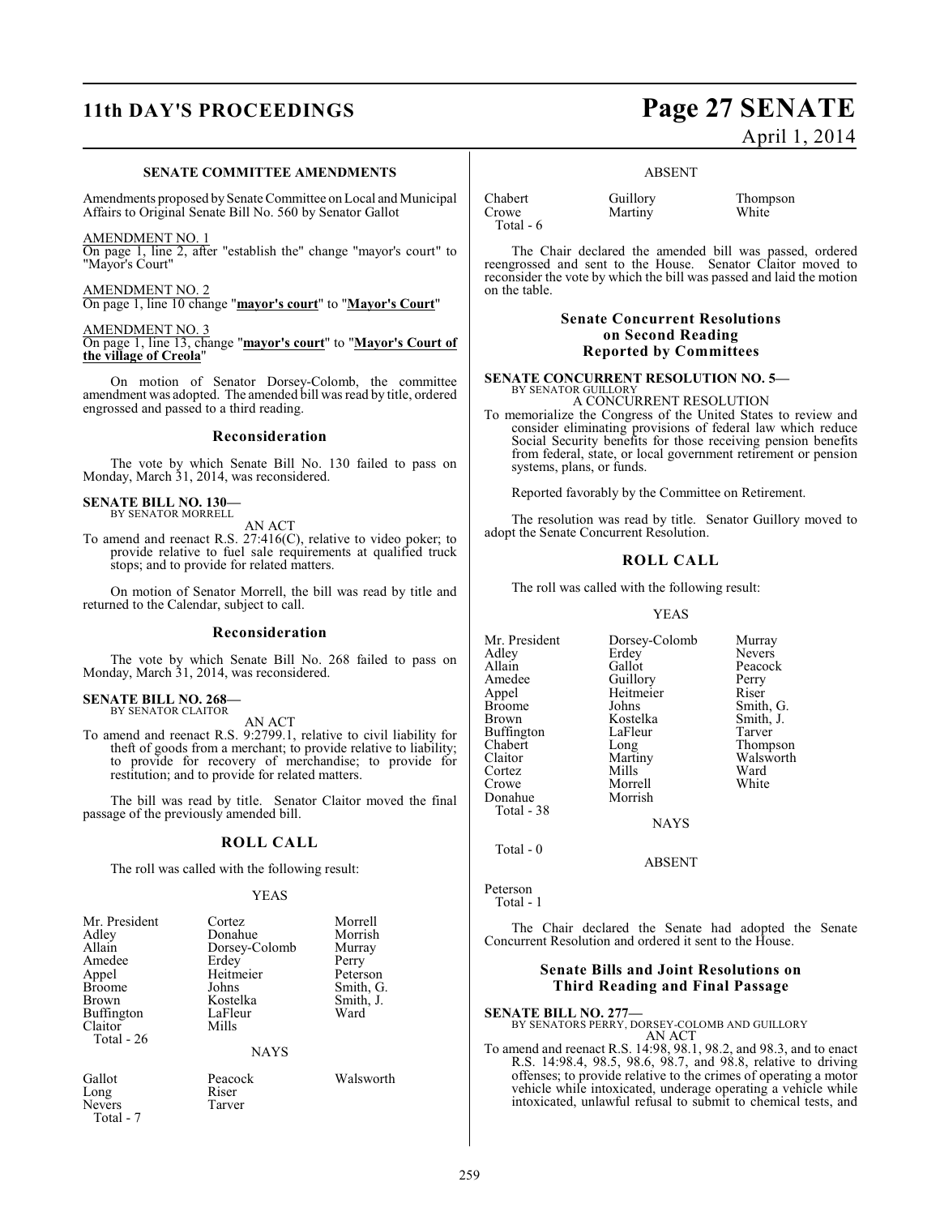### SENATE COMMITTEE AMENDMENTS

Amendments proposed by Senate Committee on Local and Municipal Affairs to Original Senate Bill No. 560 by Senator Gallot

AMENDMENT NO. 1
On page 1, line 2, after "establish the" change "mayor's court" to "Mayor's Court"

AMENDMENT NO. 2
On page 1, line 10 change "**mayor's court**" to "**Mayor's Court**"

AMENDMENT NO. 3
On page 1, line 13, change "**mayor's court**" to "**Mayor's Court of the village of Creola**"

On motion of Senator Dorsey-Colomb, the committee amendment was adopted. The amended bill was read by title, ordered engrossed and passed to a third reading.

## Reconsideration

The vote by which Senate Bill No. 130 failed to pass on Monday, March 31, 2014, was reconsidered.

**SENATE BILL NO. 130—**
BY SENATOR MORRELL

AN ACT

To amend and reenact R.S. 27:416(C), relative to video poker; to provide relative to fuel sale requirements at qualified truck stops; and to provide for related matters.

On motion of Senator Morrell, the bill was read by title and returned to the Calendar, subject to call.

## Reconsideration

The vote by which Senate Bill No. 268 failed to pass on Monday, March 31, 2014, was reconsidered.

**SENATE BILL NO. 268—**
BY SENATOR CLAITOR

AN ACT

To amend and reenact R.S. 9:2799.1, relative to civil liability for theft of goods from a merchant; to provide relative to liability; to provide for recovery of merchandise; to provide for restitution; and to provide for related matters.

The bill was read by title. Senator Claitor moved the final passage of the previously amended bill.

## ROLL CALL

The roll was called with the following result:

YEAS

| | | |
|---|---|---|
| Mr. President | Cortez | Morrell |
| Adley | Donahue | Morrish |
| Allain | Dorsey-Colomb | Murray |
| Amedee | Erdey | Perry |
| Appel | Heitmeier | Peterson |
| Broome | Johns | Smith, G. |
| Brown | Kostelka | Smith, J. |
| Buffington | LaFleur | Ward |
| Claitor | Mills | |

Total - 26

NAYS

| | | |
|---|---|---|
| Gallot | Peacock | Walsworth |
| Long | Riser | |
| Nevers | Tarver | |

Total - 7

ABSENT

| | | |
|---|---|---|
| Chabert | Guillory | Thompson |
| Crowe | Martiny | White |

Total - 6

The Chair declared the amended bill was passed, ordered reengrossed and sent to the House. Senator Claitor moved to reconsider the vote by which the bill was passed and laid the motion on the table.

## Senate Concurrent Resolutions on Second Reading Reported by Committees

**SENATE CONCURRENT RESOLUTION NO. 5—**
BY SENATOR GUILLORY

A CONCURRENT RESOLUTION

To memorialize the Congress of the United States to review and consider eliminating provisions of federal law which reduce Social Security benefits for those receiving pension benefits from federal, state, or local government retirement or pension systems, plans, or funds.

Reported favorably by the Committee on Retirement.

The resolution was read by title. Senator Guillory moved to adopt the Senate Concurrent Resolution.

## ROLL CALL

The roll was called with the following result:

YEAS

| | | |
|---|---|---|
| Mr. President | Dorsey-Colomb | Murray |
| Adley | Erdey | Nevers |
| Allain | Gallot | Peacock |
| Amedee | Guillory | Perry |
| Appel | Heitmeier | Riser |
| Broome | Johns | Smith, G. |
| Brown | Kostelka | Smith, J. |
| Buffington | LaFleur | Tarver |
| Chabert | Long | Thompson |
| Claitor | Martiny | Walsworth |
| Cortez | Mills | Ward |
| Crowe | Morrell | White |
| Donahue | Morrish | |

Total - 38

NAYS

Total - 0

ABSENT

Peterson

Total - 1

The Chair declared the Senate had adopted the Senate Concurrent Resolution and ordered it sent to the House.

## Senate Bills and Joint Resolutions on Third Reading and Final Passage

**SENATE BILL NO. 277—**
BY SENATORS PERRY, DORSEY-COLOMB AND GUILLORY

AN ACT

To amend and reenact R.S. 14:98, 98.1, 98.2, and 98.3, and to enact R.S. 14:98.4, 98.5, 98.6, 98.7, and 98.8, relative to driving offenses; to provide relative to the crimes of operating a motor vehicle while intoxicated, underage operating a vehicle while intoxicated, unlawful refusal to submit to chemical tests, and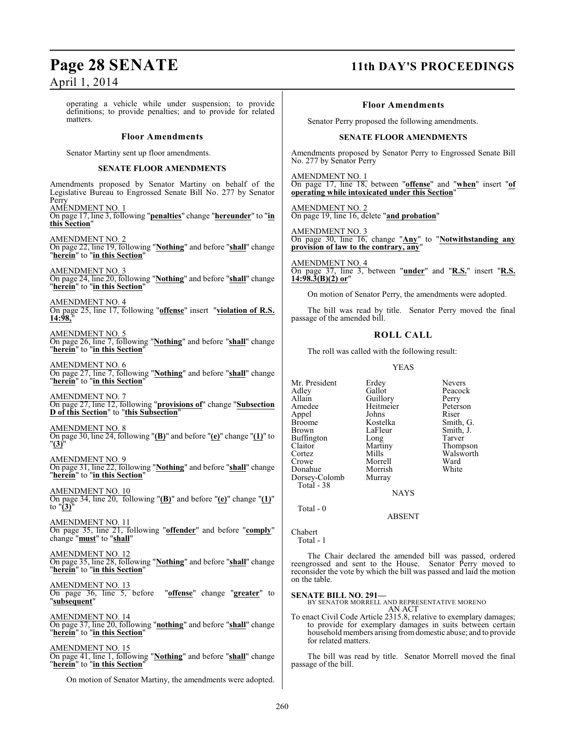operating a vehicle while under suspension; to provide definitions; to provide penalties; and to provide for related matters.

### Floor Amendments

Senator Martiny sent up floor amendments.

#### SENATE FLOOR AMENDMENTS

Amendments proposed by Senator Martiny on behalf of the Legislative Bureau to Engrossed Senate Bill No. 277 by Senator Perry

AMENDMENT NO. 1
On page 17, line 3, following "**penalties**" change "**hereunder**" to "**in this Section**"

AMENDMENT NO. 2
On page 22, line 19, following "**Nothing**" and before "**shall**" change "**herein**" to "**in this Section**"

AMENDMENT NO. 3
On page 24, line 20, following "**Nothing**" and before "**shall**" change "**herein**" to "**in this Section**"

AMENDMENT NO. 4
On page 25, line 17, following "**offense**" insert "**violation of R.S. 14:98,**"

AMENDMENT NO. 5
On page 26, line 7, following "**Nothing**" and before "**shall**" change "**herein**" to "**in this Section**"

AMENDMENT NO. 6
On page 27, line 7, following "**Nothing**" and before "**shall**" change "**herein**" to "**in this Section**"

AMENDMENT NO. 7
On page 27, line 12, following "**provisions of**" change "**Subsection D of this Section**" to "**this Subsection**"

AMENDMENT NO. 8
On page 30, line 24, following "**(B)**" and before "**(e)**" change "**(1)**" to "**(3)**"

AMENDMENT NO. 9
On page 31, line 22, following "**Nothing**" and before "**shall**" change "**herein**" to "**in this Section**"

AMENDMENT NO. 10
On page 34, line 20, following "**(B)**" and before "**(e)**" change "**(1)**" to "**(3)**"

AMENDMENT NO. 11
On page 35, line 21, following "**offender**" and before "**comply**" change "**must**" to "**shall**"

AMENDMENT NO. 12
On page 35, line 28, following "**Nothing**" and before "**shall**" change "**herein**" to "**in this Section**"

AMENDMENT NO. 13
On page 36, line 5, before "**offense**" change "**greater**" to "**subsequent**"

AMENDMENT NO. 14
On page 37, line 20, following "**nothing**" and before "**shall**" change "**herein**" to "**in this Section**"

AMENDMENT NO. 15
On page 41, line 1, following "**Nothing**" and before "**shall**" change "**herein**" to "**in this Section**"

On motion of Senator Martiny, the amendments were adopted.

### Floor Amendments

Senator Perry proposed the following amendments.

#### SENATE FLOOR AMENDMENTS

Amendments proposed by Senator Perry to Engrossed Senate Bill No. 277 by Senator Perry

AMENDMENT NO. 1
On page 17, line 18, between "**offense**" and "**when**" insert "**of operating while intoxicated under this Section**"

AMENDMENT NO. 2
On page 19, line 16, delete "**and probation**"

AMENDMENT NO. 3
On page 30, line 16, change "**Any**" to "**Notwithstanding any provision of law to the contrary, any**"

AMENDMENT NO. 4
On page 37, line 3, between "**under**" and "**R.S.**" insert "**R.S. 14:98.3(B)(2) or**"

On motion of Senator Perry, the amendments were adopted.

The bill was read by title. Senator Perry moved the final passage of the amended bill.

## ROLL CALL

The roll was called with the following result:

YEAS

| | | |
|---|---|---|
| Mr. President | Erdey | Nevers |
| Adley | Gallot | Peacock |
| Allain | Guillory | Perry |
| Amedee | Heitmeier | Peterson |
| Appel | Johns | Riser |
| Broome | Kostelka | Smith, G. |
| Brown | LaFleur | Smith, J. |
| Buffington | Long | Tarver |
| Claitor | Martiny | Thompson |
| Cortez | Mills | Walsworth |
| Crowe | Morrell | Ward |
| Donahue | Morrish | White |
| Dorsey-Colomb | Murray | |

Total - 38

NAYS

Total - 0

ABSENT

Chabert
Total - 1

The Chair declared the amended bill was passed, ordered reengrossed and sent to the House. Senator Perry moved to reconsider the vote by which the bill was passed and laid the motion on the table.

**SENATE BILL NO. 291—**
BY SENATOR MORRELL AND REPRESENTATIVE MORENO
AN ACT

To enact Civil Code Article 2315.8, relative to exemplary damages; to provide for exemplary damages in suits between certain household members arising from domestic abuse; and to provide for related matters.

The bill was read by title. Senator Morrell moved the final passage of the bill.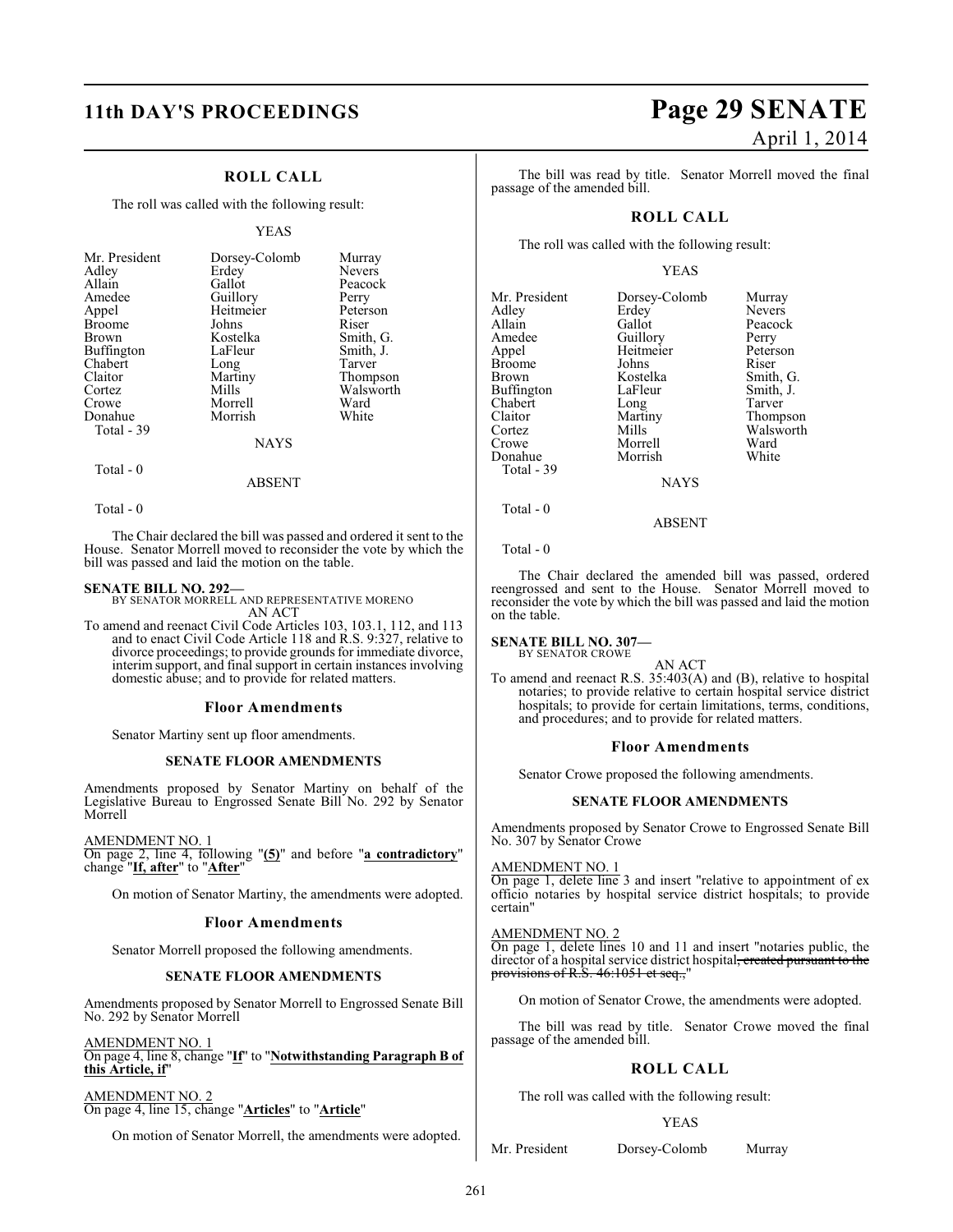## ROLL CALL

The roll was called with the following result:

YEAS

| | | |
|---|---|---|
| Mr. President | Dorsey-Colomb | Murray |
| Adley | Erdey | Nevers |
| Allain | Gallot | Peacock |
| Amedee | Guillory | Perry |
| Appel | Heitmeier | Peterson |
| Broome | Johns | Riser |
| Brown | Kostelka | Smith, G. |
| Buffington | LaFleur | Smith, J. |
| Chabert | Long | Tarver |
| Claitor | Martiny | Thompson |
| Cortez | Mills | Walsworth |
| Crowe | Morrell | Ward |
| Donahue | Morrish | White |

Total - 39

NAYS

Total - 0

ABSENT

Total - 0

The Chair declared the bill was passed and ordered it sent to the House. Senator Morrell moved to reconsider the vote by which the bill was passed and laid the motion on the table.

**SENATE BILL NO. 292—**
BY SENATOR MORRELL AND REPRESENTATIVE MORENO
AN ACT

To amend and reenact Civil Code Articles 103, 103.1, 112, and 113 and to enact Civil Code Article 118 and R.S. 9:327, relative to divorce proceedings; to provide grounds for immediate divorce, interim support, and final support in certain instances involving domestic abuse; and to provide for related matters.

### Floor Amendments

Senator Martiny sent up floor amendments.

### SENATE FLOOR AMENDMENTS

Amendments proposed by Senator Martiny on behalf of the Legislative Bureau to Engrossed Senate Bill No. 292 by Senator Morrell

AMENDMENT NO. 1
On page 2, line 4, following "**(5)**" and before "**a contradictory**" change "**If, after**" to "**After**"

On motion of Senator Martiny, the amendments were adopted.

### Floor Amendments

Senator Morrell proposed the following amendments.

### SENATE FLOOR AMENDMENTS

Amendments proposed by Senator Morrell to Engrossed Senate Bill No. 292 by Senator Morrell

AMENDMENT NO. 1
On page 4, line 8, change "**If**" to "**Notwithstanding Paragraph B of this Article, if**"

AMENDMENT NO. 2
On page 4, line 15, change "**Articles**" to "**Article**"

On motion of Senator Morrell, the amendments were adopted.

The bill was read by title. Senator Morrell moved the final passage of the amended bill.

## ROLL CALL

The roll was called with the following result:

YEAS

| | | |
|---|---|---|
| Mr. President | Dorsey-Colomb | Murray |
| Adley | Erdey | Nevers |
| Allain | Gallot | Peacock |
| Amedee | Guillory | Perry |
| Appel | Heitmeier | Peterson |
| Broome | Johns | Riser |
| Brown | Kostelka | Smith, G. |
| Buffington | LaFleur | Smith, J. |
| Chabert | Long | Tarver |
| Claitor | Martiny | Thompson |
| Cortez | Mills | Walsworth |
| Crowe | Morrell | Ward |
| Donahue | Morrish | White |

Total - 39

NAYS

Total - 0

ABSENT

Total - 0

The Chair declared the amended bill was passed, ordered reengrossed and sent to the House. Senator Morrell moved to reconsider the vote by which the bill was passed and laid the motion on the table.

**SENATE BILL NO. 307—**
BY SENATOR CROWE
AN ACT

To amend and reenact R.S. 35:403(A) and (B), relative to hospital notaries; to provide relative to certain hospital service district hospitals; to provide for certain limitations, terms, conditions, and procedures; and to provide for related matters.

### Floor Amendments

Senator Crowe proposed the following amendments.

### SENATE FLOOR AMENDMENTS

Amendments proposed by Senator Crowe to Engrossed Senate Bill No. 307 by Senator Crowe

AMENDMENT NO. 1
On page 1, delete line 3 and insert "relative to appointment of ex officio notaries by hospital service district hospitals; to provide certain"

AMENDMENT NO. 2
On page 1, delete lines 10 and 11 and insert "notaries public, the director of a hospital service district hospital~~, created pursuant to the provisions of R.S. 46:1051 et seq.,~~"

On motion of Senator Crowe, the amendments were adopted.

The bill was read by title. Senator Crowe moved the final passage of the amended bill.

## ROLL CALL

The roll was called with the following result:

YEAS

| | | |
|---|---|---|
| Mr. President | Dorsey-Colomb | Murray |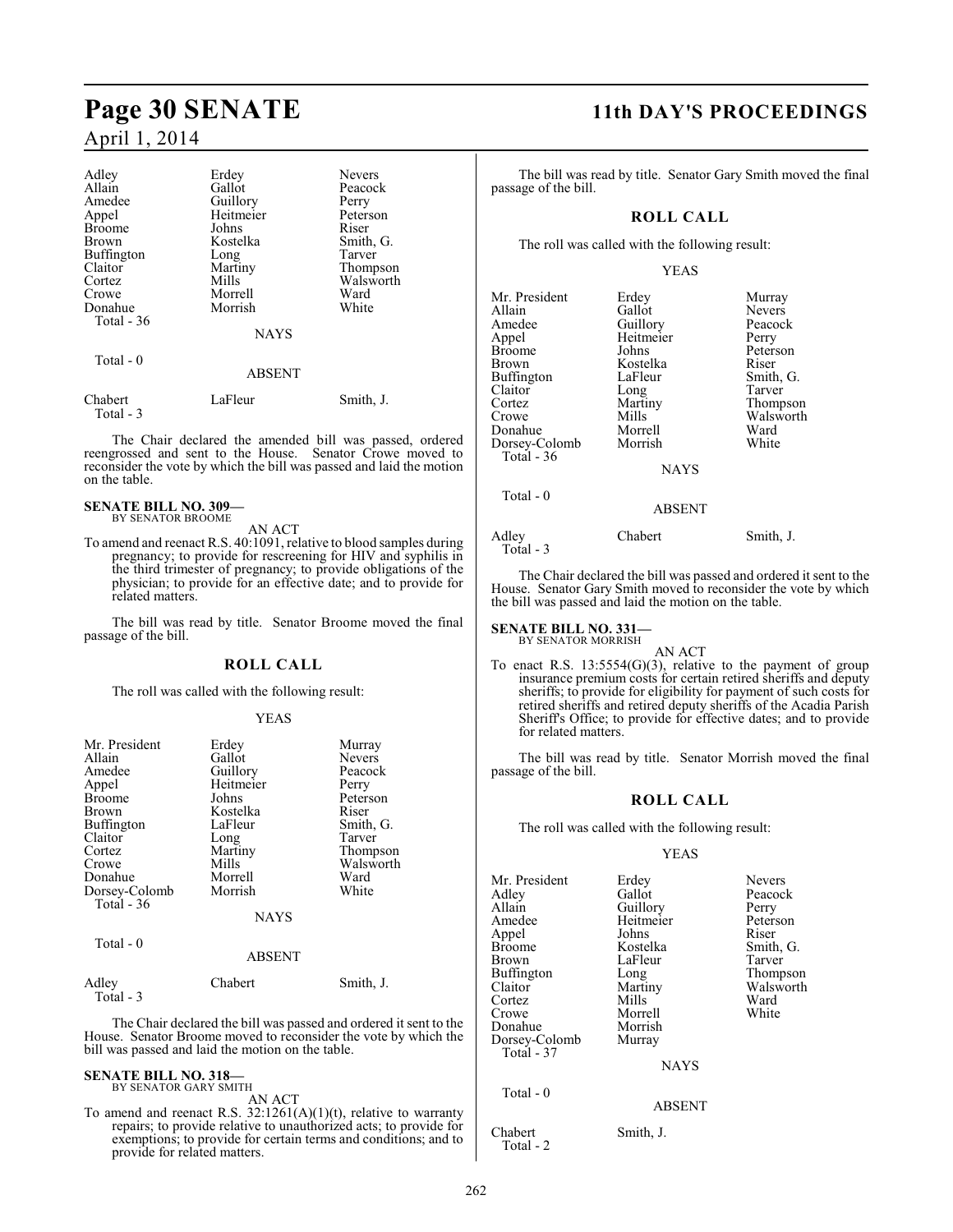| | | |
|---|---|---|
| Adley | Erdey | Nevers |
| Allain | Gallot | Peacock |
| Amedee | Guillory | Perry |
| Appel | Heitmeier | Peterson |
| Broome | Johns | Riser |
| Brown | Kostelka | Smith, G. |
| Buffington | Long | Tarver |
| Claitor | Martiny | Thompson |
| Cortez | Mills | Walsworth |
| Crowe | Morrell | Ward |
| Donahue | Morrish | White |
| Total - 36 | | |

NAYS

Total - 0

ABSENT

| | | |
|---|---|---|
| Chabert | LaFleur | Smith, J. |
| Total - 3 | | |

The Chair declared the amended bill was passed, ordered reengrossed and sent to the House. Senator Crowe moved to reconsider the vote by which the bill was passed and laid the motion on the table.

**SENATE BILL NO. 309—**
BY SENATOR BROOME

AN ACT

To amend and reenact R.S. 40:1091, relative to blood samples during pregnancy; to provide for rescreening for HIV and syphilis in the third trimester of pregnancy; to provide obligations of the physician; to provide for an effective date; and to provide for related matters.

The bill was read by title. Senator Broome moved the final passage of the bill.

## ROLL CALL

The roll was called with the following result:

YEAS

| | | |
|---|---|---|
| Mr. President | Erdey | Murray |
| Allain | Gallot | Nevers |
| Amedee | Guillory | Peacock |
| Appel | Heitmeier | Perry |
| Broome | Johns | Peterson |
| Brown | Kostelka | Riser |
| Buffington | LaFleur | Smith, G. |
| Claitor | Long | Tarver |
| Cortez | Martiny | Thompson |
| Crowe | Mills | Walsworth |
| Donahue | Morrell | Ward |
| Dorsey-Colomb | Morrish | White |
| Total - 36 | | |

NAYS

Total - 0

ABSENT

| | | |
|---|---|---|
| Adley | Chabert | Smith, J. |
| Total - 3 | | |

The Chair declared the bill was passed and ordered it sent to the House. Senator Broome moved to reconsider the vote by which the bill was passed and laid the motion on the table.

**SENATE BILL NO. 318—**
BY SENATOR GARY SMITH

AN ACT

To amend and reenact R.S. 32:1261(A)(1)(t), relative to warranty repairs; to provide relative to unauthorized acts; to provide for exemptions; to provide for certain terms and conditions; and to provide for related matters.

The bill was read by title. Senator Gary Smith moved the final passage of the bill.

## ROLL CALL

The roll was called with the following result:

YEAS

| | | |
|---|---|---|
| Mr. President | Erdey | Murray |
| Allain | Gallot | Nevers |
| Amedee | Guillory | Peacock |
| Appel | Heitmeier | Perry |
| Broome | Johns | Peterson |
| Brown | Kostelka | Riser |
| Buffington | LaFleur | Smith, G. |
| Claitor | Long | Tarver |
| Cortez | Martiny | Thompson |
| Crowe | Mills | Walsworth |
| Donahue | Morrell | Ward |
| Dorsey-Colomb | Morrish | White |
| Total - 36 | | |

NAYS

Total - 0

ABSENT

| | | |
|---|---|---|
| Adley | Chabert | Smith, J. |
| Total - 3 | | |

The Chair declared the bill was passed and ordered it sent to the House. Senator Gary Smith moved to reconsider the vote by which the bill was passed and laid the motion on the table.

**SENATE BILL NO. 331—**
BY SENATOR MORRISH

AN ACT

To enact R.S. 13:5554(G)(3), relative to the payment of group insurance premium costs for certain retired sheriffs and deputy sheriffs; to provide for eligibility for payment of such costs for retired sheriffs and retired deputy sheriffs of the Acadia Parish Sheriff's Office; to provide for effective dates; and to provide for related matters.

The bill was read by title. Senator Morrish moved the final passage of the bill.

## ROLL CALL

The roll was called with the following result:

YEAS

| | | |
|---|---|---|
| Mr. President | Erdey | Nevers |
| Adley | Gallot | Peacock |
| Allain | Guillory | Perry |
| Amedee | Heitmeier | Peterson |
| Appel | Johns | Riser |
| Broome | Kostelka | Smith, G. |
| Brown | LaFleur | Tarver |
| Buffington | Long | Thompson |
| Claitor | Martiny | Walsworth |
| Cortez | Mills | Ward |
| Crowe | Morrell | White |
| Donahue | Morrish | |
| Dorsey-Colomb | Murray | |
| Total - 37 | | |

NAYS

Total - 0

ABSENT

| | |
|---|---|
| Chabert | Smith, J. |
| Total - 2 | |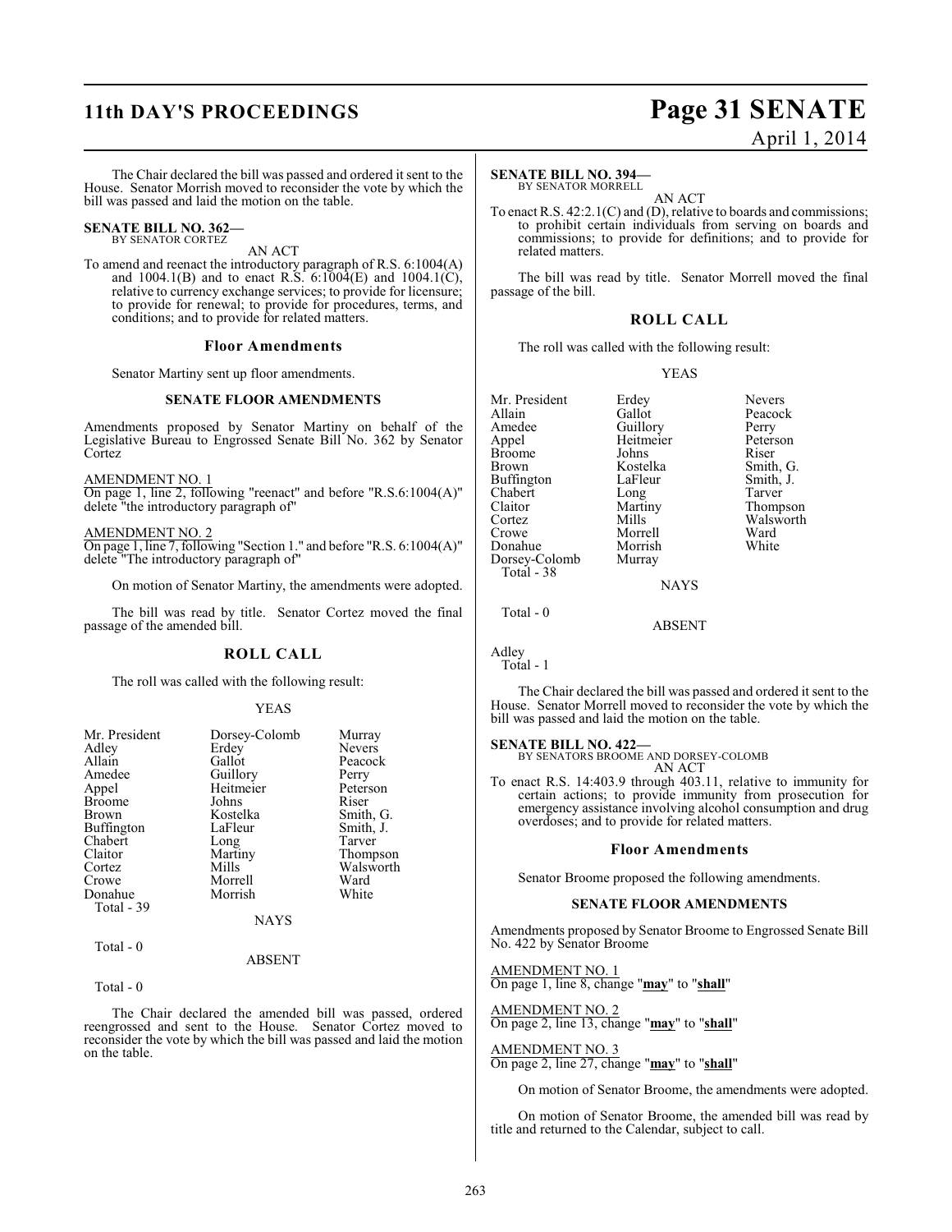The Chair declared the bill was passed and ordered it sent to the House. Senator Morrish moved to reconsider the vote by which the bill was passed and laid the motion on the table.

**SENATE BILL NO. 362—**
BY SENATOR CORTEZ

AN ACT

To amend and reenact the introductory paragraph of R.S. 6:1004(A) and 1004.1(B) and to enact R.S. 6:1004(E) and 1004.1(C), relative to currency exchange services; to provide for licensure; to provide for renewal; to provide for procedures, terms, and conditions; and to provide for related matters.

### Floor Amendments

Senator Martiny sent up floor amendments.

#### SENATE FLOOR AMENDMENTS

Amendments proposed by Senator Martiny on behalf of the Legislative Bureau to Engrossed Senate Bill No. 362 by Senator Cortez

AMENDMENT NO. 1
On page 1, line 2, following "reenact" and before "R.S.6:1004(A)" delete "the introductory paragraph of"

AMENDMENT NO. 2
On page 1, line 7, following "Section 1." and before "R.S. 6:1004(A)" delete "The introductory paragraph of"

On motion of Senator Martiny, the amendments were adopted.

The bill was read by title. Senator Cortez moved the final passage of the amended bill.

### ROLL CALL

The roll was called with the following result:

YEAS

| | | |
|---|---|---|
| Mr. President | Dorsey-Colomb | Murray |
| Adley | Erdey | Nevers |
| Allain | Gallot | Peacock |
| Amedee | Guillory | Perry |
| Appel | Heitmeier | Peterson |
| Broome | Johns | Riser |
| Brown | Kostelka | Smith, G. |
| Buffington | LaFleur | Smith, J. |
| Chabert | Long | Tarver |
| Claitor | Martiny | Thompson |
| Cortez | Mills | Walsworth |
| Crowe | Morrell | Ward |
| Donahue | Morrish | White |

Total - 39

NAYS

Total - 0

ABSENT

Total - 0

The Chair declared the amended bill was passed, ordered reengrossed and sent to the House. Senator Cortez moved to reconsider the vote by which the bill was passed and laid the motion on the table.

**SENATE BILL NO. 394—**
BY SENATOR MORRELL

AN ACT

To enact R.S. 42:2.1(C) and (D), relative to boards and commissions; to prohibit certain individuals from serving on boards and commissions; to provide for definitions; and to provide for related matters.

The bill was read by title. Senator Morrell moved the final passage of the bill.

### ROLL CALL

The roll was called with the following result:

YEAS

| | | |
|---|---|---|
| Mr. President | Erdey | Nevers |
| Allain | Gallot | Peacock |
| Amedee | Guillory | Perry |
| Appel | Heitmeier | Peterson |
| Broome | Johns | Riser |
| Brown | Kostelka | Smith, G. |
| Buffington | LaFleur | Smith, J. |
| Chabert | Long | Tarver |
| Claitor | Martiny | Thompson |
| Cortez | Mills | Walsworth |
| Crowe | Morrell | Ward |
| Donahue | Morrish | White |
| Dorsey-Colomb | Murray | |

Total - 38

NAYS

Total - 0

ABSENT

Adley

Total - 1

The Chair declared the bill was passed and ordered it sent to the House. Senator Morrell moved to reconsider the vote by which the bill was passed and laid the motion on the table.

**SENATE BILL NO. 422—**
BY SENATORS BROOME AND DORSEY-COLOMB

AN ACT

To enact R.S. 14:403.9 through 403.11, relative to immunity for certain actions; to provide immunity from prosecution for emergency assistance involving alcohol consumption and drug overdoses; and to provide for related matters.

### Floor Amendments

Senator Broome proposed the following amendments.

#### SENATE FLOOR AMENDMENTS

Amendments proposed by Senator Broome to Engrossed Senate Bill No. 422 by Senator Broome

AMENDMENT NO. 1
On page 1, line 8, change "**may**" to "**shall**"

AMENDMENT NO. 2
On page 2, line 13, change "**may**" to "**shall**"

AMENDMENT NO. 3
On page 2, line 27, change "**may**" to "**shall**"

On motion of Senator Broome, the amendments were adopted.

On motion of Senator Broome, the amended bill was read by title and returned to the Calendar, subject to call.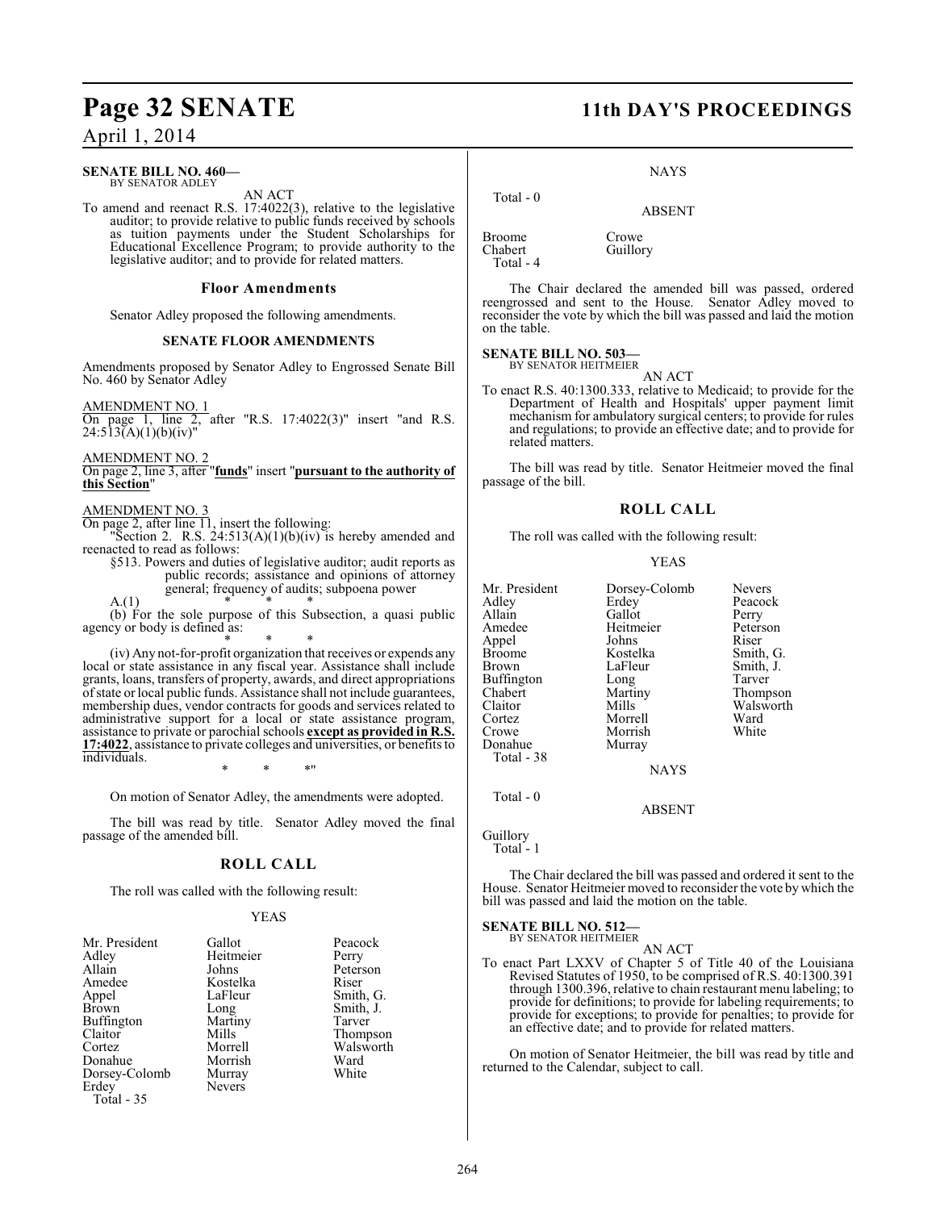**SENATE BILL NO. 460—**
BY SENATOR ADLEY

AN ACT

To amend and reenact R.S. 17:4022(3), relative to the legislative auditor; to provide relative to public funds received by schools as tuition payments under the Student Scholarships for Educational Excellence Program; to provide authority to the legislative auditor; and to provide for related matters.

### Floor Amendments

Senator Adley proposed the following amendments.

### SENATE FLOOR AMENDMENTS

Amendments proposed by Senator Adley to Engrossed Senate Bill No. 460 by Senator Adley

AMENDMENT NO. 1
On page 1, line 2, after "R.S. 17:4022(3)" insert "and R.S. 24:513(A)(1)(b)(iv)"

AMENDMENT NO. 2
On page 2, line 3, after "**funds**" insert "**pursuant to the authority of this Section**"

AMENDMENT NO. 3
On page 2, after line 11, insert the following:

"Section 2. R.S. 24:513(A)(1)(b)(iv) is hereby amended and reenacted to read as follows:

§513. Powers and duties of legislative auditor; audit reports as public records; assistance and opinions of attorney general; frequency of audits; subpoena power

A.(1) * * *

(b) For the sole purpose of this Subsection, a quasi public agency or body is defined as:

\* \* \*

(iv) Any not-for-profit organization that receives or expends any local or state assistance in any fiscal year. Assistance shall include grants, loans, transfers of property, awards, and direct appropriations of state or local public funds. Assistance shall not include guarantees, membership dues, vendor contracts for goods and services related to administrative support for a local or state assistance program, assistance to private or parochial schools **except as provided in R.S. 17:4022**, assistance to private colleges and universities, or benefits to individuals.

\* \* \*"

On motion of Senator Adley, the amendments were adopted.

The bill was read by title. Senator Adley moved the final passage of the amended bill.

### ROLL CALL

The roll was called with the following result:

YEAS

| | | |
|---|---|---|
| Mr. President | Gallot | Peacock |
| Adley | Heitmeier | Perry |
| Allain | Johns | Peterson |
| Amedee | Kostelka | Riser |
| Appel | LaFleur | Smith, G. |
| Brown | Long | Smith, J. |
| Buffington | Martiny | Tarver |
| Claitor | Mills | Thompson |
| Cortez | Morrell | Walsworth |
| Donahue | Morrish | Ward |
| Dorsey-Colomb | Murray | White |
| Erdey | Nevers | |

Total - 35

NAYS

Total - 0

ABSENT

| | |
|---|---|
| Broome | Crowe |
| Chabert | Guillory |

Total - 4

The Chair declared the amended bill was passed, ordered reengrossed and sent to the House. Senator Adley moved to reconsider the vote by which the bill was passed and laid the motion on the table.

**SENATE BILL NO. 503—**
BY SENATOR HEITMEIER

AN ACT

To enact R.S. 40:1300.333, relative to Medicaid; to provide for the Department of Health and Hospitals' upper payment limit mechanism for ambulatory surgical centers; to provide for rules and regulations; to provide an effective date; and to provide for related matters.

The bill was read by title. Senator Heitmeier moved the final passage of the bill.

### ROLL CALL

The roll was called with the following result:

YEAS

| | | |
|---|---|---|
| Mr. President | Dorsey-Colomb | Nevers |
| Adley | Erdey | Peacock |
| Allain | Gallot | Perry |
| Amedee | Heitmeier | Peterson |
| Appel | Johns | Riser |
| Broome | Kostelka | Smith, G. |
| Brown | LaFleur | Smith, J. |
| Buffington | Long | Tarver |
| Chabert | Martiny | Thompson |
| Claitor | Mills | Walsworth |
| Cortez | Morrell | Ward |
| Crowe | Morrish | White |
| Donahue | Murray | |

Total - 38

NAYS

Total - 0

ABSENT

Guillory

Total - 1

The Chair declared the bill was passed and ordered it sent to the House. Senator Heitmeier moved to reconsider the vote by which the bill was passed and laid the motion on the table.

**SENATE BILL NO. 512—**
BY SENATOR HEITMEIER

AN ACT

To enact Part LXXV of Chapter 5 of Title 40 of the Louisiana Revised Statutes of 1950, to be comprised of R.S. 40:1300.391 through 1300.396, relative to chain restaurant menu labeling; to provide for definitions; to provide for labeling requirements; to provide for exceptions; to provide for penalties; to provide for an effective date; and to provide for related matters.

On motion of Senator Heitmeier, the bill was read by title and returned to the Calendar, subject to call.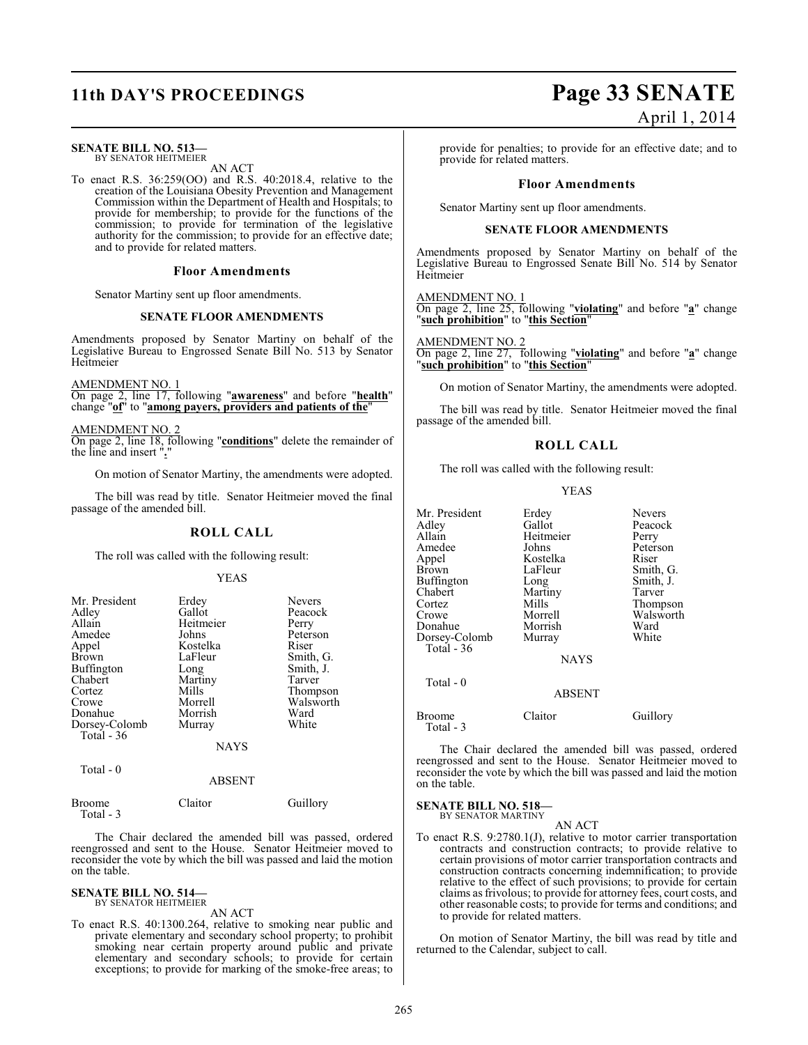**SENATE BILL NO. 513—**
BY SENATOR HEITMEIER

AN ACT

To enact R.S. 36:259(OO) and R.S. 40:2018.4, relative to the creation of the Louisiana Obesity Prevention and Management Commission within the Department of Health and Hospitals; to provide for membership; to provide for the functions of the commission; to provide for termination of the legislative authority for the commission; to provide for an effective date; and to provide for related matters.

### Floor Amendments

Senator Martiny sent up floor amendments.

#### SENATE FLOOR AMENDMENTS

Amendments proposed by Senator Martiny on behalf of the Legislative Bureau to Engrossed Senate Bill No. 513 by Senator Heitmeier

AMENDMENT NO. 1
On page 2, line 17, following "**awareness**" and before "**health**" change "**of**" to "**among payers, providers and patients of the**"

AMENDMENT NO. 2
On page 2, line 18, following "**conditions**" delete the remainder of the line and insert "**.**"

On motion of Senator Martiny, the amendments were adopted.

The bill was read by title. Senator Heitmeier moved the final passage of the amended bill.

## ROLL CALL

The roll was called with the following result:

YEAS

| | | |
|---|---|---|
| Mr. President | Erdey | Nevers |
| Adley | Gallot | Peacock |
| Allain | Heitmeier | Perry |
| Amedee | Johns | Peterson |
| Appel | Kostelka | Riser |
| Brown | LaFleur | Smith, G. |
| Buffington | Long | Smith, J. |
| Chabert | Martiny | Tarver |
| Cortez | Mills | Thompson |
| Crowe | Morrell | Walsworth |
| Donahue | Morrish | Ward |
| Dorsey-Colomb | Murray | White |
| Total - 36 | | |

NAYS

Total - 0

ABSENT

| | | |
|---|---|---|
| Broome | Claitor | Guillory |
| Total - 3 | | |

The Chair declared the amended bill was passed, ordered reengrossed and sent to the House. Senator Heitmeier moved to reconsider the vote by which the bill was passed and laid the motion on the table.

**SENATE BILL NO. 514—**
BY SENATOR HEITMEIER

AN ACT

To enact R.S. 40:1300.264, relative to smoking near public and private elementary and secondary school property; to prohibit smoking near certain property around public and private elementary and secondary schools; to provide for certain exceptions; to provide for marking of the smoke-free areas; to provide for penalties; to provide for an effective date; and to provide for related matters.

### Floor Amendments

Senator Martiny sent up floor amendments.

#### SENATE FLOOR AMENDMENTS

Amendments proposed by Senator Martiny on behalf of the Legislative Bureau to Engrossed Senate Bill No. 514 by Senator Heitmeier

AMENDMENT NO. 1
On page 2, line 25, following "**violating**" and before "**a**" change "**such prohibition**" to "**this Section**"

AMENDMENT NO. 2
On page 2, line 27, following "**violating**" and before "**a**" change "**such prohibition**" to "**this Section**"

On motion of Senator Martiny, the amendments were adopted.

The bill was read by title. Senator Heitmeier moved the final passage of the amended bill.

## ROLL CALL

The roll was called with the following result:

YEAS

| | | |
|---|---|---|
| Mr. President | Erdey | Nevers |
| Adley | Gallot | Peacock |
| Allain | Heitmeier | Perry |
| Amedee | Johns | Peterson |
| Appel | Kostelka | Riser |
| Brown | LaFleur | Smith, G. |
| Buffington | Long | Smith, J. |
| Chabert | Martiny | Tarver |
| Cortez | Mills | Thompson |
| Crowe | Morrell | Walsworth |
| Donahue | Morrish | Ward |
| Dorsey-Colomb | Murray | White |
| Total - 36 | | |

NAYS

Total - 0

ABSENT

| | | |
|---|---|---|
| Broome | Claitor | Guillory |
| Total - 3 | | |

The Chair declared the amended bill was passed, ordered reengrossed and sent to the House. Senator Heitmeier moved to reconsider the vote by which the bill was passed and laid the motion on the table.

**SENATE BILL NO. 518—**
BY SENATOR MARTINY

AN ACT

To enact R.S. 9:2780.1(J), relative to motor carrier transportation contracts and construction contracts; to provide relative to certain provisions of motor carrier transportation contracts and construction contracts concerning indemnification; to provide relative to the effect of such provisions; to provide for certain claims as frivolous; to provide for attorney fees, court costs, and other reasonable costs; to provide for terms and conditions; and to provide for related matters.

On motion of Senator Martiny, the bill was read by title and returned to the Calendar, subject to call.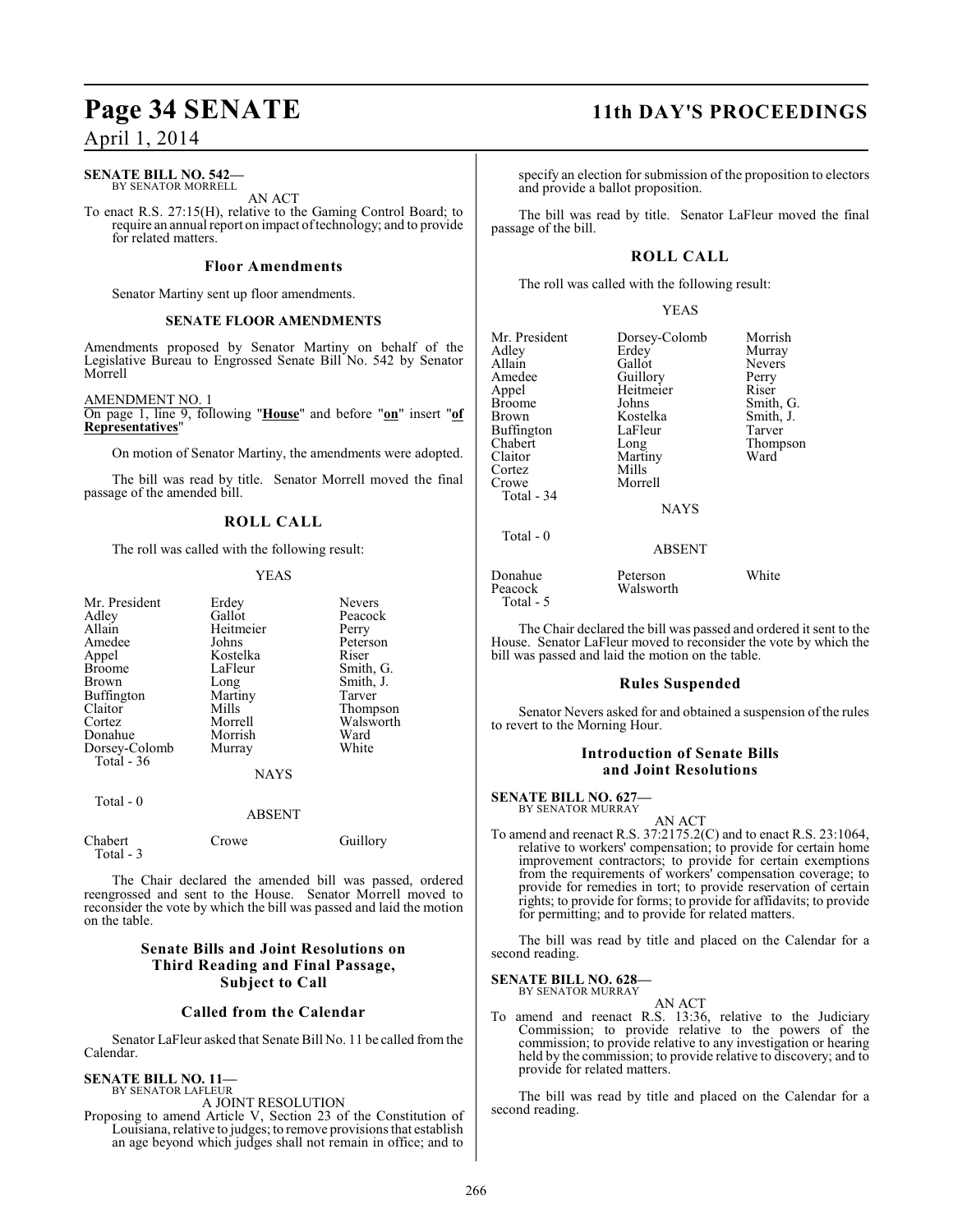**SENATE BILL NO. 542—**
BY SENATOR MORRELL

AN ACT

To enact R.S. 27:15(H), relative to the Gaming Control Board; to require an annual report on impact of technology; and to provide for related matters.

### Floor Amendments

Senator Martiny sent up floor amendments.

### SENATE FLOOR AMENDMENTS

Amendments proposed by Senator Martiny on behalf of the Legislative Bureau to Engrossed Senate Bill No. 542 by Senator Morrell

AMENDMENT NO. 1

On page 1, line 9, following "**House**" and before "**on**" insert "**of Representatives**"

On motion of Senator Martiny, the amendments were adopted.

The bill was read by title. Senator Morrell moved the final passage of the amended bill.

### ROLL CALL

The roll was called with the following result:

YEAS

| | | |
|---|---|---|
| Mr. President | Erdey | Nevers |
| Adley | Gallot | Peacock |
| Allain | Heitmeier | Perry |
| Amedee | Johns | Peterson |
| Appel | Kostelka | Riser |
| Broome | LaFleur | Smith, G. |
| Brown | Long | Smith, J. |
| Buffington | Martiny | Tarver |
| Claitor | Mills | Thompson |
| Cortez | Morrell | Walsworth |
| Donahue | Morrish | Ward |
| Dorsey-Colomb | Murray | White |
| Total - 36 | | |

NAYS

Total - 0

ABSENT

| | | |
|---|---|---|
| Chabert | Crowe | Guillory |
| Total - 3 | | |

The Chair declared the amended bill was passed, ordered reengrossed and sent to the House. Senator Morrell moved to reconsider the vote by which the bill was passed and laid the motion on the table.

### Senate Bills and Joint Resolutions on Third Reading and Final Passage, Subject to Call

### Called from the Calendar

Senator LaFleur asked that Senate Bill No. 11 be called from the Calendar.

**SENATE BILL NO. 11—**
BY SENATOR LAFLEUR

A JOINT RESOLUTION

Proposing to amend Article V, Section 23 of the Constitution of Louisiana, relative to judges; to remove provisions that establish an age beyond which judges shall not remain in office; and to specify an election for submission of the proposition to electors and provide a ballot proposition.

The bill was read by title. Senator LaFleur moved the final passage of the bill.

### ROLL CALL

The roll was called with the following result:

YEAS

| | | |
|---|---|---|
| Mr. President | Dorsey-Colomb | Morrish |
| Adley | Erdey | Murray |
| Allain | Gallot | Nevers |
| Amedee | Guillory | Perry |
| Appel | Heitmeier | Riser |
| Broome | Johns | Smith, G. |
| Brown | Kostelka | Smith, J. |
| Buffington | LaFleur | Tarver |
| Chabert | Long | Thompson |
| Claitor | Martiny | Ward |
| Cortez | Mills | |
| Crowe | Morrell | |
| Total - 34 | | |

NAYS

Total - 0

ABSENT

| | | |
|---|---|---|
| Donahue | Peterson | White |
| Peacock | Walsworth | |
| Total - 5 | | |

The Chair declared the bill was passed and ordered it sent to the House. Senator LaFleur moved to reconsider the vote by which the bill was passed and laid the motion on the table.

### Rules Suspended

Senator Nevers asked for and obtained a suspension of the rules to revert to the Morning Hour.

### Introduction of Senate Bills and Joint Resolutions

**SENATE BILL NO. 627—**
BY SENATOR MURRAY

AN ACT

To amend and reenact R.S. 37:2175.2(C) and to enact R.S. 23:1064, relative to workers' compensation; to provide for certain home improvement contractors; to provide for certain exemptions from the requirements of workers' compensation coverage; to provide for remedies in tort; to provide reservation of certain rights; to provide for forms; to provide for affidavits; to provide for permitting; and to provide for related matters.

The bill was read by title and placed on the Calendar for a second reading.

**SENATE BILL NO. 628—**
BY SENATOR MURRAY

AN ACT

To amend and reenact R.S. 13:36, relative to the Judiciary Commission; to provide relative to the powers of the commission; to provide relative to any investigation or hearing held by the commission; to provide relative to discovery; and to provide for related matters.

The bill was read by title and placed on the Calendar for a second reading.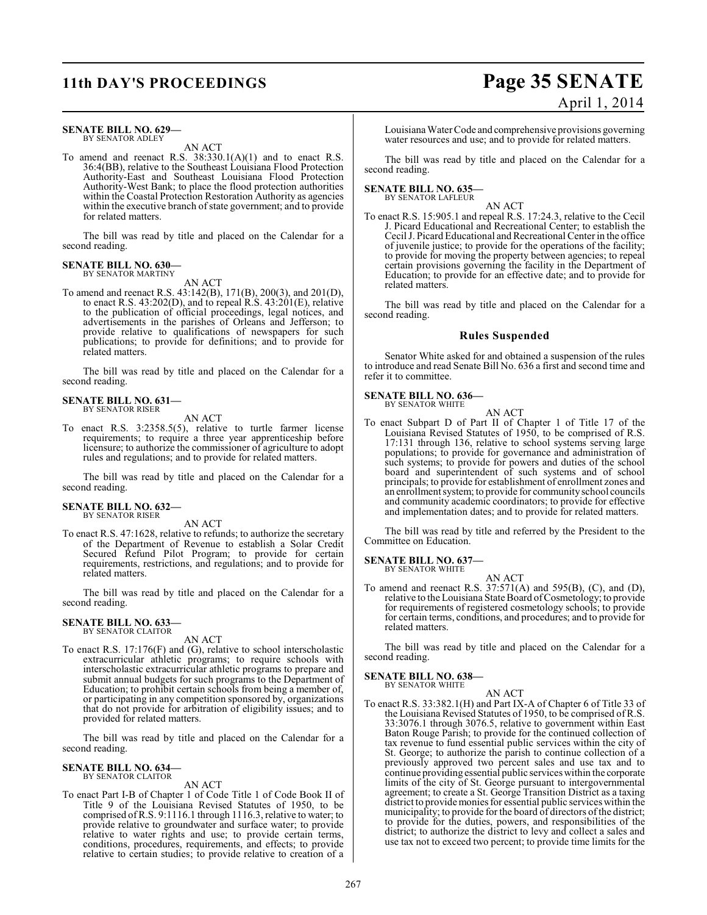**SENATE BILL NO. 629—**
BY SENATOR ADLEY

AN ACT

To amend and reenact R.S. 38:330.1(A)(1) and to enact R.S. 36:4(BB), relative to the Southeast Louisiana Flood Protection Authority-East and Southeast Louisiana Flood Protection Authority-West Bank; to place the flood protection authorities within the Coastal Protection Restoration Authority as agencies within the executive branch of state government; and to provide for related matters.

The bill was read by title and placed on the Calendar for a second reading.

**SENATE BILL NO. 630—**
BY SENATOR MARTINY

AN ACT

To amend and reenact R.S. 43:142(B), 171(B), 200(3), and 201(D), to enact R.S. 43:202(D), and to repeal R.S. 43:201(E), relative to the publication of official proceedings, legal notices, and advertisements in the parishes of Orleans and Jefferson; to provide relative to qualifications of newspapers for such publications; to provide for definitions; and to provide for related matters.

The bill was read by title and placed on the Calendar for a second reading.

**SENATE BILL NO. 631—**
BY SENATOR RISER

AN ACT

To enact R.S. 3:2358.5(5), relative to turtle farmer license requirements; to require a three year apprenticeship before licensure; to authorize the commissioner of agriculture to adopt rules and regulations; and to provide for related matters.

The bill was read by title and placed on the Calendar for a second reading.

**SENATE BILL NO. 632—**
BY SENATOR RISER

AN ACT

To enact R.S. 47:1628, relative to refunds; to authorize the secretary of the Department of Revenue to establish a Solar Credit Secured Refund Pilot Program; to provide for certain requirements, restrictions, and regulations; and to provide for related matters.

The bill was read by title and placed on the Calendar for a second reading.

**SENATE BILL NO. 633—**
BY SENATOR CLAITOR

AN ACT

To enact R.S. 17:176(F) and (G), relative to school interscholastic extracurricular athletic programs; to require schools with interscholastic extracurricular athletic programs to prepare and submit annual budgets for such programs to the Department of Education; to prohibit certain schools from being a member of, or participating in any competition sponsored by, organizations that do not provide for arbitration of eligibility issues; and to provided for related matters.

The bill was read by title and placed on the Calendar for a second reading.

**SENATE BILL NO. 634—**
BY SENATOR CLAITOR

AN ACT

To enact Part I-B of Chapter 1 of Code Title 1 of Code Book II of Title 9 of the Louisiana Revised Statutes of 1950, to be comprised of R.S. 9:1116.1 through 1116.3, relative to water; to provide relative to groundwater and surface water; to provide relative to water rights and use; to provide certain terms, conditions, procedures, requirements, and effects; to provide relative to certain studies; to provide relative to creation of a Louisiana Water Code and comprehensive provisions governing water resources and use; and to provide for related matters.

The bill was read by title and placed on the Calendar for a second reading.

**SENATE BILL NO. 635—**
BY SENATOR LAFLEUR

AN ACT

To enact R.S. 15:905.1 and repeal R.S. 17:24.3, relative to the Cecil J. Picard Educational and Recreational Center; to establish the Cecil J. Picard Educational and Recreational Center in the office of juvenile justice; to provide for the operations of the facility; to provide for moving the property between agencies; to repeal certain provisions governing the facility in the Department of Education; to provide for an effective date; and to provide for related matters.

The bill was read by title and placed on the Calendar for a second reading.

## Rules Suspended

Senator White asked for and obtained a suspension of the rules to introduce and read Senate Bill No. 636 a first and second time and refer it to committee.

**SENATE BILL NO. 636—**
BY SENATOR WHITE

AN ACT

To enact Subpart D of Part II of Chapter 1 of Title 17 of the Louisiana Revised Statutes of 1950, to be comprised of R.S. 17:131 through 136, relative to school systems serving large populations; to provide for governance and administration of such systems; to provide for powers and duties of the school board and superintendent of such systems and of school principals; to provide for establishment of enrollment zones and an enrollment system; to provide for community school councils and community academic coordinators; to provide for effective and implementation dates; and to provide for related matters.

The bill was read by title and referred by the President to the Committee on Education.

**SENATE BILL NO. 637—**
BY SENATOR WHITE

AN ACT

To amend and reenact R.S. 37:571(A) and 595(B), (C), and (D), relative to the Louisiana State Board of Cosmetology; to provide for requirements of registered cosmetology schools; to provide for certain terms, conditions, and procedures; and to provide for related matters.

The bill was read by title and placed on the Calendar for a second reading.

**SENATE BILL NO. 638—**
BY SENATOR WHITE

AN ACT

To enact R.S. 33:382.1(H) and Part IX-A of Chapter 6 of Title 33 of the Louisiana Revised Statutes of 1950, to be comprised of R.S. 33:3076.1 through 3076.5, relative to government within East Baton Rouge Parish; to provide for the continued collection of tax revenue to fund essential public services within the city of St. George; to authorize the parish to continue collection of a previously approved two percent sales and use tax and to continue providing essential public services within the corporate limits of the city of St. George pursuant to intergovernmental agreement; to create a St. George Transition District as a taxing district to provide monies for essential public services within the municipality; to provide for the board of directors of the district; to provide for the duties, powers, and responsibilities of the district; to authorize the district to levy and collect a sales and use tax not to exceed two percent; to provide time limits for the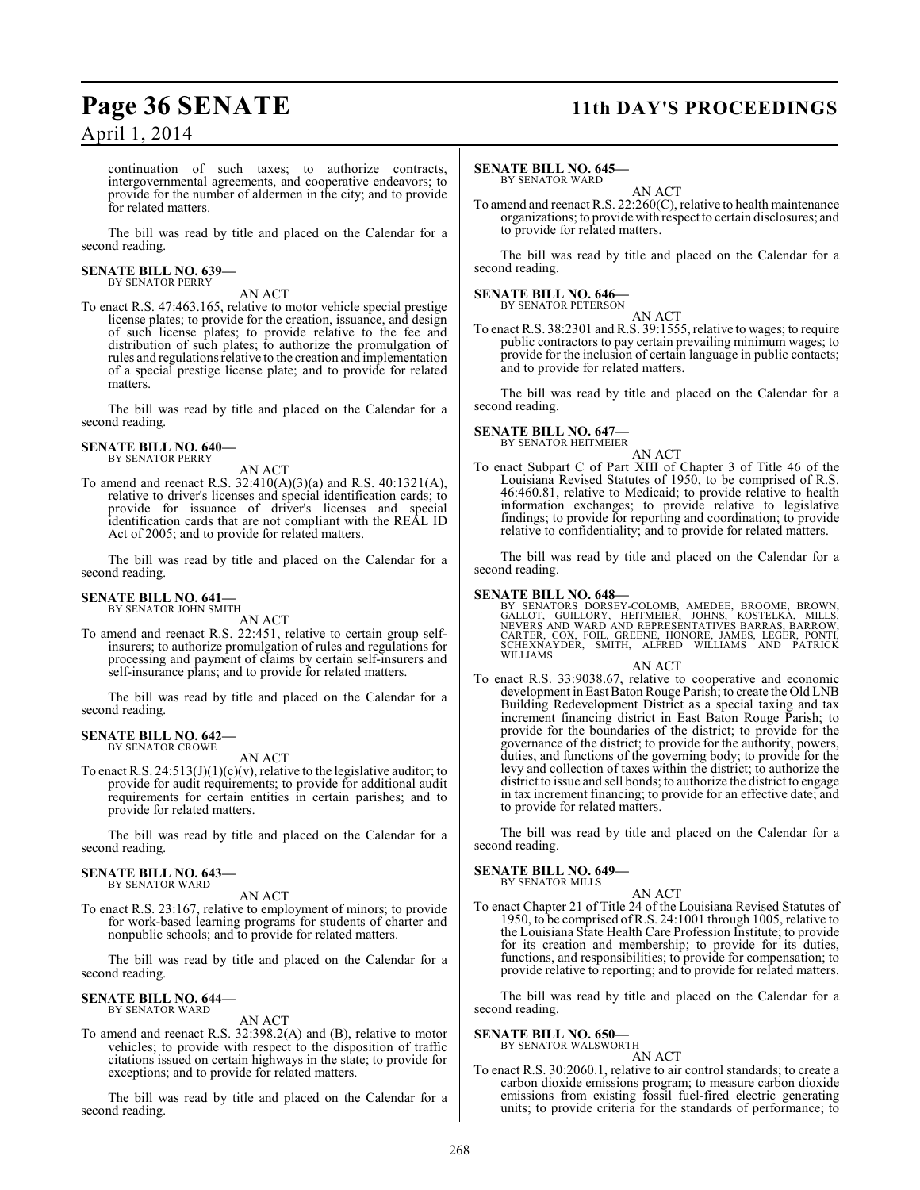continuation of such taxes; to authorize contracts, intergovernmental agreements, and cooperative endeavors; to provide for the number of aldermen in the city; and to provide for related matters.

The bill was read by title and placed on the Calendar for a second reading.

**SENATE BILL NO. 639—**
BY SENATOR PERRY

AN ACT

To enact R.S. 47:463.165, relative to motor vehicle special prestige license plates; to provide for the creation, issuance, and design of such license plates; to provide relative to the fee and distribution of such plates; to authorize the promulgation of rules and regulations relative to the creation and implementation of a special prestige license plate; and to provide for related matters.

The bill was read by title and placed on the Calendar for a second reading.

**SENATE BILL NO. 640—**
BY SENATOR PERRY

AN ACT

To amend and reenact R.S. 32:410(A)(3)(a) and R.S. 40:1321(A), relative to driver's licenses and special identification cards; to provide for issuance of driver's licenses and special identification cards that are not compliant with the REAL ID Act of 2005; and to provide for related matters.

The bill was read by title and placed on the Calendar for a second reading.

**SENATE BILL NO. 641—**
BY SENATOR JOHN SMITH

AN ACT

To amend and reenact R.S. 22:451, relative to certain group self-insurers; to authorize promulgation of rules and regulations for processing and payment of claims by certain self-insurers and self-insurance plans; and to provide for related matters.

The bill was read by title and placed on the Calendar for a second reading.

**SENATE BILL NO. 642—**
BY SENATOR CROWE

AN ACT

To enact R.S. 24:513(J)(1)(c)(v), relative to the legislative auditor; to provide for audit requirements; to provide for additional audit requirements for certain entities in certain parishes; and to provide for related matters.

The bill was read by title and placed on the Calendar for a second reading.

**SENATE BILL NO. 643—**
BY SENATOR WARD

AN ACT

To enact R.S. 23:167, relative to employment of minors; to provide for work-based learning programs for students of charter and nonpublic schools; and to provide for related matters.

The bill was read by title and placed on the Calendar for a second reading.

**SENATE BILL NO. 644—**
BY SENATOR WARD

AN ACT

To amend and reenact R.S. 32:398.2(A) and (B), relative to motor vehicles; to provide with respect to the disposition of traffic citations issued on certain highways in the state; to provide for exceptions; and to provide for related matters.

The bill was read by title and placed on the Calendar for a second reading.

**SENATE BILL NO. 645—**
BY SENATOR WARD

AN ACT

To amend and reenact R.S. 22:260(C), relative to health maintenance organizations; to provide with respect to certain disclosures; and to provide for related matters.

The bill was read by title and placed on the Calendar for a second reading.

**SENATE BILL NO. 646—**
BY SENATOR PETERSON

AN ACT

To enact R.S. 38:2301 and R.S. 39:1555, relative to wages; to require public contractors to pay certain prevailing minimum wages; to provide for the inclusion of certain language in public contacts; and to provide for related matters.

The bill was read by title and placed on the Calendar for a second reading.

**SENATE BILL NO. 647—**
BY SENATOR HEITMEIER

AN ACT

To enact Subpart C of Part XIII of Chapter 3 of Title 46 of the Louisiana Revised Statutes of 1950, to be comprised of R.S. 46:460.81, relative to Medicaid; to provide relative to health information exchanges; to provide relative to legislative findings; to provide for reporting and coordination; to provide relative to confidentiality; and to provide for related matters.

The bill was read by title and placed on the Calendar for a second reading.

**SENATE BILL NO. 648—**
BY SENATORS DORSEY-COLOMB, AMEDEE, BROOME, BROWN, GALLOT, GUILLORY, HEITMEIER, JOHNS, KOSTELKA, MILLS, NEVERS AND WARD AND REPRESENTATIVES BARRAS, BARROW, CARTER, COX, FOIL, GREENE, HONORE, JAMES, LEGER, PONTI, SCHEXNAYDER, SMITH, ALFRED WILLIAMS AND PATRICK WILLIAMS

AN ACT

To enact R.S. 33:9038.67, relative to cooperative and economic development in East Baton Rouge Parish; to create the Old LNB Building Redevelopment District as a special taxing and tax increment financing district in East Baton Rouge Parish; to provide for the boundaries of the district; to provide for the governance of the district; to provide for the authority, powers, duties, and functions of the governing body; to provide for the levy and collection of taxes within the district; to authorize the district to issue and sell bonds; to authorize the district to engage in tax increment financing; to provide for an effective date; and to provide for related matters.

The bill was read by title and placed on the Calendar for a second reading.

**SENATE BILL NO. 649—**
BY SENATOR MILLS

AN ACT

To enact Chapter 21 of Title 24 of the Louisiana Revised Statutes of 1950, to be comprised of R.S. 24:1001 through 1005, relative to the Louisiana State Health Care Profession Institute; to provide for its creation and membership; to provide for its duties, functions, and responsibilities; to provide for compensation; to provide relative to reporting; and to provide for related matters.

The bill was read by title and placed on the Calendar for a second reading.

**SENATE BILL NO. 650—**
BY SENATOR WALSWORTH

AN ACT

To enact R.S. 30:2060.1, relative to air control standards; to create a carbon dioxide emissions program; to measure carbon dioxide emissions from existing fossil fuel-fired electric generating units; to provide criteria for the standards of performance; to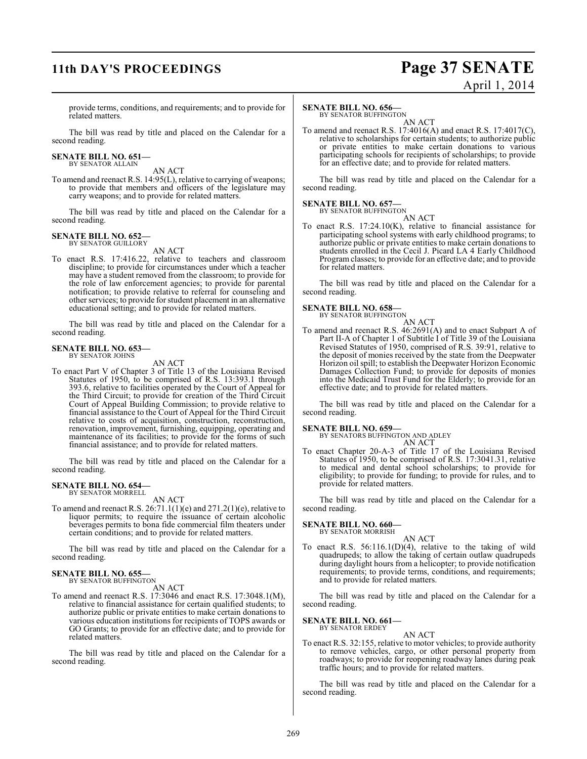provide terms, conditions, and requirements; and to provide for related matters.

The bill was read by title and placed on the Calendar for a second reading.

**SENATE BILL NO. 651—**
BY SENATOR ALLAIN

AN ACT

To amend and reenact R.S. 14:95(L), relative to carrying of weapons; to provide that members and officers of the legislature may carry weapons; and to provide for related matters.

The bill was read by title and placed on the Calendar for a second reading.

**SENATE BILL NO. 652—**
BY SENATOR GUILLORY

AN ACT

To enact R.S. 17:416.22, relative to teachers and classroom discipline; to provide for circumstances under which a teacher may have a student removed from the classroom; to provide for the role of law enforcement agencies; to provide for parental notification; to provide relative to referral for counseling and other services; to provide for student placement in an alternative educational setting; and to provide for related matters.

The bill was read by title and placed on the Calendar for a second reading.

**SENATE BILL NO. 653—**
BY SENATOR JOHNS

AN ACT

To enact Part V of Chapter 3 of Title 13 of the Louisiana Revised Statutes of 1950, to be comprised of R.S. 13:393.1 through 393.6, relative to facilities operated by the Court of Appeal for the Third Circuit; to provide for creation of the Third Circuit Court of Appeal Building Commission; to provide relative to financial assistance to the Court of Appeal for the Third Circuit relative to costs of acquisition, construction, reconstruction, renovation, improvement, furnishing, equipping, operating and maintenance of its facilities; to provide for the forms of such financial assistance; and to provide for related matters.

The bill was read by title and placed on the Calendar for a second reading.

**SENATE BILL NO. 654—**
BY SENATOR MORRELL

AN ACT

To amend and reenact R.S. 26:71.1(1)(e) and 271.2(1)(e), relative to liquor permits; to require the issuance of certain alcoholic beverages permits to bona fide commercial film theaters under certain conditions; and to provide for related matters.

The bill was read by title and placed on the Calendar for a second reading.

**SENATE BILL NO. 655—**
BY SENATOR BUFFINGTON

AN ACT

To amend and reenact R.S. 17:3046 and enact R.S. 17:3048.1(M), relative to financial assistance for certain qualified students; to authorize public or private entities to make certain donations to various education institutions for recipients of TOPS awards or GO Grants; to provide for an effective date; and to provide for related matters.

The bill was read by title and placed on the Calendar for a second reading.

**SENATE BILL NO. 656—**
BY SENATOR BUFFINGTON

AN ACT

To amend and reenact R.S. 17:4016(A) and enact R.S. 17:4017(C), relative to scholarships for certain students; to authorize public or private entities to make certain donations to various participating schools for recipients of scholarships; to provide for an effective date; and to provide for related matters.

The bill was read by title and placed on the Calendar for a second reading.

**SENATE BILL NO. 657—**
BY SENATOR BUFFINGTON

AN ACT

To enact R.S. 17:24.10(K), relative to financial assistance for participating school systems with early childhood programs; to authorize public or private entities to make certain donations to students enrolled in the Cecil J. Picard LA 4 Early Childhood Program classes; to provide for an effective date; and to provide for related matters.

The bill was read by title and placed on the Calendar for a second reading.

**SENATE BILL NO. 658—**
BY SENATOR BUFFINGTON

AN ACT

To amend and reenact R.S. 46:2691(A) and to enact Subpart A of Part II-A of Chapter 1 of Subtitle I of Title 39 of the Louisiana Revised Statutes of 1950, comprised of R.S. 39:91, relative to the deposit of monies received by the state from the Deepwater Horizon oil spill; to establish the Deepwater Horizon Economic Damages Collection Fund; to provide for deposits of monies into the Medicaid Trust Fund for the Elderly; to provide for an effective date; and to provide for related matters.

The bill was read by title and placed on the Calendar for a second reading.

**SENATE BILL NO. 659—**
BY SENATORS BUFFINGTON AND ADLEY

AN ACT

To enact Chapter 20-A-3 of Title 17 of the Louisiana Revised Statutes of 1950, to be comprised of R.S. 17:3041.31, relative to medical and dental school scholarships; to provide for eligibility; to provide for funding; to provide for rules, and to provide for related matters.

The bill was read by title and placed on the Calendar for a second reading.

**SENATE BILL NO. 660—**
BY SENATOR MORRISH

AN ACT

To enact R.S. 56:116.1(D)(4), relative to the taking of wild quadrupeds; to allow the taking of certain outlaw quadrupeds during daylight hours from a helicopter; to provide notification requirements; to provide terms, conditions, and requirements; and to provide for related matters.

The bill was read by title and placed on the Calendar for a second reading.

**SENATE BILL NO. 661—**
BY SENATOR ERDEY

AN ACT

To enact R.S. 32:155, relative to motor vehicles; to provide authority to remove vehicles, cargo, or other personal property from roadways; to provide for reopening roadway lanes during peak traffic hours; and to provide for related matters.

The bill was read by title and placed on the Calendar for a second reading.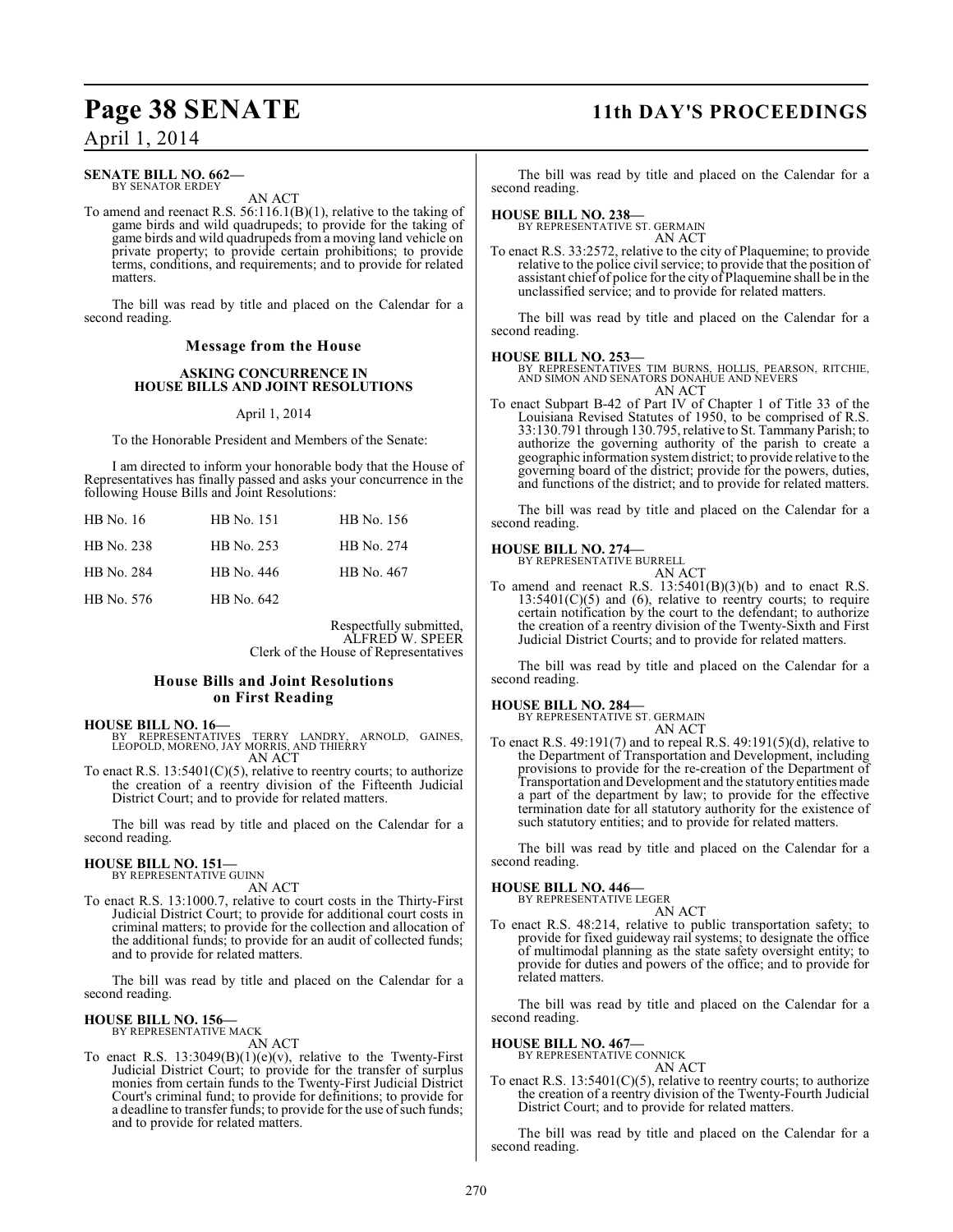**SENATE BILL NO. 662—**
BY SENATOR ERDEY

AN ACT

To amend and reenact R.S. 56:116.1(B)(1), relative to the taking of game birds and wild quadrupeds; to provide for the taking of game birds and wild quadrupeds from a moving land vehicle on private property; to provide certain prohibitions; to provide terms, conditions, and requirements; and to provide for related matters.

The bill was read by title and placed on the Calendar for a second reading.

## Message from the House

### ASKING CONCURRENCE IN HOUSE BILLS AND JOINT RESOLUTIONS

April 1, 2014

To the Honorable President and Members of the Senate:

I am directed to inform your honorable body that the House of Representatives has finally passed and asks your concurrence in the following House Bills and Joint Resolutions:

| | | |
|---|---|---|
| HB No. 16 | HB No. 151 | HB No. 156 |
| HB No. 238 | HB No. 253 | HB No. 274 |
| HB No. 284 | HB No. 446 | HB No. 467 |
| HB No. 576 | HB No. 642 | |

Respectfully submitted,
ALFRED W. SPEER
Clerk of the House of Representatives

## House Bills and Joint Resolutions on First Reading

**HOUSE BILL NO. 16—**
BY REPRESENTATIVES TERRY LANDRY, ARNOLD, GAINES, LEOPOLD, MORENO, JAY MORRIS, AND THIERRY

AN ACT

To enact R.S. 13:5401(C)(5), relative to reentry courts; to authorize the creation of a reentry division of the Fifteenth Judicial District Court; and to provide for related matters.

The bill was read by title and placed on the Calendar for a second reading.

**HOUSE BILL NO. 151—**
BY REPRESENTATIVE GUINN

AN ACT

To enact R.S. 13:1000.7, relative to court costs in the Thirty-First Judicial District Court; to provide for additional court costs in criminal matters; to provide for the collection and allocation of the additional funds; to provide for an audit of collected funds; and to provide for related matters.

The bill was read by title and placed on the Calendar for a second reading.

**HOUSE BILL NO. 156—**
BY REPRESENTATIVE MACK

AN ACT

To enact R.S. 13:3049(B)(1)(e)(v), relative to the Twenty-First Judicial District Court; to provide for the transfer of surplus monies from certain funds to the Twenty-First Judicial District Court's criminal fund; to provide for definitions; to provide for a deadline to transfer funds; to provide for the use of such funds; and to provide for related matters.

The bill was read by title and placed on the Calendar for a second reading.

**HOUSE BILL NO. 238—**
BY REPRESENTATIVE ST. GERMAIN

AN ACT

To enact R.S. 33:2572, relative to the city of Plaquemine; to provide relative to the police civil service; to provide that the position of assistant chief of police for the city of Plaquemine shall be in the unclassified service; and to provide for related matters.

The bill was read by title and placed on the Calendar for a second reading.

**HOUSE BILL NO. 253—**
BY REPRESENTATIVES TIM BURNS, HOLLIS, PEARSON, RITCHIE, AND SIMON AND SENATORS DONAHUE AND NEVERS

AN ACT

To enact Subpart B-42 of Part IV of Chapter 1 of Title 33 of the Louisiana Revised Statutes of 1950, to be comprised of R.S. 33:130.791 through 130.795, relative to St. Tammany Parish; to authorize the governing authority of the parish to create a geographic information system district; to provide relative to the governing board of the district; provide for the powers, duties, and functions of the district; and to provide for related matters.

The bill was read by title and placed on the Calendar for a second reading.

**HOUSE BILL NO. 274—**
BY REPRESENTATIVE BURRELL

AN ACT

To amend and reenact R.S. 13:5401(B)(3)(b) and to enact R.S. 13:5401(C)(5) and (6), relative to reentry courts; to require certain notification by the court to the defendant; to authorize the creation of a reentry division of the Twenty-Sixth and First Judicial District Courts; and to provide for related matters.

The bill was read by title and placed on the Calendar for a second reading.

**HOUSE BILL NO. 284—**
BY REPRESENTATIVE ST. GERMAIN

AN ACT

To enact R.S. 49:191(7) and to repeal R.S. 49:191(5)(d), relative to the Department of Transportation and Development, including provisions to provide for the re-creation of the Department of Transportation and Development and the statutory entities made a part of the department by law; to provide for the effective termination date for all statutory authority for the existence of such statutory entities; and to provide for related matters.

The bill was read by title and placed on the Calendar for a second reading.

**HOUSE BILL NO. 446—**
BY REPRESENTATIVE LEGER

AN ACT

To enact R.S. 48:214, relative to public transportation safety; to provide for fixed guideway rail systems; to designate the office of multimodal planning as the state safety oversight entity; to provide for duties and powers of the office; and to provide for related matters.

The bill was read by title and placed on the Calendar for a second reading.

**HOUSE BILL NO. 467—**
BY REPRESENTATIVE CONNICK

AN ACT

To enact R.S. 13:5401(C)(5), relative to reentry courts; to authorize the creation of a reentry division of the Twenty-Fourth Judicial District Court; and to provide for related matters.

The bill was read by title and placed on the Calendar for a second reading.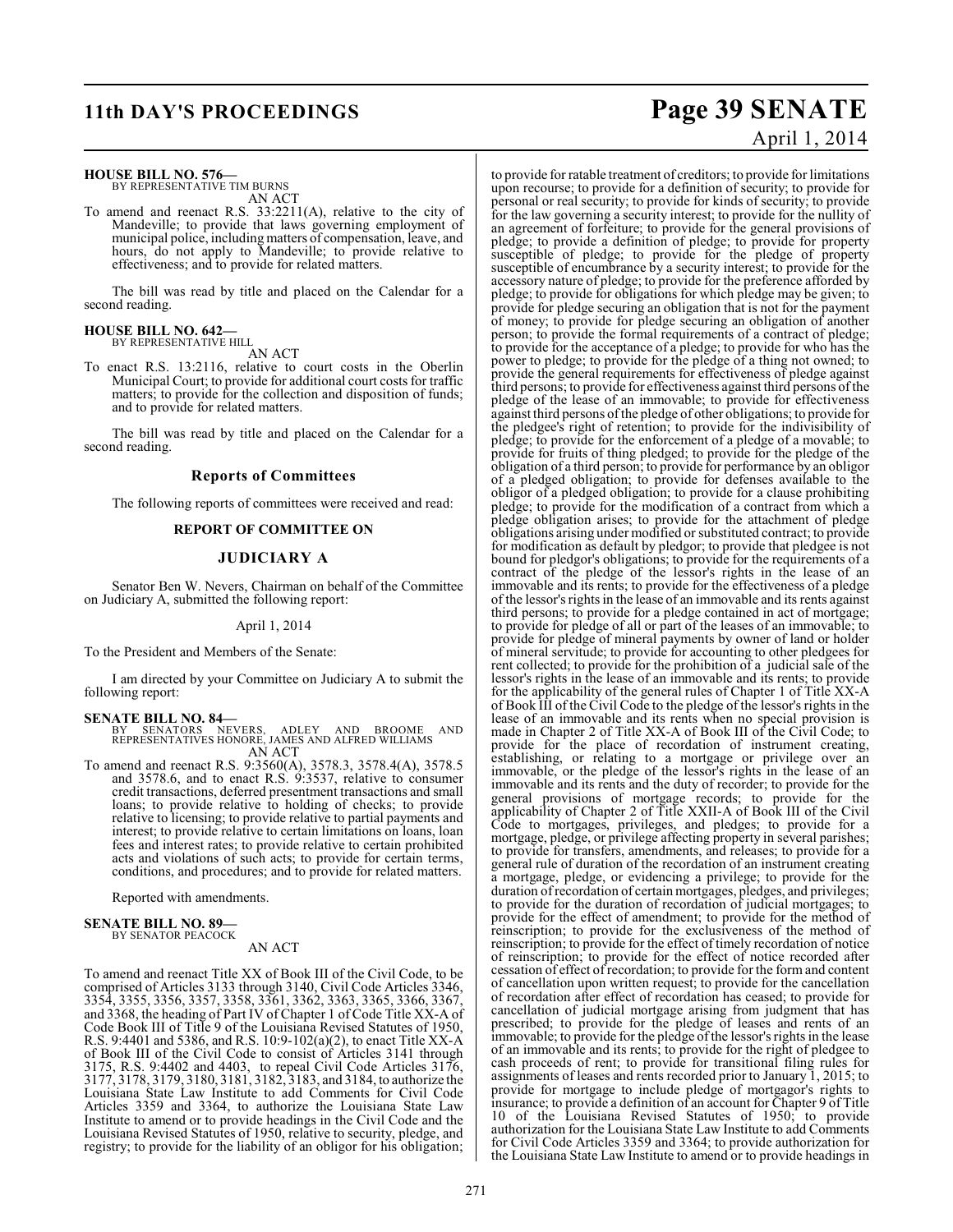**HOUSE BILL NO. 576—**
BY REPRESENTATIVE TIM BURNS
AN ACT

To amend and reenact R.S. 33:2211(A), relative to the city of Mandeville; to provide that laws governing employment of municipal police, including matters of compensation, leave, and hours, do not apply to Mandeville; to provide relative to effectiveness; and to provide for related matters.

The bill was read by title and placed on the Calendar for a second reading.

**HOUSE BILL NO. 642—**
BY REPRESENTATIVE HILL
AN ACT

To enact R.S. 13:2116, relative to court costs in the Oberlin Municipal Court; to provide for additional court costs for traffic matters; to provide for the collection and disposition of funds; and to provide for related matters.

The bill was read by title and placed on the Calendar for a second reading.

## Reports of Committees

The following reports of committees were received and read:

### REPORT OF COMMITTEE ON

### JUDICIARY A

Senator Ben W. Nevers, Chairman on behalf of the Committee on Judiciary A, submitted the following report:

April 1, 2014

To the President and Members of the Senate:

I am directed by your Committee on Judiciary A to submit the following report:

**SENATE BILL NO. 84—**
BY SENATORS NEVERS, ADLEY AND BROOME AND REPRESENTATIVES HONORE, JAMES AND ALFRED WILLIAMS
AN ACT

To amend and reenact R.S. 9:3560(A), 3578.3, 3578.4(A), 3578.5 and 3578.6, and to enact R.S. 9:3537, relative to consumer credit transactions, deferred presentment transactions and small loans; to provide relative to holding of checks; to provide relative to licensing; to provide relative to partial payments and interest; to provide relative to certain limitations on loans, loan fees and interest rates; to provide relative to certain prohibited acts and violations of such acts; to provide for certain terms, conditions, and procedures; and to provide for related matters.

Reported with amendments.

**SENATE BILL NO. 89—**
BY SENATOR PEACOCK
AN ACT

To amend and reenact Title XX of Book III of the Civil Code, to be comprised of Articles 3133 through 3140, Civil Code Articles 3346, 3354, 3355, 3356, 3357, 3358, 3361, 3362, 3363, 3365, 3366, 3367, and 3368, the heading of Part IV of Chapter 1 of Code Title XX-A of Code Book III of Title 9 of the Louisiana Revised Statutes of 1950, R.S. 9:4401 and 5386, and R.S. 10:9-102(a)(2), to enact Title XX-A of Book III of the Civil Code to consist of Articles 3141 through 3175, R.S. 9:4402 and 4403, to repeal Civil Code Articles 3176, 3177, 3178, 3179, 3180, 3181, 3182, 3183, and 3184, to authorize the Louisiana State Law Institute to add Comments for Civil Code Articles 3359 and 3364, to authorize the Louisiana State Law Institute to amend or to provide headings in the Civil Code and the Louisiana Revised Statutes of 1950, relative to security, pledge, and registry; to provide for the liability of an obligor for his obligation; to provide for ratable treatment of creditors; to provide for limitations upon recourse; to provide for a definition of security; to provide for personal or real security; to provide for kinds of security; to provide for the law governing a security interest; to provide for the nullity of an agreement of forfeiture; to provide for the general provisions of pledge; to provide a definition of pledge; to provide for property susceptible of pledge; to provide for the pledge of property susceptible of encumbrance by a security interest; to provide for the accessory nature of pledge; to provide for the preference afforded by pledge; to provide for obligations for which pledge may be given; to provide for pledge securing an obligation that is not for the payment of money; to provide for pledge securing an obligation of another person; to provide the formal requirements of a contract of pledge; to provide for the acceptance of a pledge; to provide for who has the power to pledge; to provide for the pledge of a thing not owned; to provide the general requirements for effectiveness of pledge against third persons; to provide for effectiveness against third persons of the pledge of the lease of an immovable; to provide for effectiveness against third persons of the pledge of other obligations; to provide for the pledgee's right of retention; to provide for the indivisibility of pledge; to provide for the enforcement of a pledge of a movable; to provide for fruits of thing pledged; to provide for the pledge of the obligation of a third person; to provide for performance by an obligor of a pledged obligation; to provide for defenses available to the obligor of a pledged obligation; to provide for a clause prohibiting pledge; to provide for the modification of a contract from which a pledge obligation arises; to provide for the attachment of pledge obligations arising under modified or substituted contract; to provide for modification as default by pledgor; to provide that pledgee is not bound for pledgor's obligations; to provide for the requirements of a contract of the pledge of the lessor's rights in the lease of an immovable and its rents; to provide for the effectiveness of a pledge of the lessor's rights in the lease of an immovable and its rents against third persons; to provide for a pledge contained in act of mortgage; to provide for pledge of all or part of the leases of an immovable; to provide for pledge of mineral payments by owner of land or holder of mineral servitude; to provide for accounting to other pledgees for rent collected; to provide for the prohibition of a judicial sale of the lessor's rights in the lease of an immovable and its rents; to provide for the applicability of the general rules of Chapter 1 of Title XX-A of Book III of the Civil Code to the pledge of the lessor's rights in the lease of an immovable and its rents when no special provision is made in Chapter 2 of Title XX-A of Book III of the Civil Code; to provide for the place of recordation of instrument creating, establishing, or relating to a mortgage or privilege over an immovable, or the pledge of the lessor's rights in the lease of an immovable and its rents and the duty of recorder; to provide for the general provisions of mortgage records; to provide for the applicability of Chapter 2 of Title XXII-A of Book III of the Civil Code to mortgages, privileges, and pledges; to provide for a mortgage, pledge, or privilege affecting property in several parishes; to provide for transfers, amendments, and releases; to provide for a general rule of duration of the recordation of an instrument creating a mortgage, pledge, or evidencing a privilege; to provide for the duration of recordation of certain mortgages, pledges, and privileges; to provide for the duration of recordation of judicial mortgages; to provide for the effect of amendment; to provide for the method of reinscription; to provide for the exclusiveness of the method of reinscription; to provide for the effect of timely recordation of notice of reinscription; to provide for the effect of notice recorded after cessation of effect of recordation; to provide for the form and content of cancellation upon written request; to provide for the cancellation of recordation after effect of recordation has ceased; to provide for cancellation of judicial mortgage arising from judgment that has prescribed; to provide for the pledge of leases and rents of an immovable; to provide for the pledge of the lessor's rights in the lease of an immovable and its rents; to provide for the right of pledgee to cash proceeds of rent; to provide for transitional filing rules for assignments of leases and rents recorded prior to January 1, 2015; to provide for mortgage to include pledge of mortgagor's rights to insurance; to provide a definition of an account for Chapter 9 of Title 10 of the Louisiana Revised Statutes of 1950; to provide authorization for the Louisiana State Law Institute to add Comments for Civil Code Articles 3359 and 3364; to provide authorization for the Louisiana State Law Institute to amend or to provide headings in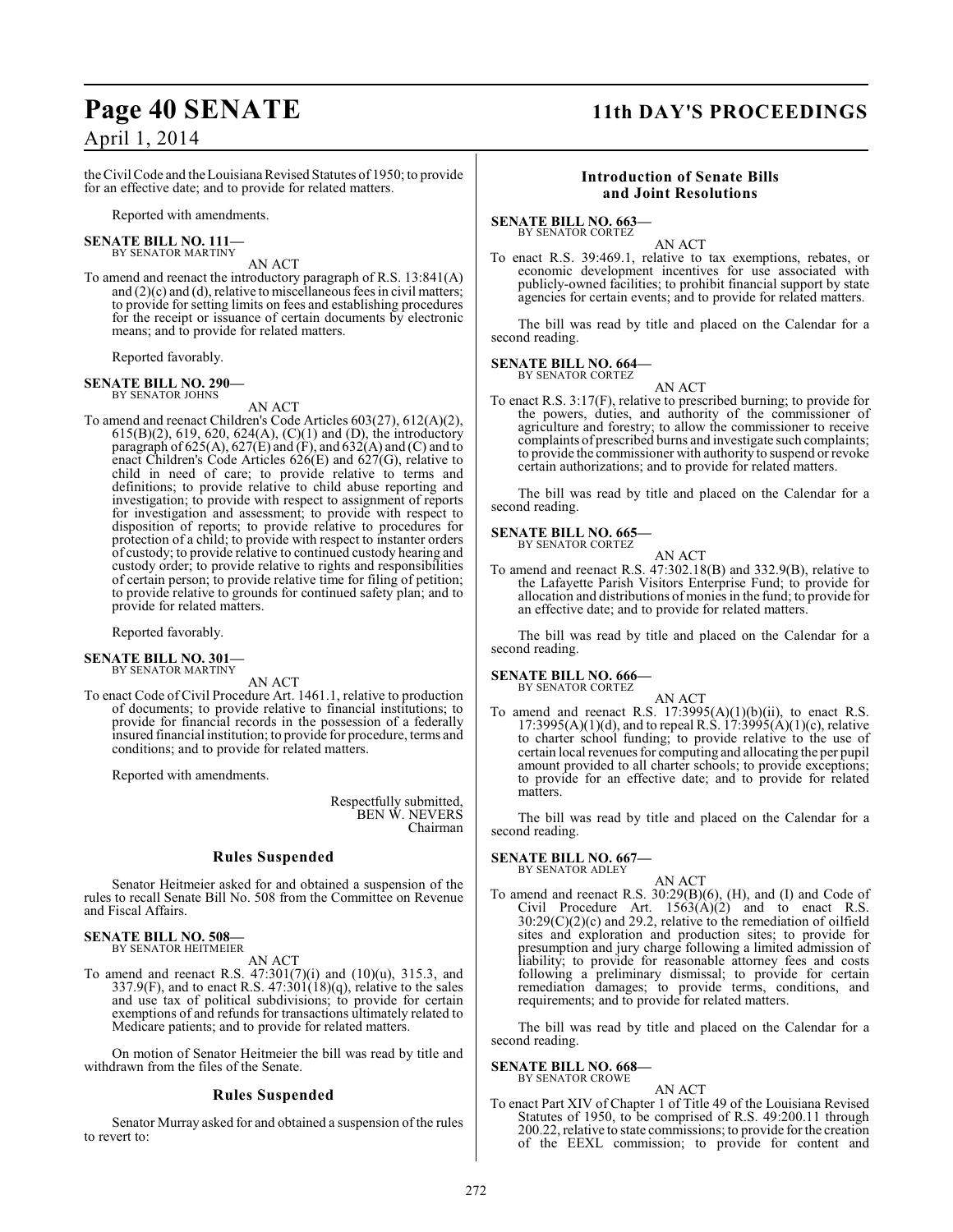the Civil Code and the Louisiana Revised Statutes of 1950; to provide for an effective date; and to provide for related matters.

Reported with amendments.

**SENATE BILL NO. 111—**
BY SENATOR MARTINY

AN ACT

To amend and reenact the introductory paragraph of R.S. 13:841(A) and (2)(c) and (d), relative to miscellaneous fees in civil matters; to provide for setting limits on fees and establishing procedures for the receipt or issuance of certain documents by electronic means; and to provide for related matters.

Reported favorably.

**SENATE BILL NO. 290—**
BY SENATOR JOHNS

AN ACT

To amend and reenact Children's Code Articles 603(27), 612(A)(2), 615(B)(2), 619, 620, 624(A), (C)(1) and (D), the introductory paragraph of 625(A), 627(E) and (F), and 632(A) and (C) and to enact Children's Code Articles 626(E) and 627(G), relative to child in need of care; to provide relative to terms and definitions; to provide relative to child abuse reporting and investigation; to provide with respect to assignment of reports for investigation and assessment; to provide with respect to disposition of reports; to provide relative to procedures for protection of a child; to provide with respect to instanter orders of custody; to provide relative to continued custody hearing and custody order; to provide relative to rights and responsibilities of certain person; to provide relative time for filing of petition; to provide relative to grounds for continued safety plan; and to provide for related matters.

Reported favorably.

**SENATE BILL NO. 301—**
BY SENATOR MARTINY

AN ACT

To enact Code of Civil Procedure Art. 1461.1, relative to production of documents; to provide relative to financial institutions; to provide for financial records in the possession of a federally insured financial institution; to provide for procedure, terms and conditions; and to provide for related matters.

Reported with amendments.

Respectfully submitted,
BEN W. NEVERS
Chairman

## Rules Suspended

Senator Heitmeier asked for and obtained a suspension of the rules to recall Senate Bill No. 508 from the Committee on Revenue and Fiscal Affairs.

**SENATE BILL NO. 508—**
BY SENATOR HEITMEIER

AN ACT

To amend and reenact R.S. 47:301(7)(i) and (10)(u), 315.3, and 337.9(F), and to enact R.S. 47:301(18)(q), relative to the sales and use tax of political subdivisions; to provide for certain exemptions of and refunds for transactions ultimately related to Medicare patients; and to provide for related matters.

On motion of Senator Heitmeier the bill was read by title and withdrawn from the files of the Senate.

## Rules Suspended

Senator Murray asked for and obtained a suspension of the rules to revert to:

## Introduction of Senate Bills and Joint Resolutions

**SENATE BILL NO. 663—**
BY SENATOR CORTEZ

AN ACT

To enact R.S. 39:469.1, relative to tax exemptions, rebates, or economic development incentives for use associated with publicly-owned facilities; to prohibit financial support by state agencies for certain events; and to provide for related matters.

The bill was read by title and placed on the Calendar for a second reading.

**SENATE BILL NO. 664—**
BY SENATOR CORTEZ

AN ACT

To enact R.S. 3:17(F), relative to prescribed burning; to provide for the powers, duties, and authority of the commissioner of agriculture and forestry; to allow the commissioner to receive complaints of prescribed burns and investigate such complaints; to provide the commissioner with authority to suspend or revoke certain authorizations; and to provide for related matters.

The bill was read by title and placed on the Calendar for a second reading.

**SENATE BILL NO. 665—**
BY SENATOR CORTEZ

AN ACT

To amend and reenact R.S. 47:302.18(B) and 332.9(B), relative to the Lafayette Parish Visitors Enterprise Fund; to provide for allocation and distributions of monies in the fund; to provide for an effective date; and to provide for related matters.

The bill was read by title and placed on the Calendar for a second reading.

**SENATE BILL NO. 666—**
BY SENATOR CORTEZ

AN ACT

To amend and reenact R.S. 17:3995(A)(1)(b)(ii), to enact R.S. 17:3995(A)(1)(d), and to repeal R.S. 17:3995(A)(1)(c), relative to charter school funding; to provide relative to the use of certain local revenues for computing and allocating the per pupil amount provided to all charter schools; to provide exceptions; to provide for an effective date; and to provide for related matters.

The bill was read by title and placed on the Calendar for a second reading.

**SENATE BILL NO. 667—**
BY SENATOR ADLEY

AN ACT

To amend and reenact R.S. 30:29(B)(6), (H), and (I) and Code of Civil Procedure Art. 1563(A)(2) and to enact R.S. 30:29(C)(2)(c) and 29.2, relative to the remediation of oilfield sites and exploration and production sites; to provide for presumption and jury charge following a limited admission of liability; to provide for reasonable attorney fees and costs following a preliminary dismissal; to provide for certain remediation damages; to provide terms, conditions, and requirements; and to provide for related matters.

The bill was read by title and placed on the Calendar for a second reading.

**SENATE BILL NO. 668—**
BY SENATOR CROWE

AN ACT

To enact Part XIV of Chapter 1 of Title 49 of the Louisiana Revised Statutes of 1950, to be comprised of R.S. 49:200.11 through 200.22, relative to state commissions; to provide for the creation of the EEXL commission; to provide for content and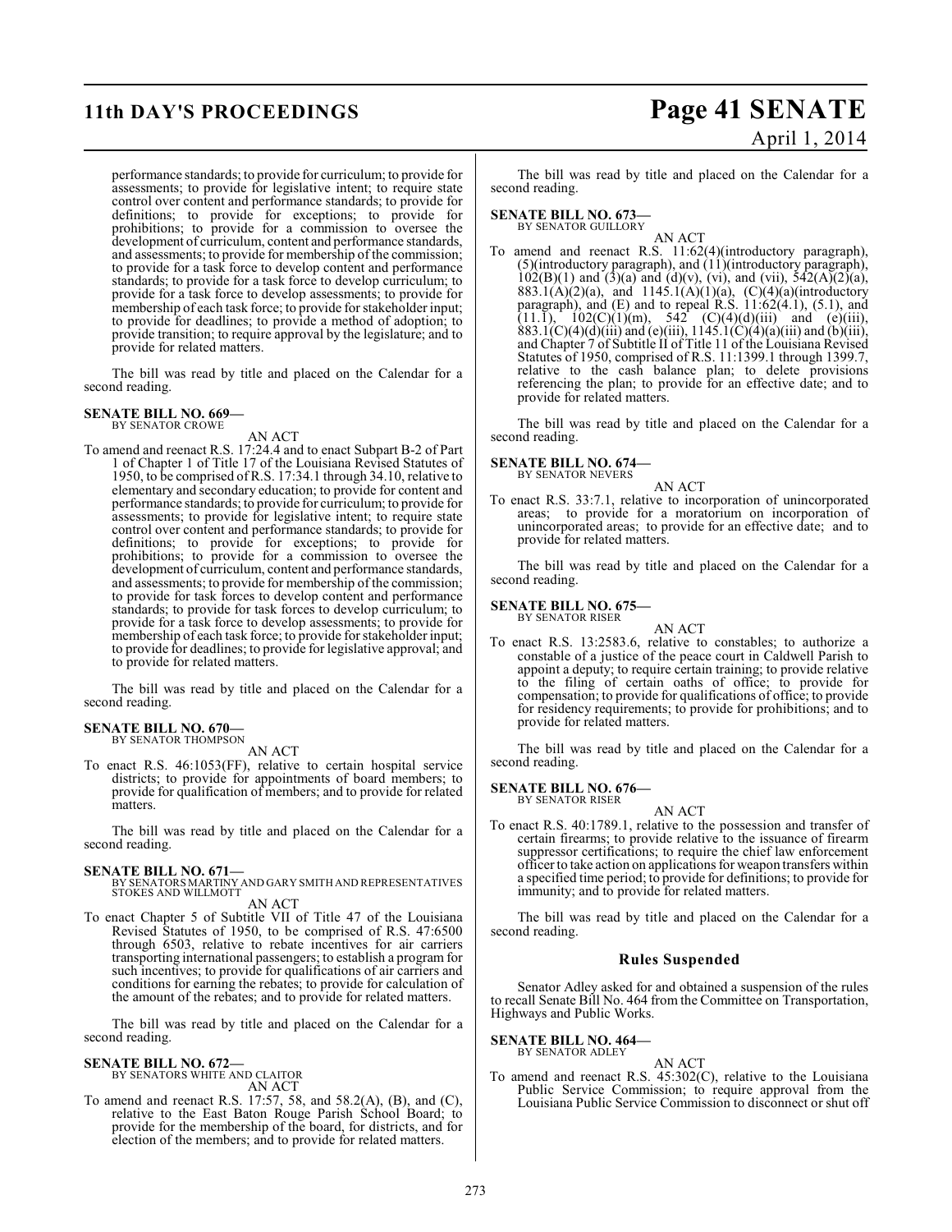performance standards; to provide for curriculum; to provide for assessments; to provide for legislative intent; to require state control over content and performance standards; to provide for definitions; to provide for exceptions; to provide for prohibitions; to provide for a commission to oversee the development of curriculum, content and performance standards, and assessments; to provide for membership of the commission; to provide for a task force to develop content and performance standards; to provide for a task force to develop curriculum; to provide for a task force to develop assessments; to provide for membership of each task force; to provide for stakeholder input; to provide for deadlines; to provide a method of adoption; to provide transition; to require approval by the legislature; and to provide for related matters.

The bill was read by title and placed on the Calendar for a second reading.

**SENATE BILL NO. 669—**
BY SENATOR CROWE

AN ACT

To amend and reenact R.S. 17:24.4 and to enact Subpart B-2 of Part 1 of Chapter 1 of Title 17 of the Louisiana Revised Statutes of 1950, to be comprised of R.S. 17:34.1 through 34.10, relative to elementary and secondary education; to provide for content and performance standards; to provide for curriculum; to provide for assessments; to provide for legislative intent; to require state control over content and performance standards; to provide for definitions; to provide for exceptions; to provide for prohibitions; to provide for a commission to oversee the development of curriculum, content and performance standards, and assessments; to provide for membership of the commission; to provide for task forces to develop content and performance standards; to provide for task forces to develop curriculum; to provide for a task force to develop assessments; to provide for membership of each task force; to provide for stakeholder input; to provide for deadlines; to provide for legislative approval; and to provide for related matters.

The bill was read by title and placed on the Calendar for a second reading.

**SENATE BILL NO. 670—**
BY SENATOR THOMPSON

AN ACT

To enact R.S. 46:1053(FF), relative to certain hospital service districts; to provide for appointments of board members; to provide for qualification of members; and to provide for related matters.

The bill was read by title and placed on the Calendar for a second reading.

**SENATE BILL NO. 671—**
BY SENATORS MARTINY AND GARY SMITH AND REPRESENTATIVES STOKES AND WILLMOTT

AN ACT

To enact Chapter 5 of Subtitle VII of Title 47 of the Louisiana Revised Statutes of 1950, to be comprised of R.S. 47:6500 through 6503, relative to rebate incentives for air carriers transporting international passengers; to establish a program for such incentives; to provide for qualifications of air carriers and conditions for earning the rebates; to provide for calculation of the amount of the rebates; and to provide for related matters.

The bill was read by title and placed on the Calendar for a second reading.

**SENATE BILL NO. 672—**
BY SENATORS WHITE AND CLAITOR

AN ACT

To amend and reenact R.S. 17:57, 58, and 58.2(A), (B), and (C), relative to the East Baton Rouge Parish School Board; to provide for the membership of the board, for districts, and for election of the members; and to provide for related matters.

The bill was read by title and placed on the Calendar for a second reading.

**SENATE BILL NO. 673—**
BY SENATOR GUILLORY

AN ACT

To amend and reenact R.S. 11:62(4)(introductory paragraph), (5)(introductory paragraph), and (11)(introductory paragraph), 102(B)(1) and (3)(a) and (d)(v), (vi), and (vii), 542(A)(2)(a), 883.1(A)(2)(a), and 1145.1(A)(1)(a), (C)(4)(a)(introductory paragraph), and (E) and to repeal R.S. 11:62(4.1), (5.1), and (11.1), 102(C)(1)(m), 542 (C)(4)(d)(iii) and (e)(iii), 883.1(C)(4)(d)(iii) and (e)(iii), 1145.1(C)(4)(a)(iii) and (b)(iii), and Chapter 7 of Subtitle II of Title 11 of the Louisiana Revised Statutes of 1950, comprised of R.S. 11:1399.1 through 1399.7, relative to the cash balance plan; to delete provisions referencing the plan; to provide for an effective date; and to provide for related matters.

The bill was read by title and placed on the Calendar for a second reading.

**SENATE BILL NO. 674—**
BY SENATOR NEVERS

AN ACT

To enact R.S. 33:7.1, relative to incorporation of unincorporated areas; to provide for a moratorium on incorporation of unincorporated areas; to provide for an effective date; and to provide for related matters.

The bill was read by title and placed on the Calendar for a second reading.

**SENATE BILL NO. 675—**
BY SENATOR RISER

AN ACT

To enact R.S. 13:2583.6, relative to constables; to authorize a constable of a justice of the peace court in Caldwell Parish to appoint a deputy; to require certain training; to provide relative to the filing of certain oaths of office; to provide for compensation; to provide for qualifications of office; to provide for residency requirements; to provide for prohibitions; and to provide for related matters.

The bill was read by title and placed on the Calendar for a second reading.

**SENATE BILL NO. 676—**
BY SENATOR RISER

AN ACT

To enact R.S. 40:1789.1, relative to the possession and transfer of certain firearms; to provide relative to the issuance of firearm suppressor certifications; to require the chief law enforcement officer to take action on applications for weapon transfers within a specified time period; to provide for definitions; to provide for immunity; and to provide for related matters.

The bill was read by title and placed on the Calendar for a second reading.

## Rules Suspended

Senator Adley asked for and obtained a suspension of the rules to recall Senate Bill No. 464 from the Committee on Transportation, Highways and Public Works.

**SENATE BILL NO. 464—**
BY SENATOR ADLEY

AN ACT

To amend and reenact R.S. 45:302(C), relative to the Louisiana Public Service Commission; to require approval from the Louisiana Public Service Commission to disconnect or shut off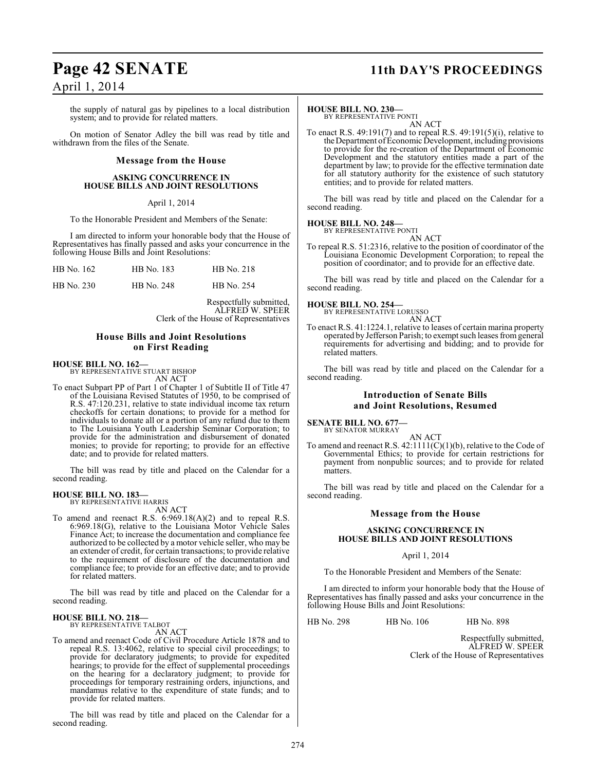the supply of natural gas by pipelines to a local distribution system; and to provide for related matters.

On motion of Senator Adley the bill was read by title and withdrawn from the files of the Senate.

## Message from the House

### ASKING CONCURRENCE IN HOUSE BILLS AND JOINT RESOLUTIONS

April 1, 2014

To the Honorable President and Members of the Senate:

I am directed to inform your honorable body that the House of Representatives has finally passed and asks your concurrence in the following House Bills and Joint Resolutions:

| HB No. 162 | HB No. 183 | HB No. 218 |
|---|---|---|
| HB No. 230 | HB No. 248 | HB No. 254 |

Respectfully submitted,
ALFRED W. SPEER
Clerk of the House of Representatives

## House Bills and Joint Resolutions on First Reading

**HOUSE BILL NO. 162—**
BY REPRESENTATIVE STUART BISHOP
AN ACT

To enact Subpart PP of Part 1 of Chapter 1 of Subtitle II of Title 47 of the Louisiana Revised Statutes of 1950, to be comprised of R.S. 47:120.231, relative to state individual income tax return checkoffs for certain donations; to provide for a method for individuals to donate all or a portion of any refund due to them to The Louisiana Youth Leadership Seminar Corporation; to provide for the administration and disbursement of donated monies; to provide for reporting; to provide for an effective date; and to provide for related matters.

The bill was read by title and placed on the Calendar for a second reading.

**HOUSE BILL NO. 183—**
BY REPRESENTATIVE HARRIS
AN ACT

To amend and reenact R.S. 6:969.18(A)(2) and to repeal R.S. 6:969.18(G), relative to the Louisiana Motor Vehicle Sales Finance Act; to increase the documentation and compliance fee authorized to be collected by a motor vehicle seller, who may be an extender of credit, for certain transactions; to provide relative to the requirement of disclosure of the documentation and compliance fee; to provide for an effective date; and to provide for related matters.

The bill was read by title and placed on the Calendar for a second reading.

**HOUSE BILL NO. 218—**
BY REPRESENTATIVE TALBOT
AN ACT

To amend and reenact Code of Civil Procedure Article 1878 and to repeal R.S. 13:4062, relative to special civil proceedings; to provide for declaratory judgments; to provide for expedited hearings; to provide for the effect of supplemental proceedings on the hearing for a declaratory judgment; to provide for proceedings for temporary restraining orders, injunctions, and mandamus relative to the expenditure of state funds; and to provide for related matters.

The bill was read by title and placed on the Calendar for a second reading.

**HOUSE BILL NO. 230—**
BY REPRESENTATIVE PONTI
AN ACT

To enact R.S. 49:191(7) and to repeal R.S. 49:191(5)(i), relative to the Department of Economic Development, including provisions to provide for the re-creation of the Department of Economic Development and the statutory entities made a part of the department by law; to provide for the effective termination date for all statutory authority for the existence of such statutory entities; and to provide for related matters.

The bill was read by title and placed on the Calendar for a second reading.

**HOUSE BILL NO. 248—**
BY REPRESENTATIVE PONTI
AN ACT

To repeal R.S. 51:2316, relative to the position of coordinator of the Louisiana Economic Development Corporation; to repeal the position of coordinator; and to provide for an effective date.

The bill was read by title and placed on the Calendar for a second reading.

**HOUSE BILL NO. 254—**
BY REPRESENTATIVE LORUSSO
AN ACT

To enact R.S. 41:1224.1, relative to leases of certain marina property operated by Jefferson Parish; to exempt such leases from general requirements for advertising and bidding; and to provide for related matters.

The bill was read by title and placed on the Calendar for a second reading.

## Introduction of Senate Bills and Joint Resolutions, Resumed

**SENATE BILL NO. 677—**
BY SENATOR MURRAY
AN ACT

To amend and reenact R.S. 42:1111(C)(1)(b), relative to the Code of Governmental Ethics; to provide for certain restrictions for payment from nonpublic sources; and to provide for related matters.

The bill was read by title and placed on the Calendar for a second reading.

## Message from the House

### ASKING CONCURRENCE IN HOUSE BILLS AND JOINT RESOLUTIONS

April 1, 2014

To the Honorable President and Members of the Senate:

I am directed to inform your honorable body that the House of Representatives has finally passed and asks your concurrence in the following House Bills and Joint Resolutions:

| HB No. 298 | HB No. 106 | HB No. 898 |
|---|---|---|

Respectfully submitted,
ALFRED W. SPEER
Clerk of the House of Representatives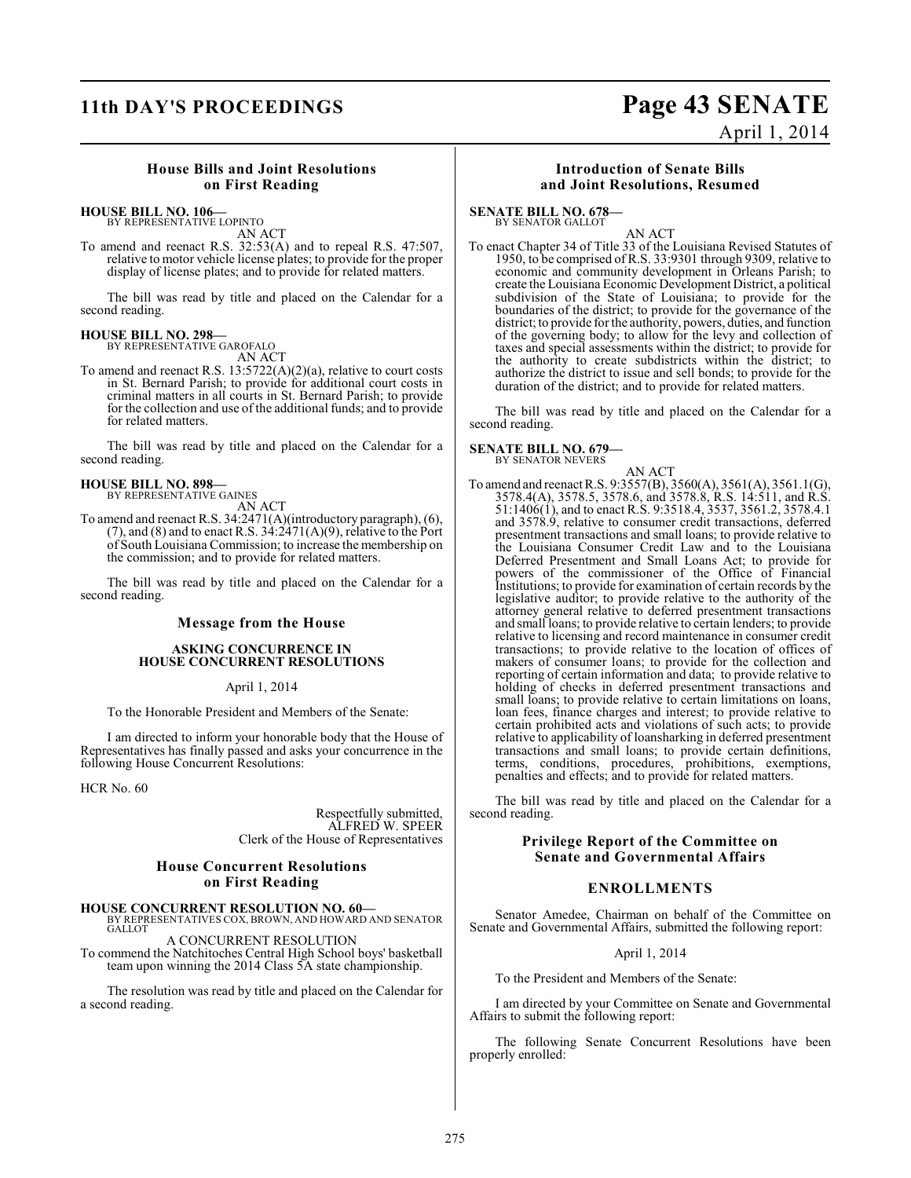### House Bills and Joint Resolutions on First Reading

**HOUSE BILL NO. 106—**
BY REPRESENTATIVE LOPINTO
AN ACT

To amend and reenact R.S. 32:53(A) and to repeal R.S. 47:507, relative to motor vehicle license plates; to provide for the proper display of license plates; and to provide for related matters.

The bill was read by title and placed on the Calendar for a second reading.

**HOUSE BILL NO. 298—**
BY REPRESENTATIVE GAROFALO
AN ACT

To amend and reenact R.S. 13:5722(A)(2)(a), relative to court costs in St. Bernard Parish; to provide for additional court costs in criminal matters in all courts in St. Bernard Parish; to provide for the collection and use of the additional funds; and to provide for related matters.

The bill was read by title and placed on the Calendar for a second reading.

**HOUSE BILL NO. 898—**
BY REPRESENTATIVE GAINES
AN ACT

To amend and reenact R.S. 34:2471(A)(introductory paragraph), (6), (7), and (8) and to enact R.S. 34:2471(A)(9), relative to the Port of South Louisiana Commission; to increase the membership on the commission; and to provide for related matters.

The bill was read by title and placed on the Calendar for a second reading.

### Message from the House

**ASKING CONCURRENCE IN HOUSE CONCURRENT RESOLUTIONS**

April 1, 2014

To the Honorable President and Members of the Senate:

I am directed to inform your honorable body that the House of Representatives has finally passed and asks your concurrence in the following House Concurrent Resolutions:

HCR No. 60

Respectfully submitted,
ALFRED W. SPEER
Clerk of the House of Representatives

### House Concurrent Resolutions on First Reading

**HOUSE CONCURRENT RESOLUTION NO. 60—**
BY REPRESENTATIVES COX, BROWN, AND HOWARD AND SENATOR GALLOT
A CONCURRENT RESOLUTION

To commend the Natchitoches Central High School boys' basketball team upon winning the 2014 Class 5A state championship.

The resolution was read by title and placed on the Calendar for a second reading.

### Introduction of Senate Bills and Joint Resolutions, Resumed

**SENATE BILL NO. 678—**
BY SENATOR GALLOT
AN ACT

To enact Chapter 34 of Title 33 of the Louisiana Revised Statutes of 1950, to be comprised of R.S. 33:9301 through 9309, relative to economic and community development in Orleans Parish; to create the Louisiana Economic Development District, a political subdivision of the State of Louisiana; to provide for the boundaries of the district; to provide for the governance of the district; to provide for the authority, powers, duties, and function of the governing body; to allow for the levy and collection of taxes and special assessments within the district; to provide for the authority to create subdistricts within the district; to authorize the district to issue and sell bonds; to provide for the duration of the district; and to provide for related matters.

The bill was read by title and placed on the Calendar for a second reading.

**SENATE BILL NO. 679—**
BY SENATOR NEVERS
AN ACT

To amend and reenact R.S. 9:3557(B), 3560(A), 3561(A), 3561.1(G), 3578.4(A), 3578.5, 3578.6, and 3578.8, R.S. 14:511, and R.S. 51:1406(1), and to enact R.S. 9:3518.4, 3537, 3561.2, 3578.4.1 and 3578.9, relative to consumer credit transactions, deferred presentment transactions and small loans; to provide relative to the Louisiana Consumer Credit Law and to the Louisiana Deferred Presentment and Small Loans Act; to provide for powers of the commissioner of the Office of Financial Institutions; to provide for examination of certain records by the legislative auditor; to provide relative to the authority of the attorney general relative to deferred presentment transactions and small loans; to provide relative to certain lenders; to provide relative to licensing and record maintenance in consumer credit transactions; to provide relative to the location of offices of makers of consumer loans; to provide for the collection and reporting of certain information and data; to provide relative to holding of checks in deferred presentment transactions and small loans; to provide relative to certain limitations on loans, loan fees, finance charges and interest; to provide relative to certain prohibited acts and violations of such acts; to provide relative to applicability of loansharking in deferred presentment transactions and small loans; to provide certain definitions, terms, conditions, procedures, prohibitions, exemptions, penalties and effects; and to provide for related matters.

The bill was read by title and placed on the Calendar for a second reading.

### Privilege Report of the Committee on Senate and Governmental Affairs

**ENROLLMENTS**

Senator Amedee, Chairman on behalf of the Committee on Senate and Governmental Affairs, submitted the following report:

April 1, 2014

To the President and Members of the Senate:

I am directed by your Committee on Senate and Governmental Affairs to submit the following report:

The following Senate Concurrent Resolutions have been properly enrolled: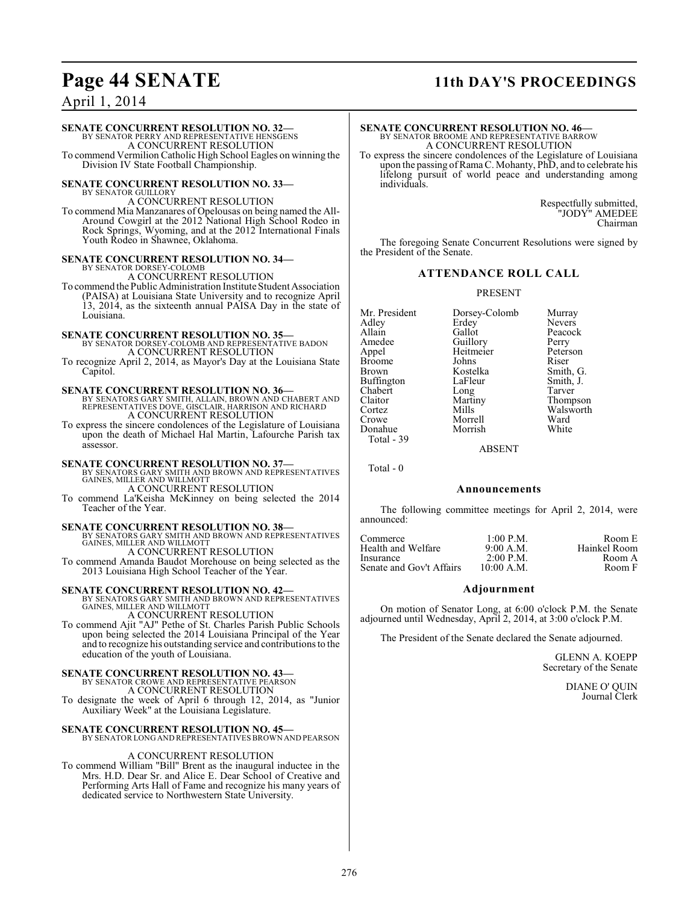**SENATE CONCURRENT RESOLUTION NO. 32—**
BY SENATOR PERRY AND REPRESENTATIVE HENSGENS
A CONCURRENT RESOLUTION
To commend Vermilion Catholic High School Eagles on winning the Division IV State Football Championship.

**SENATE CONCURRENT RESOLUTION NO. 33—**
BY SENATOR GUILLORY
A CONCURRENT RESOLUTION
To commend Mia Manzanares of Opelousas on being named the All-Around Cowgirl at the 2012 National High School Rodeo in Rock Springs, Wyoming, and at the 2012 International Finals Youth Rodeo in Shawnee, Oklahoma.

**SENATE CONCURRENT RESOLUTION NO. 34—**
BY SENATOR DORSEY-COLOMB
A CONCURRENT RESOLUTION
To commend the Public Administration Institute Student Association (PAISA) at Louisiana State University and to recognize April 13, 2014, as the sixteenth annual PAISA Day in the state of Louisiana.

**SENATE CONCURRENT RESOLUTION NO. 35—**
BY SENATOR DORSEY-COLOMB AND REPRESENTATIVE BADON
A CONCURRENT RESOLUTION
To recognize April 2, 2014, as Mayor's Day at the Louisiana State Capitol.

**SENATE CONCURRENT RESOLUTION NO. 36—**
BY SENATORS GARY SMITH, ALLAIN, BROWN AND CHABERT AND REPRESENTATIVES DOVE, GISCLAIR, HARRISON AND RICHARD
A CONCURRENT RESOLUTION
To express the sincere condolences of the Legislature of Louisiana upon the death of Michael Hal Martin, Lafourche Parish tax assessor.

**SENATE CONCURRENT RESOLUTION NO. 37—**
BY SENATORS GARY SMITH AND BROWN AND REPRESENTATIVES GAINES, MILLER AND WILLMOTT
A CONCURRENT RESOLUTION
To commend La'Keisha McKinney on being selected the 2014 Teacher of the Year.

**SENATE CONCURRENT RESOLUTION NO. 38—**
BY SENATORS GARY SMITH AND BROWN AND REPRESENTATIVES GAINES, MILLER AND WILLMOTT
A CONCURRENT RESOLUTION
To commend Amanda Baudot Morehouse on being selected as the 2013 Louisiana High School Teacher of the Year.

**SENATE CONCURRENT RESOLUTION NO. 42—**
BY SENATORS GARY SMITH AND BROWN AND REPRESENTATIVES GAINES, MILLER AND WILLMOTT
A CONCURRENT RESOLUTION
To commend Ajit "AJ" Pethe of St. Charles Parish Public Schools upon being selected the 2014 Louisiana Principal of the Year and to recognize his outstanding service and contributions to the education of the youth of Louisiana.

**SENATE CONCURRENT RESOLUTION NO. 43—**
BY SENATOR CROWE AND REPRESENTATIVE PEARSON
A CONCURRENT RESOLUTION
To designate the week of April 6 through 12, 2014, as "Junior Auxiliary Week" at the Louisiana Legislature.

**SENATE CONCURRENT RESOLUTION NO. 45—**
BY SENATOR LONG AND REPRESENTATIVES BROWN AND PEARSON

A CONCURRENT RESOLUTION
To commend William "Bill" Brent as the inaugural inductee in the Mrs. H.D. Dear Sr. and Alice E. Dear School of Creative and Performing Arts Hall of Fame and recognize his many years of dedicated service to Northwestern State University.

**SENATE CONCURRENT RESOLUTION NO. 46—**
BY SENATOR BROOME AND REPRESENTATIVE BARROW
A CONCURRENT RESOLUTION
To express the sincere condolences of the Legislature of Louisiana upon the passing of Rama C. Mohanty, PhD, and to celebrate his lifelong pursuit of world peace and understanding among individuals.

Respectfully submitted,
"JODY" AMEDEE
Chairman

The foregoing Senate Concurrent Resolutions were signed by the President of the Senate.

## ATTENDANCE ROLL CALL

PRESENT

| | | |
|---|---|---|
| Mr. President | Dorsey-Colomb | Murray |
| Adley | Erdey | Nevers |
| Allain | Gallot | Peacock |
| Amedee | Guillory | Perry |
| Appel | Heitmeier | Peterson |
| Broome | Johns | Riser |
| Brown | Kostelka | Smith, G. |
| Buffington | LaFleur | Smith, J. |
| Chabert | Long | Tarver |
| Claitor | Martiny | Thompson |
| Cortez | Mills | Walsworth |
| Crowe | Morrell | Ward |
| Donahue | Morrish | White |

Total - 39

ABSENT

Total - 0

### Announcements

The following committee meetings for April 2, 2014, were announced:

| | | |
|---|---|---|
| Commerce | 1:00 P.M. | Room E |
| Health and Welfare | 9:00 A.M. | Hainkel Room |
| Insurance | 2:00 P.M. | Room A |
| Senate and Gov't Affairs | 10:00 A.M. | Room F |

### Adjournment

On motion of Senator Long, at 6:00 o'clock P.M. the Senate adjourned until Wednesday, April 2, 2014, at 3:00 o'clock P.M.

The President of the Senate declared the Senate adjourned.

GLENN A. KOEPP
Secretary of the Senate

DIANE O' QUIN
Journal Clerk